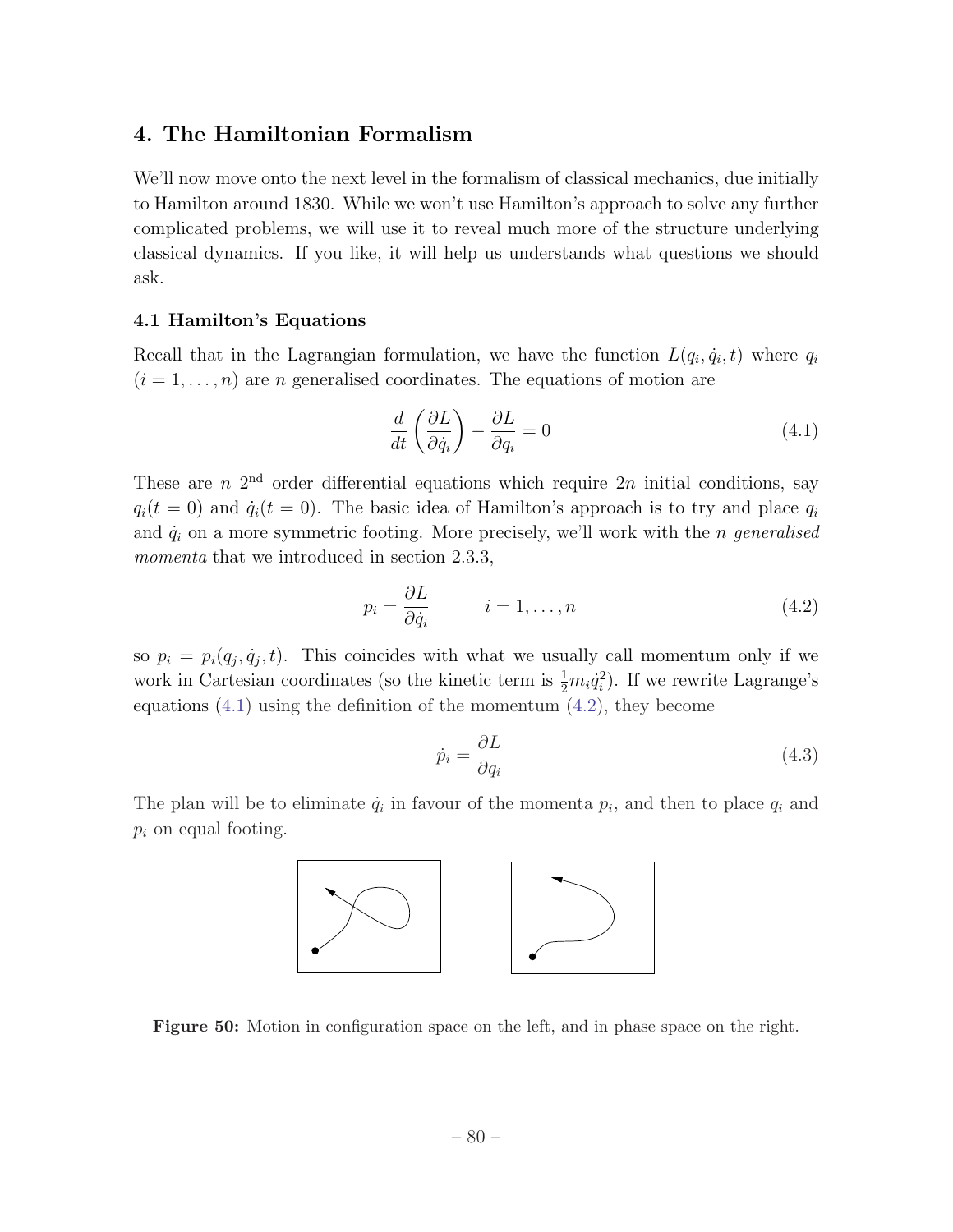# 4. The Hamiltonian Formalism

We'll now move onto the next level in the formalism of classical mechanics, due initially to Hamilton around 1830. While we won't use Hamilton's approach to solve any further complicated problems, we will use it to reveal much more of the structure underlying classical dynamics. If you like, it will help us understands what questions we should ask.

## 4.1 Hamilton's Equations

Recall that in the Lagrangian formulation, we have the function $L(q_i, \dot{q}_i, t)$ where $q_i$ $(i = 1, \ldots, n)$ are $n$ generalised coordinates. The equations of motion are

$$\frac{d}{dt}\left(\frac{\partial L}{\partial \dot{q}_i}\right) - \frac{\partial L}{\partial q_i} = 0 \tag{4.1}$$

These are $n$ $2^{\text{nd}}$ order differential equations which require $2n$ initial conditions, say $q_i(t = 0)$ and $\dot{q}_i(t = 0)$. The basic idea of Hamilton's approach is to try and place $q_i$ and $\dot{q}_i$ on a more symmetric footing. More precisely, we'll work with the $n$ *generalised momenta* that we introduced in section 2.3.3,

$$p_i = \frac{\partial L}{\partial \dot{q}_i} \qquad i = 1, \ldots, n \tag{4.2}$$

so $p_i = p_i(q_j, \dot{q}_j, t)$. This coincides with what we usually call momentum only if we work in Cartesian coordinates (so the kinetic term is $\frac{1}{2} m_i \dot{q}_i^2$). If we rewrite Lagrange's equations (4.1) using the definition of the momentum (4.2), they become

$$\dot{p}_i = \frac{\partial L}{\partial q_i} \tag{4.3}$$

The plan will be to eliminate $\dot{q}_i$ in favour of the momenta $p_i$, and then to place $q_i$ and $p_i$ on equal footing.

**Figure 50:** Motion in configuration space on the left, and in phase space on the right.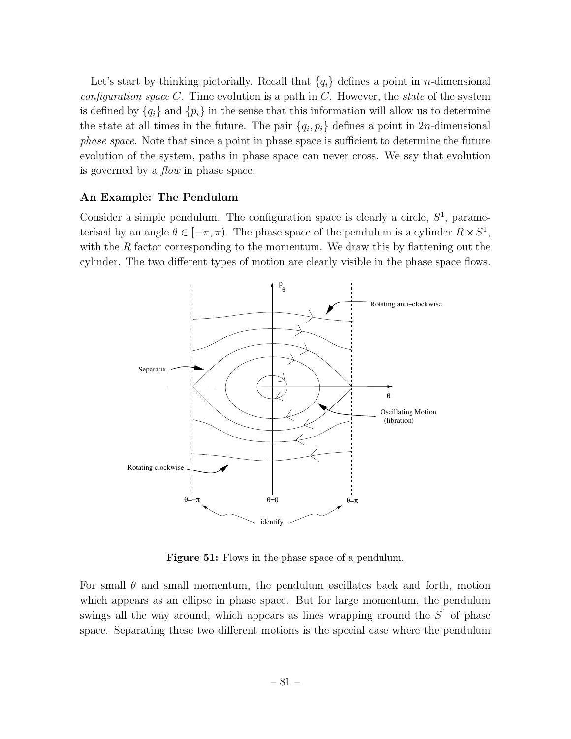Let's start by thinking pictorially. Recall that $\{q_i\}$ defines a point in $n$-dimensional *configuration space* $C$. Time evolution is a path in $C$. However, the *state* of the system is defined by $\{q_i\}$ and $\{p_i\}$ in the sense that this information will allow us to determine the state at all times in the future. The pair $\{q_i, p_i\}$ defines a point in $2n$-dimensional *phase space*. Note that since a point in phase space is sufficient to determine the future evolution of the system, paths in phase space can never cross. We say that evolution is governed by a *flow* in phase space.

### An Example: The Pendulum

Consider a simple pendulum. The configuration space is clearly a circle, $S^1$, parameterised by an angle $\theta \in [-\pi, \pi)$. The phase space of the pendulum is a cylinder $R \times S^1$, with the $R$ factor corresponding to the momentum. We draw this by flattening out the cylinder. The two different types of motion are clearly visible in the phase space flows.

**Figure 51:** Flows in the phase space of a pendulum.

For small $\theta$ and small momentum, the pendulum oscillates back and forth, motion which appears as an ellipse in phase space. But for large momentum, the pendulum swings all the way around, which appears as lines wrapping around the $S^1$ of phase space. Separating these two different motions is the special case where the pendulum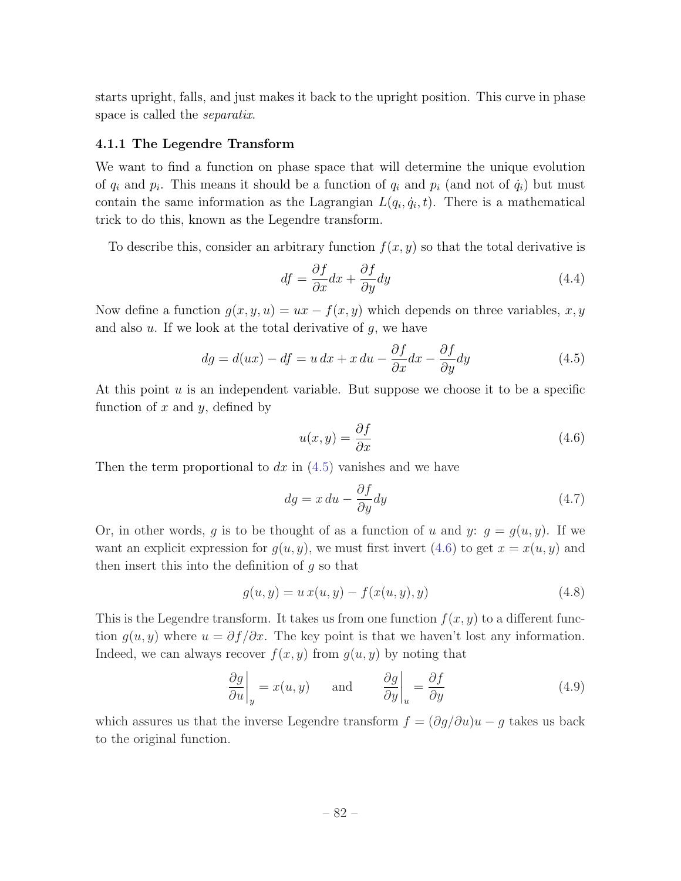starts upright, falls, and just makes it back to the upright position. This curve in phase space is called the *separatix*.

### 4.1.1 The Legendre Transform

We want to find a function on phase space that will determine the unique evolution of $q_i$ and $p_i$. This means it should be a function of $q_i$ and $p_i$ (and not of $\dot{q}_i$) but must contain the same information as the Lagrangian $L(q_i, \dot{q}_i, t)$. There is a mathematical trick to do this, known as the Legendre transform.

To describe this, consider an arbitrary function $f(x, y)$ so that the total derivative is

$$df = \frac{\partial f}{\partial x} dx + \frac{\partial f}{\partial y} dy \tag{4.4}$$

Now define a function $g(x, y, u) = ux - f(x, y)$ which depends on three variables, $x, y$ and also $u$. If we look at the total derivative of $g$, we have

$$dg = d(ux) - df = u\, dx + x\, du - \frac{\partial f}{\partial x} dx - \frac{\partial f}{\partial y} dy \tag{4.5}$$

At this point $u$ is an independent variable. But suppose we choose it to be a specific function of $x$ and $y$, defined by

$$u(x, y) = \frac{\partial f}{\partial x} \tag{4.6}$$

Then the term proportional to $dx$ in (4.5) vanishes and we have

$$dg = x\, du - \frac{\partial f}{\partial y} dy \tag{4.7}$$

Or, in other words, $g$ is to be thought of as a function of $u$ and $y$: $g = g(u, y)$. If we want an explicit expression for $g(u, y)$, we must first invert (4.6) to get $x = x(u, y)$ and then insert this into the definition of $g$ so that

$$g(u, y) = u\, x(u, y) - f(x(u, y), y) \tag{4.8}$$

This is the Legendre transform. It takes us from one function $f(x, y)$ to a different function $g(u, y)$ where $u = \partial f / \partial x$. The key point is that we haven't lost any information. Indeed, we can always recover $f(x, y)$ from $g(u, y)$ by noting that

$$\left.\frac{\partial g}{\partial u}\right|_y = x(u, y) \qquad \text{and} \qquad \left.\frac{\partial g}{\partial y}\right|_u = \frac{\partial f}{\partial y} \tag{4.9}$$

which assures us that the inverse Legendre transform $f = (\partial g / \partial u) u - g$ takes us back to the original function.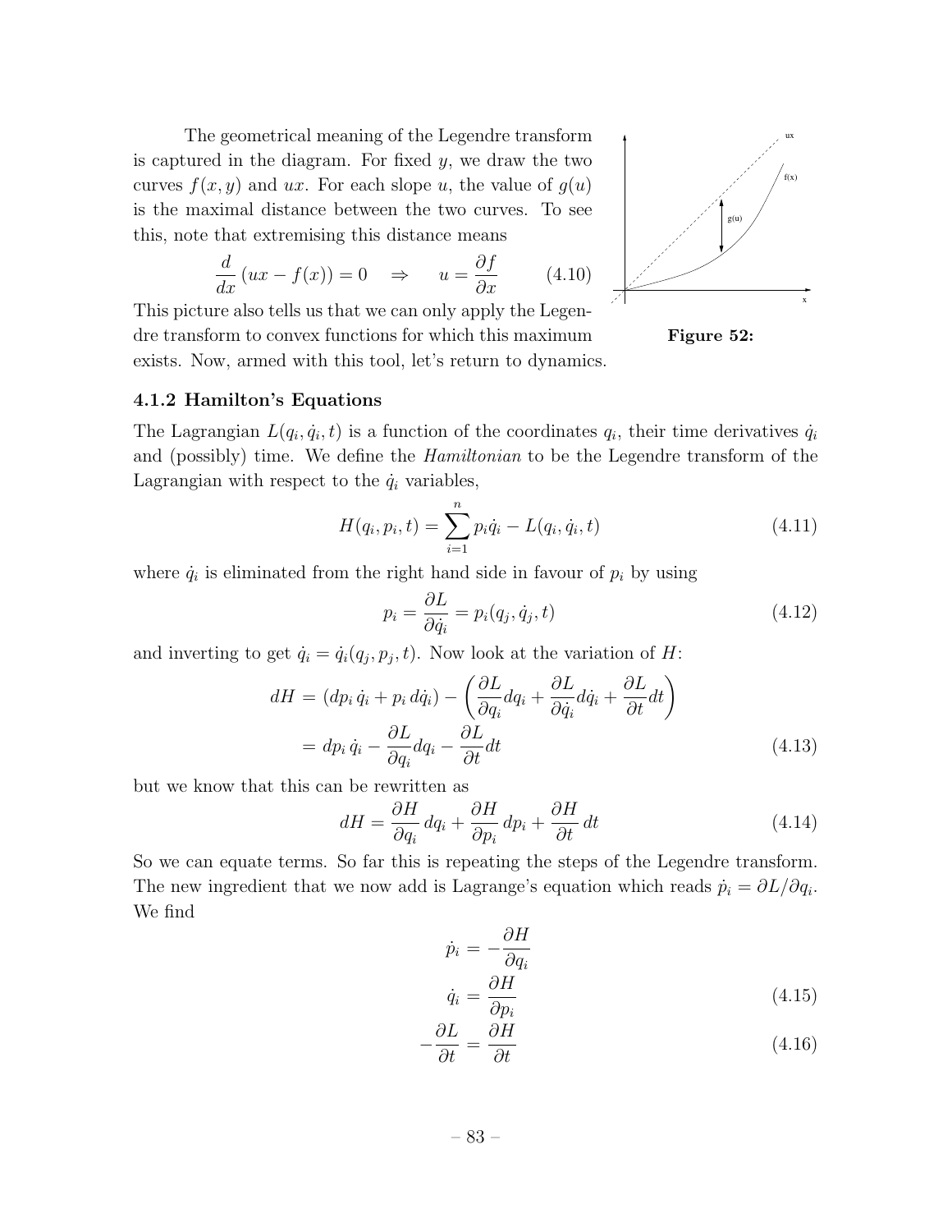The geometrical meaning of the Legendre transform is captured in the diagram. For fixed $y$, we draw the two curves $f(x, y)$ and $ux$. For each slope $u$, the value of $g(u)$ is the maximal distance between the two curves. To see this, note that extremising this distance means

$$\frac{d}{dx}(ux - f(x)) = 0 \quad \Rightarrow \quad u = \frac{\partial f}{\partial x} \tag{4.10}$$

This picture also tells us that we can only apply the Legendre transform to convex functions for which this maximum exists. Now, armed with this tool, let's return to dynamics.

**Figure 52:**

### 4.1.2 Hamilton's Equations

The Lagrangian $L(q_i, \dot{q}_i, t)$ is a function of the coordinates $q_i$, their time derivatives $\dot{q}_i$ and (possibly) time. We define the *Hamiltonian* to be the Legendre transform of the Lagrangian with respect to the $\dot{q}_i$ variables,

$$H(q_i, p_i, t) = \sum_{i=1}^{n} p_i \dot{q}_i - L(q_i, \dot{q}_i, t) \tag{4.11}$$

where $\dot{q}_i$ is eliminated from the right hand side in favour of $p_i$ by using

$$p_i = \frac{\partial L}{\partial \dot{q}_i} = p_i(q_j, \dot{q}_j, t) \tag{4.12}$$

and inverting to get $\dot{q}_i = \dot{q}_i(q_j, p_j, t)$. Now look at the variation of $H$:

$$\begin{aligned} dH &= (dp_i\, \dot{q}_i + p_i\, d\dot{q}_i) - \left( \frac{\partial L}{\partial q_i} dq_i + \frac{\partial L}{\partial \dot{q}_i} d\dot{q}_i + \frac{\partial L}{\partial t} dt \right) \\ &= dp_i\, \dot{q}_i - \frac{\partial L}{\partial q_i} dq_i - \frac{\partial L}{\partial t} dt \end{aligned} \tag{4.13}$$

but we know that this can be rewritten as

$$dH = \frac{\partial H}{\partial q_i}\, dq_i + \frac{\partial H}{\partial p_i}\, dp_i + \frac{\partial H}{\partial t}\, dt \tag{4.14}$$

So we can equate terms. So far this is repeating the steps of the Legendre transform. The new ingredient that we now add is Lagrange's equation which reads $\dot{p}_i = \partial L / \partial q_i$. We find

$$\begin{aligned} \dot{p}_i &= -\frac{\partial H}{\partial q_i} \\ \dot{q}_i &= \frac{\partial H}{\partial p_i} \end{aligned} \tag{4.15}$$

$$-\frac{\partial L}{\partial t} = \frac{\partial H}{\partial t} \tag{4.16}$$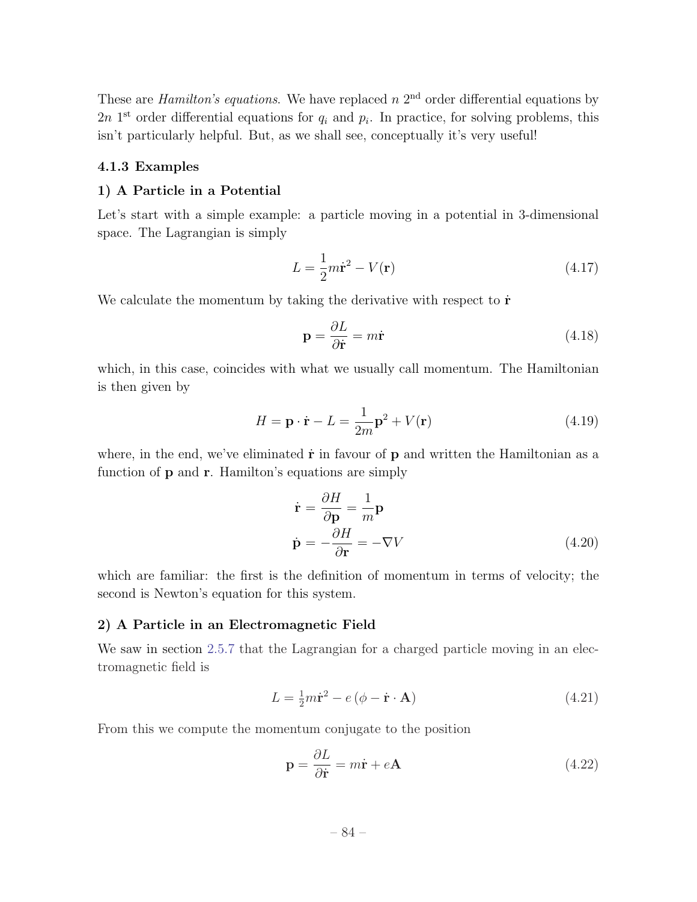These are *Hamilton's equations*. We have replaced $n$ $2^{\text{nd}}$ order differential equations by $2n$ $1^{\text{st}}$ order differential equations for $q_i$ and $p_i$. In practice, for solving problems, this isn't particularly helpful. But, as we shall see, conceptually it's very useful!

### 4.1.3 Examples

#### 1) A Particle in a Potential

Let's start with a simple example: a particle moving in a potential in 3-dimensional space. The Lagrangian is simply

$$L = \frac{1}{2}m\dot{\mathbf{r}}^2 - V(\mathbf{r}) \tag{4.17}$$

We calculate the momentum by taking the derivative with respect to $\dot{\mathbf{r}}$

$$\mathbf{p} = \frac{\partial L}{\partial \dot{\mathbf{r}}} = m\dot{\mathbf{r}} \tag{4.18}$$

which, in this case, coincides with what we usually call momentum. The Hamiltonian is then given by

$$H = \mathbf{p}\cdot\dot{\mathbf{r}} - L = \frac{1}{2m}\mathbf{p}^2 + V(\mathbf{r}) \tag{4.19}$$

where, in the end, we've eliminated $\dot{\mathbf{r}}$ in favour of $\mathbf{p}$ and written the Hamiltonian as a function of $\mathbf{p}$ and $\mathbf{r}$. Hamilton's equations are simply

$$\begin{aligned}
\dot{\mathbf{r}} &= \frac{\partial H}{\partial \mathbf{p}} = \frac{1}{m}\mathbf{p} \\
\dot{\mathbf{p}} &= -\frac{\partial H}{\partial \mathbf{r}} = -\nabla V
\end{aligned} \tag{4.20}$$

which are familiar: the first is the definition of momentum in terms of velocity; the second is Newton's equation for this system.

#### 2) A Particle in an Electromagnetic Field

We saw in section 2.5.7 that the Lagrangian for a charged particle moving in an electromagnetic field is

$$L = \tfrac{1}{2}m\dot{\mathbf{r}}^2 - e\left(\phi - \dot{\mathbf{r}}\cdot\mathbf{A}\right) \tag{4.21}$$

From this we compute the momentum conjugate to the position

$$\mathbf{p} = \frac{\partial L}{\partial \dot{\mathbf{r}}} = m\dot{\mathbf{r}} + e\mathbf{A} \tag{4.22}$$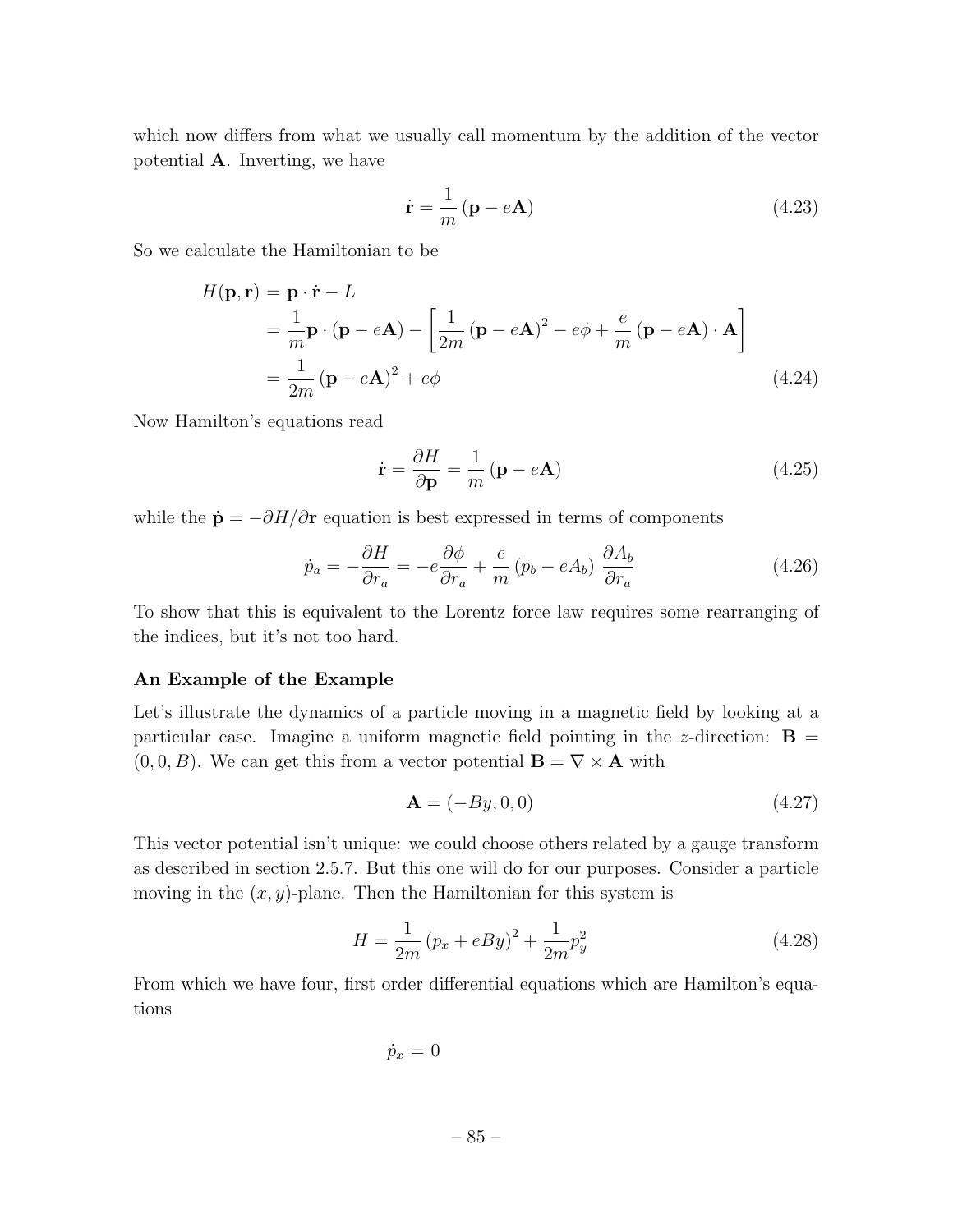which now differs from what we usually call momentum by the addition of the vector potential $\mathbf{A}$. Inverting, we have

$$\dot{\mathbf{r}} = \frac{1}{m}(\mathbf{p} - e\mathbf{A}) \tag{4.23}$$

So we calculate the Hamiltonian to be

$$\begin{aligned} H(\mathbf{p}, \mathbf{r}) &= \mathbf{p} \cdot \dot{\mathbf{r}} - L \\ &= \frac{1}{m}\mathbf{p} \cdot (\mathbf{p} - e\mathbf{A}) - \left[\frac{1}{2m}(\mathbf{p} - e\mathbf{A})^2 - e\phi + \frac{e}{m}(\mathbf{p} - e\mathbf{A}) \cdot \mathbf{A}\right] \\ &= \frac{1}{2m}(\mathbf{p} - e\mathbf{A})^2 + e\phi \end{aligned} \tag{4.24}$$

Now Hamilton's equations read

$$\dot{\mathbf{r}} = \frac{\partial H}{\partial \mathbf{p}} = \frac{1}{m}(\mathbf{p} - e\mathbf{A}) \tag{4.25}$$

while the $\dot{\mathbf{p}} = -\partial H / \partial \mathbf{r}$ equation is best expressed in terms of components

$$\dot{p}_a = -\frac{\partial H}{\partial r_a} = -e\frac{\partial \phi}{\partial r_a} + \frac{e}{m}(p_b - eA_b)\frac{\partial A_b}{\partial r_a} \tag{4.26}$$

To show that this is equivalent to the Lorentz force law requires some rearranging of the indices, but it's not too hard.

**An Example of the Example**

Let's illustrate the dynamics of a particle moving in a magnetic field by looking at a particular case. Imagine a uniform magnetic field pointing in the $z$-direction: $\mathbf{B} = (0, 0, B)$. We can get this from a vector potential $\mathbf{B} = \nabla \times \mathbf{A}$ with

$$\mathbf{A} = (-By, 0, 0) \tag{4.27}$$

This vector potential isn't unique: we could choose others related by a gauge transform as described in section 2.5.7. But this one will do for our purposes. Consider a particle moving in the $(x, y)$-plane. Then the Hamiltonian for this system is

$$H = \frac{1}{2m}(p_x + eBy)^2 + \frac{1}{2m}p_y^2 \tag{4.28}$$

From which we have four, first order differential equations which are Hamilton's equations

$$\dot{p}_x = 0$$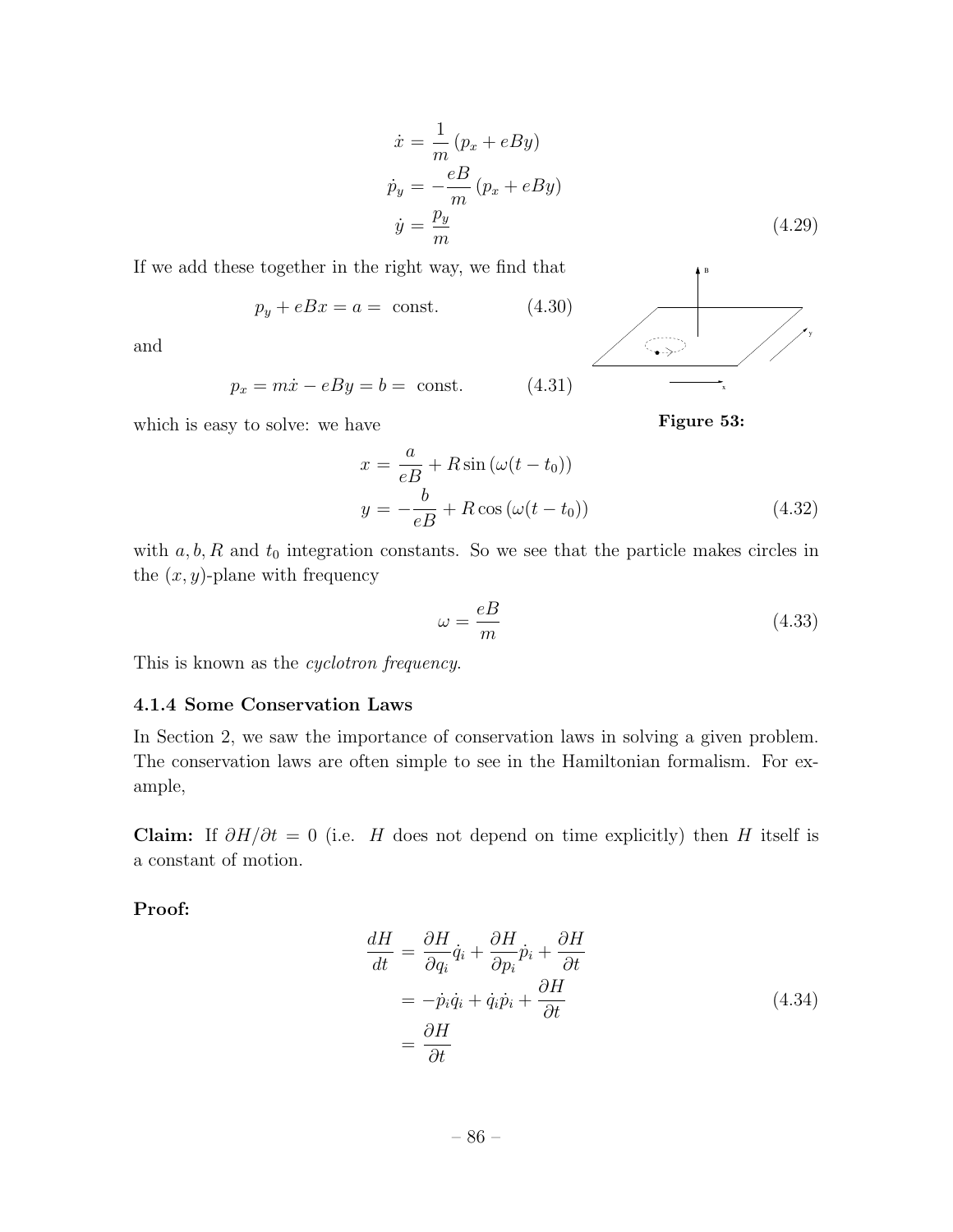$$
\begin{aligned}
\dot{x} &= \frac{1}{m}\left(p_x + eBy\right) \\
\dot{p}_y &= -\frac{eB}{m}\left(p_x + eBy\right) \\
\dot{y} &= \frac{p_y}{m}
\end{aligned}
\tag{4.29}
$$

If we add these together in the right way, we find that

$$
p_y + eBx = a = \text{ const.} \tag{4.30}
$$

and

$$
p_x = m\dot{x} - eBy = b = \text{ const.} \tag{4.31}
$$

**Figure 53:**

which is easy to solve: we have

$$
\begin{aligned}
x &= \frac{a}{eB} + R\sin\left(\omega(t - t_0)\right) \\
y &= -\frac{b}{eB} + R\cos\left(\omega(t - t_0)\right)
\end{aligned}
\tag{4.32}
$$

with $a, b, R$ and $t_0$ integration constants. So we see that the particle makes circles in the $(x, y)$-plane with frequency

$$
\omega = \frac{eB}{m} \tag{4.33}
$$

This is known as the *cyclotron frequency*.

### 4.1.4 Some Conservation Laws

In Section 2, we saw the importance of conservation laws in solving a given problem. The conservation laws are often simple to see in the Hamiltonian formalism. For example,

**Claim:** If $\partial H/\partial t = 0$ (i.e. $H$ does not depend on time explicitly) then $H$ itself is a constant of motion.

**Proof:**

$$
\begin{aligned}
\frac{dH}{dt} &= \frac{\partial H}{\partial q_i}\dot{q}_i + \frac{\partial H}{\partial p_i}\dot{p}_i + \frac{\partial H}{\partial t} \\
&= -\dot{p}_i\dot{q}_i + \dot{q}_i\dot{p}_i + \frac{\partial H}{\partial t} \\
&= \frac{\partial H}{\partial t}
\end{aligned}
\tag{4.34}
$$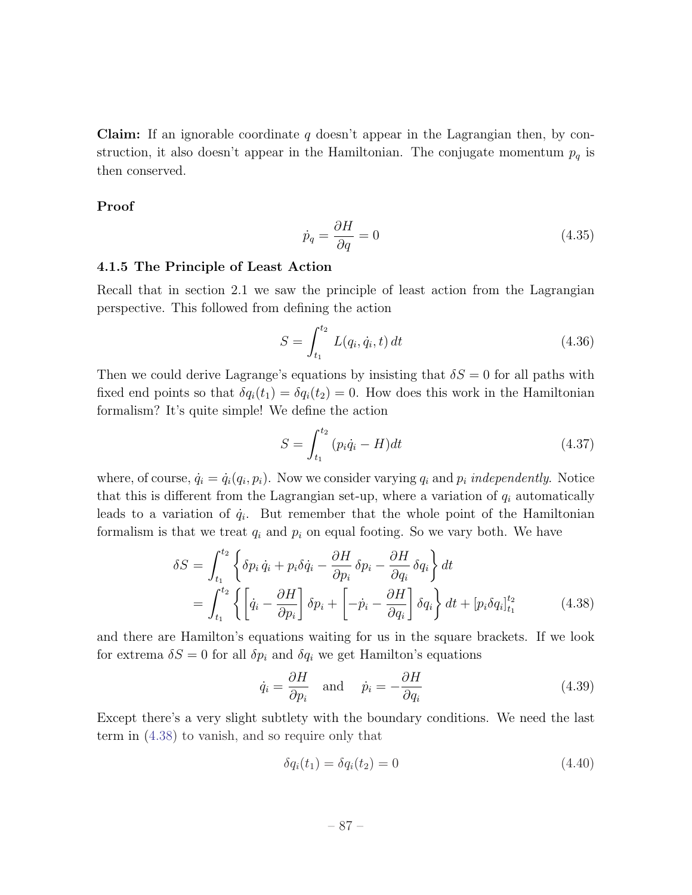**Claim:** If an ignorable coordinate $q$ doesn't appear in the Lagrangian then, by construction, it also doesn't appear in the Hamiltonian. The conjugate momentum $p_q$ is then conserved.

**Proof**

$$\dot{p}_q = \frac{\partial H}{\partial q} = 0 \tag{4.35}$$

### 4.1.5 The Principle of Least Action

Recall that in section 2.1 we saw the principle of least action from the Lagrangian perspective. This followed from defining the action

$$S = \int_{t_1}^{t_2} L(q_i, \dot{q}_i, t)\, dt \tag{4.36}$$

Then we could derive Lagrange's equations by insisting that $\delta S = 0$ for all paths with fixed end points so that $\delta q_i(t_1) = \delta q_i(t_2) = 0$. How does this work in the Hamiltonian formalism? It's quite simple! We define the action

$$S = \int_{t_1}^{t_2} (p_i \dot{q}_i - H) dt \tag{4.37}$$

where, of course, $\dot{q}_i = \dot{q}_i(q_i, p_i)$. Now we consider varying $q_i$ and $p_i$ *independently*. Notice that this is different from the Lagrangian set-up, where a variation of $q_i$ automatically leads to a variation of $\dot{q}_i$. But remember that the whole point of the Hamiltonian formalism is that we treat $q_i$ and $p_i$ on equal footing. So we vary both. We have

$$\begin{aligned}
\delta S &= \int_{t_1}^{t_2} \left\{ \delta p_i\, \dot{q}_i + p_i \delta \dot{q}_i - \frac{\partial H}{\partial p_i}\, \delta p_i - \frac{\partial H}{\partial q_i}\, \delta q_i \right\} dt \\
&= \int_{t_1}^{t_2} \left\{ \left[ \dot{q}_i - \frac{\partial H}{\partial p_i} \right] \delta p_i + \left[ -\dot{p}_i - \frac{\partial H}{\partial q_i} \right] \delta q_i \right\} dt + [p_i \delta q_i]_{t_1}^{t_2}
\end{aligned} \tag{4.38}$$

and there are Hamilton's equations waiting for us in the square brackets. If we look for extrema $\delta S = 0$ for all $\delta p_i$ and $\delta q_i$ we get Hamilton's equations

$$\dot{q}_i = \frac{\partial H}{\partial p_i} \quad \text{and} \quad \dot{p}_i = -\frac{\partial H}{\partial q_i} \tag{4.39}$$

Except there's a very slight subtlety with the boundary conditions. We need the last term in (4.38) to vanish, and so require only that

$$\delta q_i(t_1) = \delta q_i(t_2) = 0 \tag{4.40}$$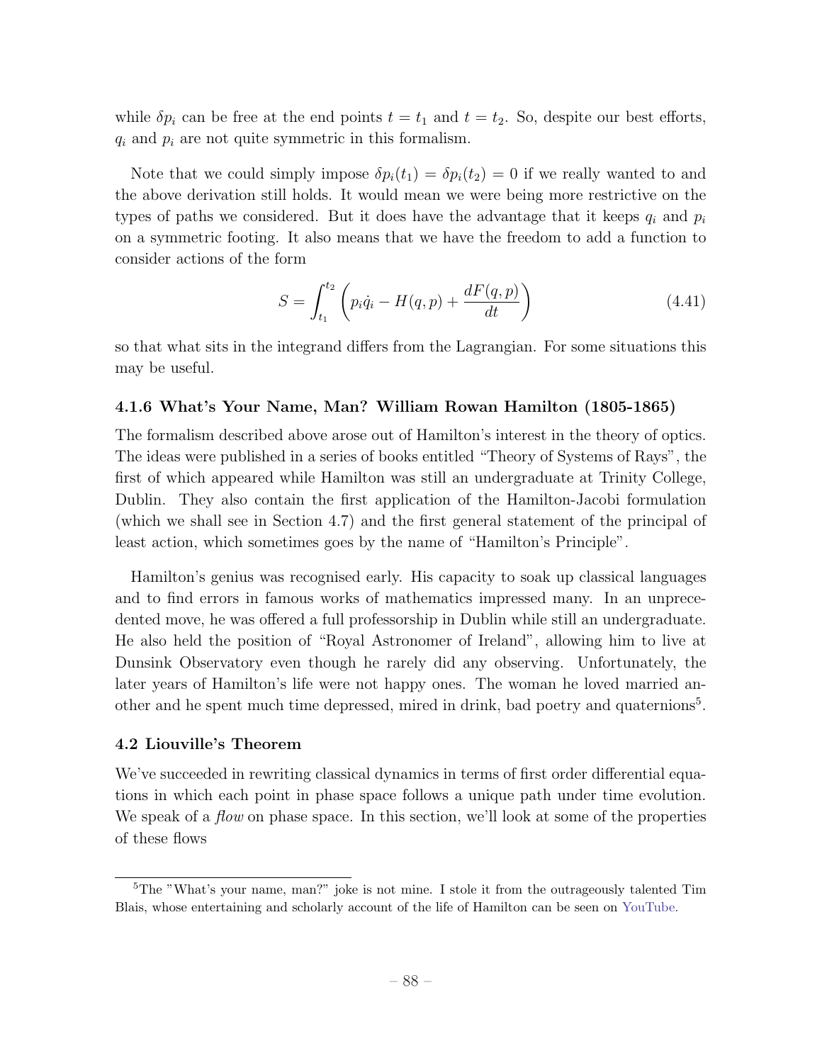while $\delta p_i$ can be free at the end points $t = t_1$ and $t = t_2$. So, despite our best efforts, $q_i$ and $p_i$ are not quite symmetric in this formalism.

Note that we could simply impose $\delta p_i(t_1) = \delta p_i(t_2) = 0$ if we really wanted to and the above derivation still holds. It would mean we were being more restrictive on the types of paths we considered. But it does have the advantage that it keeps $q_i$ and $p_i$ on a symmetric footing. It also means that we have the freedom to add a function to consider actions of the form

$$S = \int_{t_1}^{t_2} \left( p_i \dot{q}_i - H(q,p) + \frac{dF(q,p)}{dt} \right) \tag{4.41}$$

so that what sits in the integrand differs from the Lagrangian. For some situations this may be useful.

### 4.1.6 What's Your Name, Man? William Rowan Hamilton (1805-1865)

The formalism described above arose out of Hamilton's interest in the theory of optics. The ideas were published in a series of books entitled "Theory of Systems of Rays", the first of which appeared while Hamilton was still an undergraduate at Trinity College, Dublin. They also contain the first application of the Hamilton-Jacobi formulation (which we shall see in Section 4.7) and the first general statement of the principal of least action, which sometimes goes by the name of "Hamilton's Principle".

Hamilton's genius was recognised early. His capacity to soak up classical languages and to find errors in famous works of mathematics impressed many. In an unprecedented move, he was offered a full professorship in Dublin while still an undergraduate. He also held the position of "Royal Astronomer of Ireland", allowing him to live at Dunsink Observatory even though he rarely did any observing. Unfortunately, the later years of Hamilton's life were not happy ones. The woman he loved married another and he spent much time depressed, mired in drink, bad poetry and quaternions[5].

## 4.2 Liouville's Theorem

We've succeeded in rewriting classical dynamics in terms of first order differential equations in which each point in phase space follows a unique path under time evolution. We speak of a *flow* on phase space. In this section, we'll look at some of the properties of these flows

[5] The "What's your name, man?" joke is not mine. I stole it from the outrageously talented Tim Blais, whose entertaining and scholarly account of the life of Hamilton can be seen on YouTube.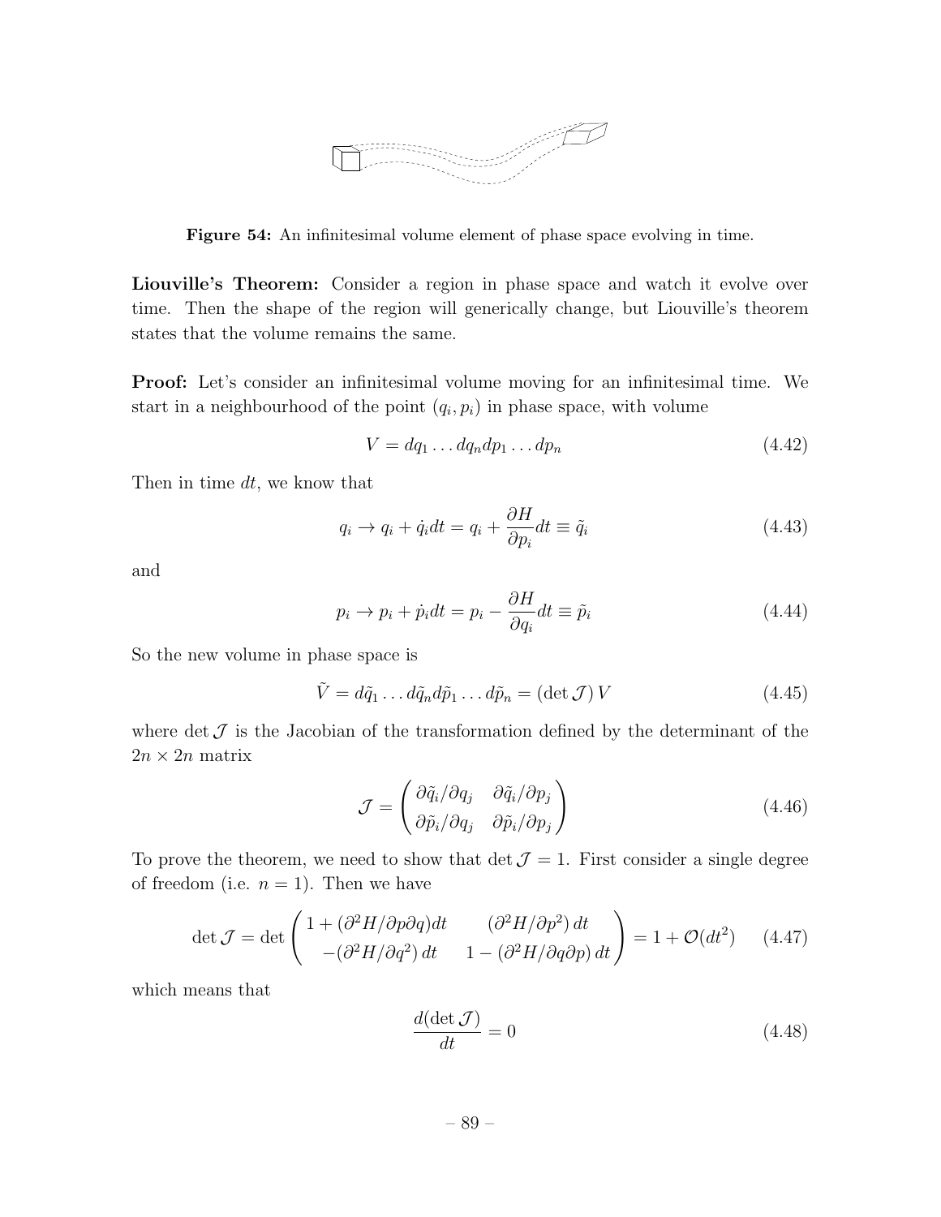Figure 54: An infinitesimal volume element of phase space evolving in time.

**Liouville's Theorem:** Consider a region in phase space and watch it evolve over time. Then the shape of the region will generically change, but Liouville's theorem states that the volume remains the same.

**Proof:** Let's consider an infinitesimal volume moving for an infinitesimal time. We start in a neighbourhood of the point $(q_i, p_i)$ in phase space, with volume

$$V = dq_1 \dots dq_n dp_1 \dots dp_n \tag{4.42}$$

Then in time $dt$, we know that

$$q_i \to q_i + \dot{q}_i dt = q_i + \frac{\partial H}{\partial p_i} dt \equiv \tilde{q}_i \tag{4.43}$$

and

$$p_i \to p_i + \dot{p}_i dt = p_i - \frac{\partial H}{\partial q_i} dt \equiv \tilde{p}_i \tag{4.44}$$

So the new volume in phase space is

$$\tilde{V} = d\tilde{q}_1 \dots d\tilde{q}_n d\tilde{p}_1 \dots d\tilde{p}_n = (\det \mathcal{J})\, V \tag{4.45}$$

where $\det \mathcal{J}$ is the Jacobian of the transformation defined by the determinant of the $2n \times 2n$ matrix

$$\mathcal{J} = \begin{pmatrix} \partial \tilde{q}_i / \partial q_j & \partial \tilde{q}_i / \partial p_j \\ \partial \tilde{p}_i / \partial q_j & \partial \tilde{p}_i / \partial p_j \end{pmatrix} \tag{4.46}$$

To prove the theorem, we need to show that $\det \mathcal{J} = 1$. First consider a single degree of freedom (i.e. $n = 1$). Then we have

$$\det \mathcal{J} = \det \begin{pmatrix} 1 + (\partial^2 H / \partial p \partial q) dt & (\partial^2 H / \partial p^2)\, dt \\ -(\partial^2 H / \partial q^2)\, dt & 1 - (\partial^2 H / \partial q \partial p)\, dt \end{pmatrix} = 1 + \mathcal{O}(dt^2) \tag{4.47}$$

which means that

$$\frac{d(\det \mathcal{J})}{dt} = 0 \tag{4.48}$$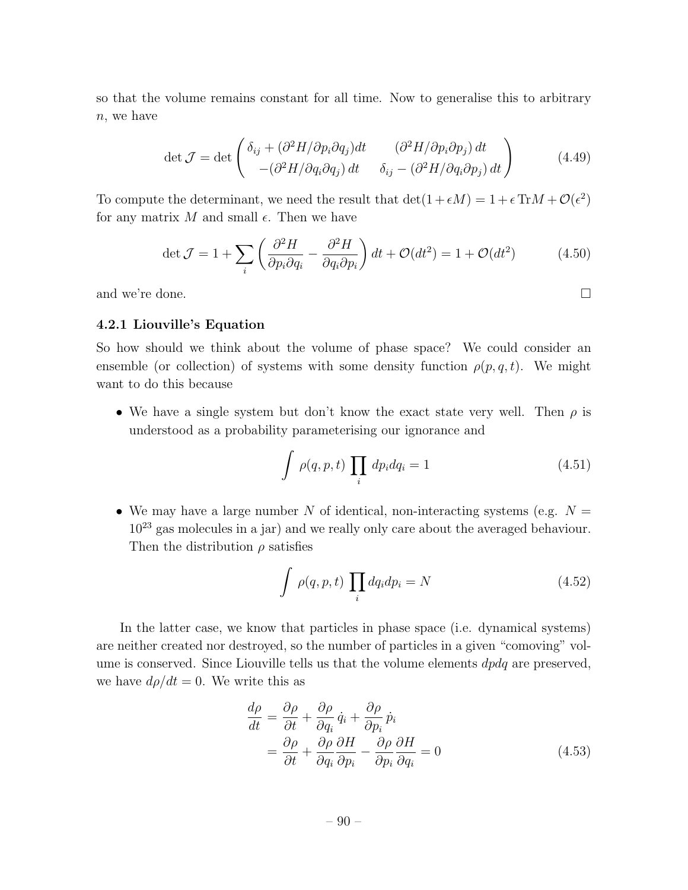so that the volume remains constant for all time. Now to generalise this to arbitrary $n$, we have

$$\det \mathcal{J} = \det \begin{pmatrix} \delta_{ij} + (\partial^2 H/\partial p_i \partial q_j) dt & (\partial^2 H/\partial p_i \partial p_j)\, dt \\ -(\partial^2 H/\partial q_i \partial q_j)\, dt & \delta_{ij} - (\partial^2 H/\partial q_i \partial p_j)\, dt \end{pmatrix} \tag{4.49}$$

To compute the determinant, we need the result that $\det(1 + \epsilon M) = 1 + \epsilon \,\mathrm{Tr} M + \mathcal{O}(\epsilon^2)$ for any matrix $M$ and small $\epsilon$. Then we have

$$\det \mathcal{J} = 1 + \sum_i \left( \frac{\partial^2 H}{\partial p_i \partial q_i} - \frac{\partial^2 H}{\partial q_i \partial p_i} \right) dt + \mathcal{O}(dt^2) = 1 + \mathcal{O}(dt^2) \tag{4.50}$$

and we're done. □

### 4.2.1 Liouville's Equation

So how should we think about the volume of phase space? We could consider an ensemble (or collection) of systems with some density function $\rho(p, q, t)$. We might want to do this because

- We have a single system but don't know the exact state very well. Then $\rho$ is understood as a probability parameterising our ignorance and

$$\int \rho(q, p, t) \prod_i dp_i dq_i = 1 \tag{4.51}$$

- We may have a large number $N$ of identical, non-interacting systems (e.g. $N = 10^{23}$ gas molecules in a jar) and we really only care about the averaged behaviour. Then the distribution $\rho$ satisfies

$$\int \rho(q, p, t) \prod_i dq_i dp_i = N \tag{4.52}$$

In the latter case, we know that particles in phase space (i.e. dynamical systems) are neither created nor destroyed, so the number of particles in a given "comoving" volume is conserved. Since Liouville tells us that the volume elements $dpdq$ are preserved, we have $d\rho/dt = 0$. We write this as

$$\begin{aligned} \frac{d\rho}{dt} &= \frac{\partial \rho}{\partial t} + \frac{\partial \rho}{\partial q_i} \dot{q}_i + \frac{\partial \rho}{\partial p_i} \dot{p}_i \\ &= \frac{\partial \rho}{\partial t} + \frac{\partial \rho}{\partial q_i} \frac{\partial H}{\partial p_i} - \frac{\partial \rho}{\partial p_i} \frac{\partial H}{\partial q_i} = 0 \end{aligned} \tag{4.53}$$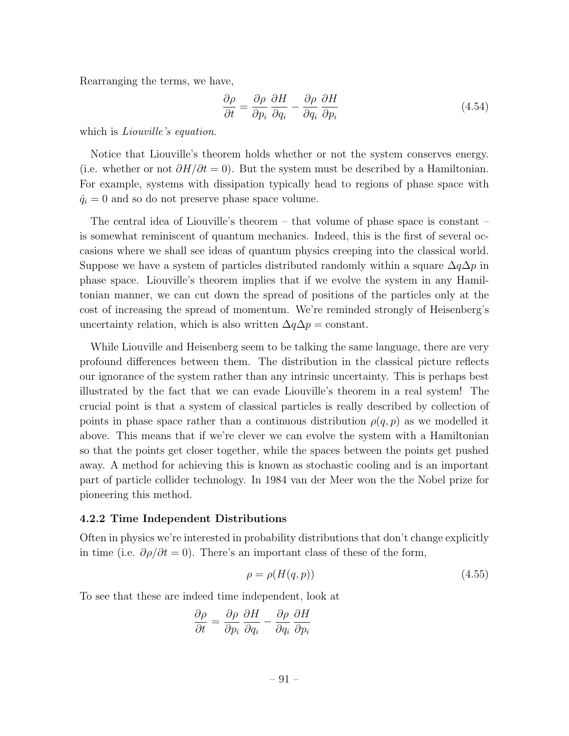Rearranging the terms, we have,

$$\frac{\partial \rho}{\partial t} = \frac{\partial \rho}{\partial p_i}\frac{\partial H}{\partial q_i} - \frac{\partial \rho}{\partial q_i}\frac{\partial H}{\partial p_i} \tag{4.54}$$

which is *Liouville's equation*.

Notice that Liouville's theorem holds whether or not the system conserves energy. (i.e. whether or not $\partial H/\partial t = 0$). But the system must be described by a Hamiltonian. For example, systems with dissipation typically head to regions of phase space with $\dot{q}_i = 0$ and so do not preserve phase space volume.

The central idea of Liouville's theorem – that volume of phase space is constant – is somewhat reminiscent of quantum mechanics. Indeed, this is the first of several occasions where we shall see ideas of quantum physics creeping into the classical world. Suppose we have a system of particles distributed randomly within a square $\Delta q \Delta p$ in phase space. Liouville's theorem implies that if we evolve the system in any Hamiltonian manner, we can cut down the spread of positions of the particles only at the cost of increasing the spread of momentum. We're reminded strongly of Heisenberg's uncertainty relation, which is also written $\Delta q \Delta p =$ constant.

While Liouville and Heisenberg seem to be talking the same language, there are very profound differences between them. The distribution in the classical picture reflects our ignorance of the system rather than any intrinsic uncertainty. This is perhaps best illustrated by the fact that we can evade Liouville's theorem in a real system! The crucial point is that a system of classical particles is really described by collection of points in phase space rather than a continuous distribution $\rho(q, p)$ as we modelled it above. This means that if we're clever we can evolve the system with a Hamiltonian so that the points get closer together, while the spaces between the points get pushed away. A method for achieving this is known as stochastic cooling and is an important part of particle collider technology. In 1984 van der Meer won the the Nobel prize for pioneering this method.

### 4.2.2 Time Independent Distributions

Often in physics we're interested in probability distributions that don't change explicitly in time (i.e. $\partial \rho / \partial t = 0$). There's an important class of these of the form,

$$\rho = \rho(H(q, p)) \tag{4.55}$$

To see that these are indeed time independent, look at

$$\frac{\partial \rho}{\partial t} = \frac{\partial \rho}{\partial p_i}\frac{\partial H}{\partial q_i} - \frac{\partial \rho}{\partial q_i}\frac{\partial H}{\partial p_i}$$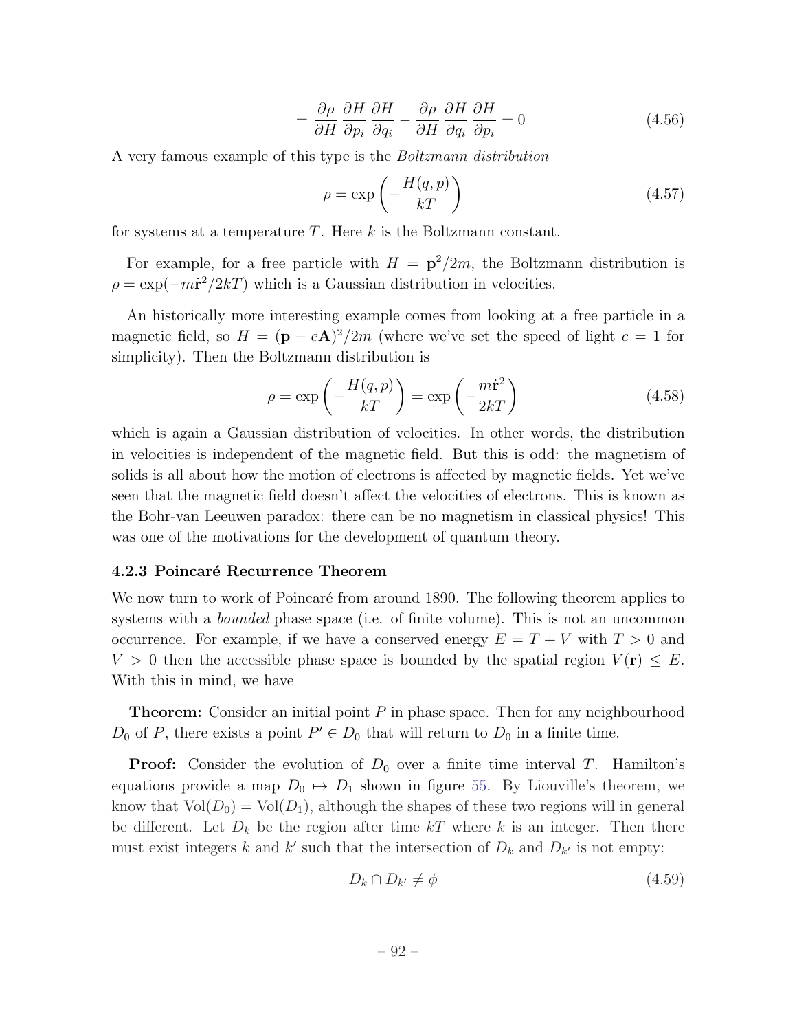$$= \frac{\partial \rho}{\partial H} \frac{\partial H}{\partial p_i} \frac{\partial H}{\partial q_i} - \frac{\partial \rho}{\partial H} \frac{\partial H}{\partial q_i} \frac{\partial H}{\partial p_i} = 0 \tag{4.56}$$

A very famous example of this type is the *Boltzmann distribution*

$$\rho = \exp\left(-\frac{H(q,p)}{kT}\right) \tag{4.57}$$

for systems at a temperature $T$. Here $k$ is the Boltzmann constant.

For example, for a free particle with $H = \mathbf{p}^2/2m$, the Boltzmann distribution is $\rho = \exp(-m\dot{\mathbf{r}}^2/2kT)$ which is a Gaussian distribution in velocities.

An historically more interesting example comes from looking at a free particle in a magnetic field, so $H = (\mathbf{p} - e\mathbf{A})^2/2m$ (where we've set the speed of light $c = 1$ for simplicity). Then the Boltzmann distribution is

$$\rho = \exp\left(-\frac{H(q,p)}{kT}\right) = \exp\left(-\frac{m\dot{\mathbf{r}}^2}{2kT}\right) \tag{4.58}$$

which is again a Gaussian distribution of velocities. In other words, the distribution in velocities is independent of the magnetic field. But this is odd: the magnetism of solids is all about how the motion of electrons is affected by magnetic fields. Yet we've seen that the magnetic field doesn't affect the velocities of electrons. This is known as the Bohr-van Leeuwen paradox: there can be no magnetism in classical physics! This was one of the motivations for the development of quantum theory.

### 4.2.3 Poincaré Recurrence Theorem

We now turn to work of Poincaré from around 1890. The following theorem applies to systems with a *bounded* phase space (i.e. of finite volume). This is not an uncommon occurrence. For example, if we have a conserved energy $E = T + V$ with $T > 0$ and $V > 0$ then the accessible phase space is bounded by the spatial region $V(\mathbf{r}) \leq E$. With this in mind, we have

**Theorem:** Consider an initial point $P$ in phase space. Then for any neighbourhood $D_0$ of $P$, there exists a point $P' \in D_0$ that will return to $D_0$ in a finite time.

**Proof:** Consider the evolution of $D_0$ over a finite time interval $T$. Hamilton's equations provide a map $D_0 \mapsto D_1$ shown in figure 55. By Liouville's theorem, we know that $\text{Vol}(D_0) = \text{Vol}(D_1)$, although the shapes of these two regions will in general be different. Let $D_k$ be the region after time $kT$ where $k$ is an integer. Then there must exist integers $k$ and $k'$ such that the intersection of $D_k$ and $D_{k'}$ is not empty:

$$D_k \cap D_{k'} \neq \phi \tag{4.59}$$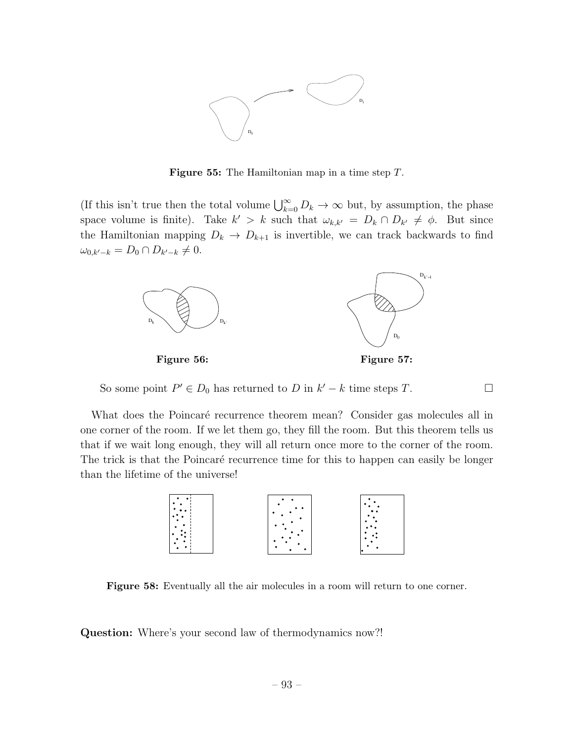**Figure 55:** The Hamiltonian map in a time step $T$.

(If this isn't true then the total volume $\bigcup_{k=0}^{\infty} D_k \to \infty$ but, by assumption, the phase space volume is finite). Take $k' > k$ such that $\omega_{k,k'} = D_k \cap D_{k'} \neq \phi$. But since the Hamiltonian mapping $D_k \to D_{k+1}$ is invertible, we can track backwards to find $\omega_{0,k'-k} = D_0 \cap D_{k'-k} \neq 0$.

**Figure 56:**

**Figure 57:**

So some point $P' \in D_0$ has returned to $D$ in $k' - k$ time steps $T$. $\square$

What does the Poincaré recurrence theorem mean? Consider gas molecules all in one corner of the room. If we let them go, they fill the room. But this theorem tells us that if we wait long enough, they will all return once more to the corner of the room. The trick is that the Poincaré recurrence time for this to happen can easily be longer than the lifetime of the universe!

**Figure 58:** Eventually all the air molecules in a room will return to one corner.

**Question:** Where's your second law of thermodynamics now?!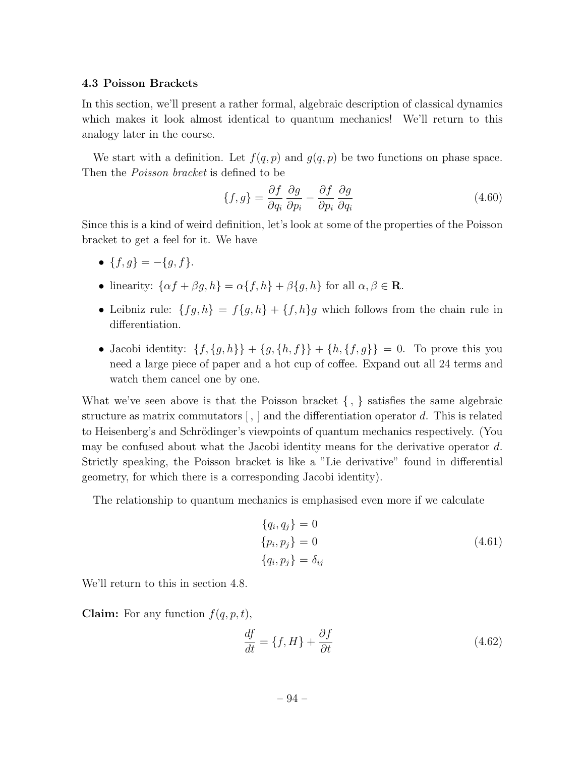### 4.3 Poisson Brackets

In this section, we'll present a rather formal, algebraic description of classical dynamics which makes it look almost identical to quantum mechanics! We'll return to this analogy later in the course.

We start with a definition. Let $f(q,p)$ and $g(q,p)$ be two functions on phase space. Then the *Poisson bracket* is defined to be

$$\{f, g\} = \frac{\partial f}{\partial q_i}\frac{\partial g}{\partial p_i} - \frac{\partial f}{\partial p_i}\frac{\partial g}{\partial q_i} \tag{4.60}$$

Since this is a kind of weird definition, let's look at some of the properties of the Poisson bracket to get a feel for it. We have

- $\{f, g\} = -\{g, f\}$.
- linearity: $\{\alpha f + \beta g, h\} = \alpha\{f, h\} + \beta\{g, h\}$ for all $\alpha, \beta \in \mathbf{R}$.
- Leibniz rule: $\{fg, h\} = f\{g, h\} + \{f, h\}g$ which follows from the chain rule in differentiation.
- Jacobi identity: $\{f, \{g, h\}\} + \{g, \{h, f\}\} + \{h, \{f, g\}\} = 0$. To prove this you need a large piece of paper and a hot cup of coffee. Expand out all 24 terms and watch them cancel one by one.

What we've seen above is that the Poisson bracket $\{\,,\}$ satisfies the same algebraic structure as matrix commutators $[\,,]$ and the differentiation operator $d$. This is related to Heisenberg's and Schrödinger's viewpoints of quantum mechanics respectively. (You may be confused about what the Jacobi identity means for the derivative operator $d$. Strictly speaking, the Poisson bracket is like a "Lie derivative" found in differential geometry, for which there is a corresponding Jacobi identity).

The relationship to quantum mechanics is emphasised even more if we calculate

$$\begin{aligned}
\{q_i, q_j\} &= 0 \\
\{p_i, p_j\} &= 0 \\
\{q_i, p_j\} &= \delta_{ij}
\end{aligned} \tag{4.61}$$

We'll return to this in section 4.8.

**Claim:** For any function $f(q, p, t)$,

$$\frac{df}{dt} = \{f, H\} + \frac{\partial f}{\partial t} \tag{4.62}$$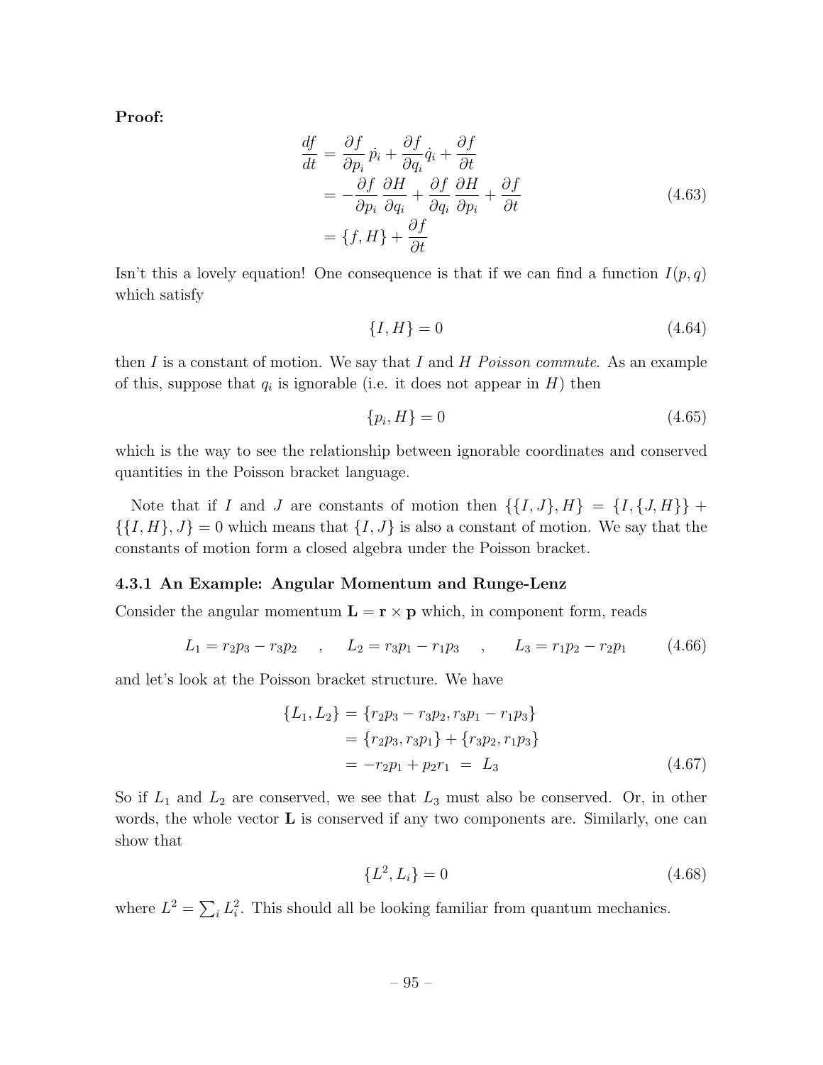**Proof:**

$$
\begin{aligned}
\frac{df}{dt} &= \frac{\partial f}{\partial p_i}\dot{p}_i + \frac{\partial f}{\partial q_i}\dot{q}_i + \frac{\partial f}{\partial t} \\
&= -\frac{\partial f}{\partial p_i}\frac{\partial H}{\partial q_i} + \frac{\partial f}{\partial q_i}\frac{\partial H}{\partial p_i} + \frac{\partial f}{\partial t} \\
&= \{f, H\} + \frac{\partial f}{\partial t}
\end{aligned}
\tag{4.63}
$$

Isn't this a lovely equation! One consequence is that if we can find a function $I(p,q)$ which satisfy

$$\{I, H\} = 0 \tag{4.64}$$

then $I$ is a constant of motion. We say that $I$ and $H$ *Poisson commute*. As an example of this, suppose that $q_i$ is ignorable (i.e. it does not appear in $H$) then

$$\{p_i, H\} = 0 \tag{4.65}$$

which is the way to see the relationship between ignorable coordinates and conserved quantities in the Poisson bracket language.

Note that if $I$ and $J$ are constants of motion then $\{\{I, J\}, H\} = \{I, \{J, H\}\} + \{\{I, H\}, J\} = 0$ which means that $\{I, J\}$ is also a constant of motion. We say that the constants of motion form a closed algebra under the Poisson bracket.

### 4.3.1 An Example: Angular Momentum and Runge-Lenz

Consider the angular momentum $\mathbf{L} = \mathbf{r} \times \mathbf{p}$ which, in component form, reads

$$L_1 = r_2 p_3 - r_3 p_2 \quad , \quad L_2 = r_3 p_1 - r_1 p_3 \quad , \quad L_3 = r_1 p_2 - r_2 p_1 \tag{4.66}$$

and let's look at the Poisson bracket structure. We have

$$
\begin{aligned}
\{L_1, L_2\} &= \{r_2 p_3 - r_3 p_2, r_3 p_1 - r_1 p_3\} \\
&= \{r_2 p_3, r_3 p_1\} + \{r_3 p_2, r_1 p_3\} \\
&= -r_2 p_1 + p_2 r_1 \ = \ L_3
\end{aligned}
\tag{4.67}
$$

So if $L_1$ and $L_2$ are conserved, we see that $L_3$ must also be conserved. Or, in other words, the whole vector $\mathbf{L}$ is conserved if any two components are. Similarly, one can show that

$$\{L^2, L_i\} = 0 \tag{4.68}$$

where $L^2 = \sum_i L_i^2$. This should all be looking familiar from quantum mechanics.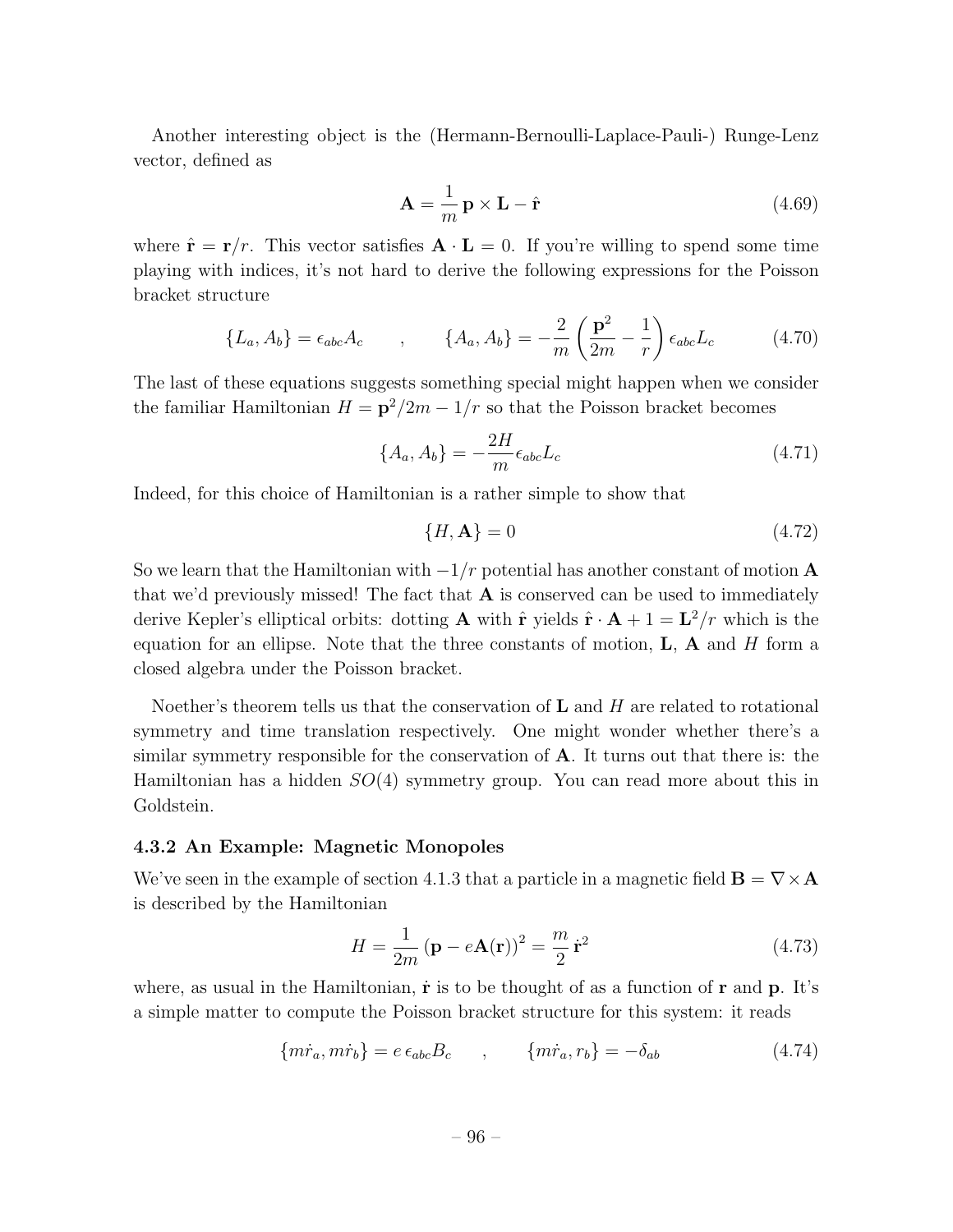Another interesting object is the (Hermann-Bernoulli-Laplace-Pauli-) Runge-Lenz vector, defined as

$$\mathbf{A} = \frac{1}{m}\,\mathbf{p} \times \mathbf{L} - \hat{\mathbf{r}} \tag{4.69}$$

where $\hat{\mathbf{r}} = \mathbf{r}/r$. This vector satisfies $\mathbf{A} \cdot \mathbf{L} = 0$. If you're willing to spend some time playing with indices, it's not hard to derive the following expressions for the Poisson bracket structure

$$\{L_a, A_b\} = \epsilon_{abc} A_c \qquad , \qquad \{A_a, A_b\} = -\frac{2}{m}\left(\frac{\mathbf{p}^2}{2m} - \frac{1}{r}\right)\epsilon_{abc} L_c \tag{4.70}$$

The last of these equations suggests something special might happen when we consider the familiar Hamiltonian $H = \mathbf{p}^2/2m - 1/r$ so that the Poisson bracket becomes

$$\{A_a, A_b\} = -\frac{2H}{m}\epsilon_{abc} L_c \tag{4.71}$$

Indeed, for this choice of Hamiltonian is a rather simple to show that

$$\{H, \mathbf{A}\} = 0 \tag{4.72}$$

So we learn that the Hamiltonian with $-1/r$ potential has another constant of motion $\mathbf{A}$ that we'd previously missed! The fact that $\mathbf{A}$ is conserved can be used to immediately derive Kepler's elliptical orbits: dotting $\mathbf{A}$ with $\hat{\mathbf{r}}$ yields $\hat{\mathbf{r}} \cdot \mathbf{A} + 1 = \mathbf{L}^2/r$ which is the equation for an ellipse. Note that the three constants of motion, $\mathbf{L}$, $\mathbf{A}$ and $H$ form a closed algebra under the Poisson bracket.

Noether's theorem tells us that the conservation of $\mathbf{L}$ and $H$ are related to rotational symmetry and time translation respectively. One might wonder whether there's a similar symmetry responsible for the conservation of $\mathbf{A}$. It turns out that there is: the Hamiltonian has a hidden $SO(4)$ symmetry group. You can read more about this in Goldstein.

### 4.3.2 An Example: Magnetic Monopoles

We've seen in the example of section 4.1.3 that a particle in a magnetic field $\mathbf{B} = \nabla \times \mathbf{A}$ is described by the Hamiltonian

$$H = \frac{1}{2m}\left(\mathbf{p} - e\mathbf{A}(\mathbf{r})\right)^2 = \frac{m}{2}\,\dot{\mathbf{r}}^2 \tag{4.73}$$

where, as usual in the Hamiltonian, $\dot{\mathbf{r}}$ is to be thought of as a function of $\mathbf{r}$ and $\mathbf{p}$. It's a simple matter to compute the Poisson bracket structure for this system: it reads

$$\{m\dot{r}_a, m\dot{r}_b\} = e\,\epsilon_{abc} B_c \qquad , \qquad \{m\dot{r}_a, r_b\} = -\delta_{ab} \tag{4.74}$$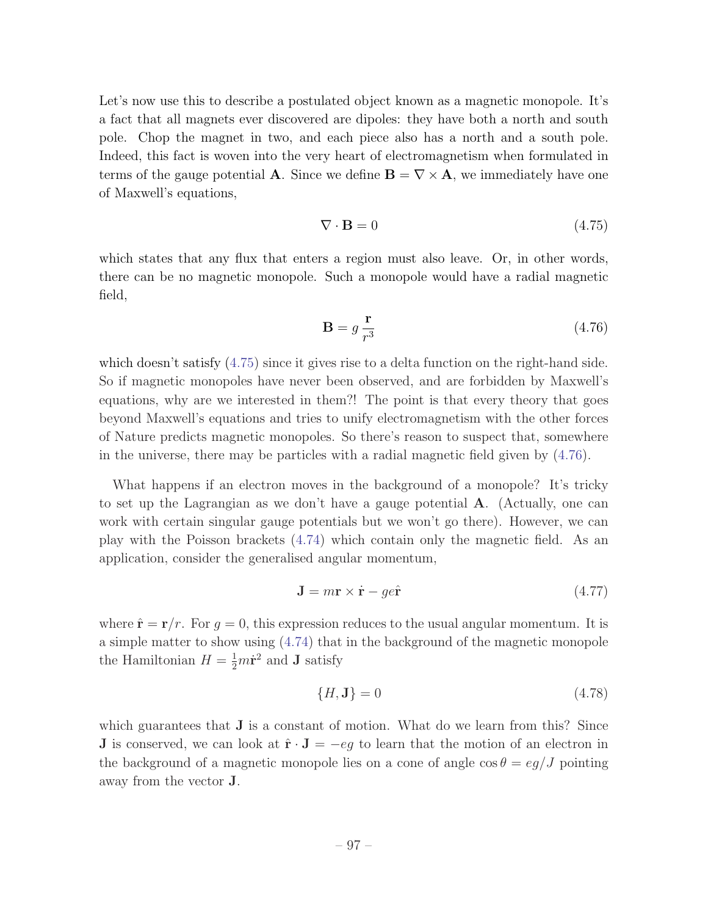Let's now use this to describe a postulated object known as a magnetic monopole. It's a fact that all magnets ever discovered are dipoles: they have both a north and south pole. Chop the magnet in two, and each piece also has a north and a south pole. Indeed, this fact is woven into the very heart of electromagnetism when formulated in terms of the gauge potential $\mathbf{A}$. Since we define $\mathbf{B} = \nabla \times \mathbf{A}$, we immediately have one of Maxwell's equations,

$$\nabla \cdot \mathbf{B} = 0 \tag{4.75}$$

which states that any flux that enters a region must also leave. Or, in other words, there can be no magnetic monopole. Such a monopole would have a radial magnetic field,

$$\mathbf{B} = g\,\frac{\mathbf{r}}{r^3} \tag{4.76}$$

which doesn't satisfy (4.75) since it gives rise to a delta function on the right-hand side. So if magnetic monopoles have never been observed, and are forbidden by Maxwell's equations, why are we interested in them?! The point is that every theory that goes beyond Maxwell's equations and tries to unify electromagnetism with the other forces of Nature predicts magnetic monopoles. So there's reason to suspect that, somewhere in the universe, there may be particles with a radial magnetic field given by (4.76).

What happens if an electron moves in the background of a monopole? It's tricky to set up the Lagrangian as we don't have a gauge potential $\mathbf{A}$. (Actually, one can work with certain singular gauge potentials but we won't go there). However, we can play with the Poisson brackets (4.74) which contain only the magnetic field. As an application, consider the generalised angular momentum,

$$\mathbf{J} = m\mathbf{r} \times \dot{\mathbf{r}} - ge\hat{\mathbf{r}} \tag{4.77}$$

where $\hat{\mathbf{r}} = \mathbf{r}/r$. For $g = 0$, this expression reduces to the usual angular momentum. It is a simple matter to show using (4.74) that in the background of the magnetic monopole the Hamiltonian $H = \frac{1}{2}m\dot{\mathbf{r}}^2$ and $\mathbf{J}$ satisfy

$$\{H, \mathbf{J}\} = 0 \tag{4.78}$$

which guarantees that $\mathbf{J}$ is a constant of motion. What do we learn from this? Since $\mathbf{J}$ is conserved, we can look at $\hat{\mathbf{r}} \cdot \mathbf{J} = -eg$ to learn that the motion of an electron in the background of a magnetic monopole lies on a cone of angle $\cos\theta = eg/J$ pointing away from the vector $\mathbf{J}$.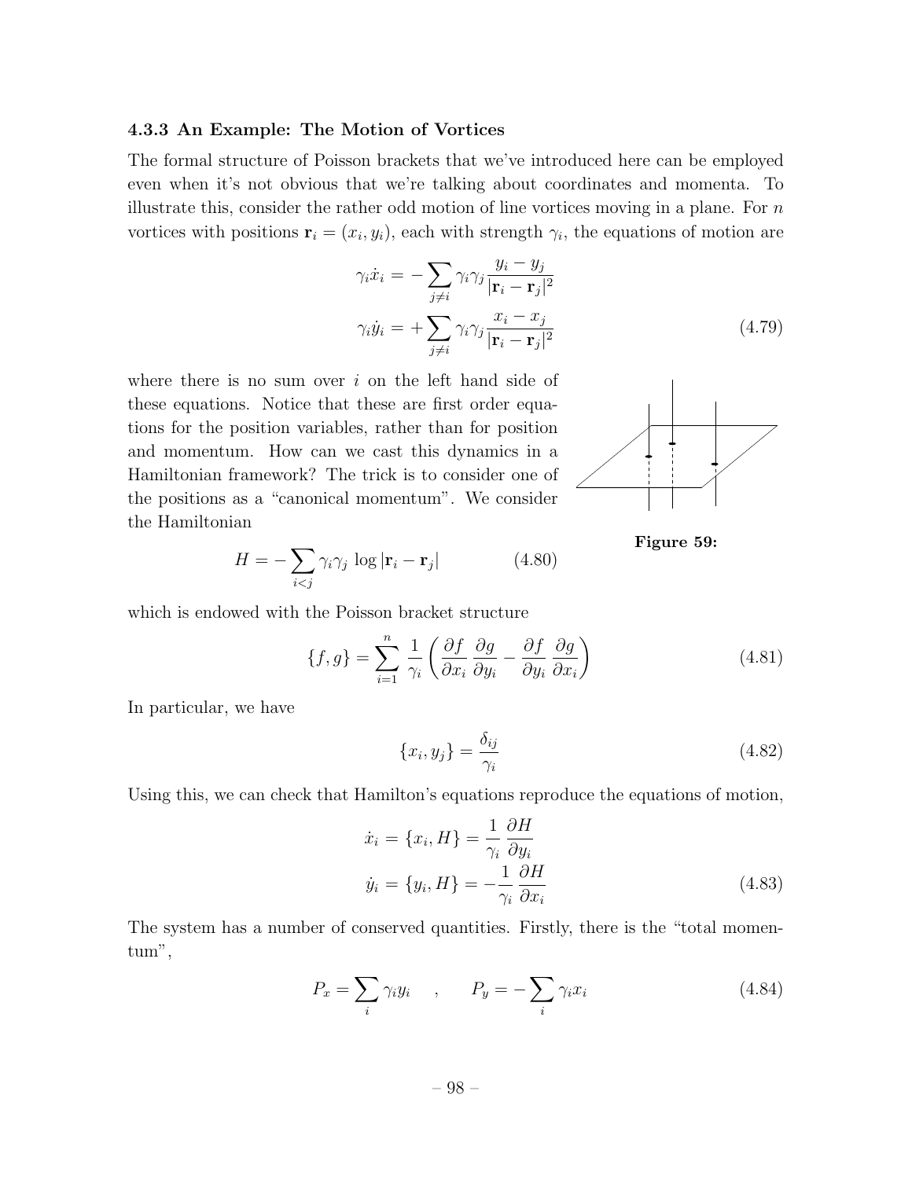### 4.3.3 An Example: The Motion of Vortices

The formal structure of Poisson brackets that we've introduced here can be employed even when it's not obvious that we're talking about coordinates and momenta. To illustrate this, consider the rather odd motion of line vortices moving in a plane. For $n$ vortices with positions $\mathbf{r}_i = (x_i, y_i)$, each with strength $\gamma_i$, the equations of motion are

$$
\begin{aligned}
\gamma_i \dot{x}_i &= -\sum_{j \neq i} \gamma_i \gamma_j \frac{y_i - y_j}{|\mathbf{r}_i - \mathbf{r}_j|^2} \\
\gamma_i \dot{y}_i &= +\sum_{j \neq i} \gamma_i \gamma_j \frac{x_i - x_j}{|\mathbf{r}_i - \mathbf{r}_j|^2}
\end{aligned}
\tag{4.79}
$$

where there is no sum over $i$ on the left hand side of these equations. Notice that these are first order equations for the position variables, rather than for position and momentum. How can we cast this dynamics in a Hamiltonian framework? The trick is to consider one of the positions as a "canonical momentum". We consider the Hamiltonian

**Figure 59:**

$$
H = -\sum_{i<j} \gamma_i \gamma_j \, \log |\mathbf{r}_i - \mathbf{r}_j| \tag{4.80}
$$

which is endowed with the Poisson bracket structure

$$
\{f, g\} = \sum_{i=1}^{n} \frac{1}{\gamma_i} \left( \frac{\partial f}{\partial x_i} \frac{\partial g}{\partial y_i} - \frac{\partial f}{\partial y_i} \frac{\partial g}{\partial x_i} \right) \tag{4.81}
$$

In particular, we have

$$
\{x_i, y_j\} = \frac{\delta_{ij}}{\gamma_i} \tag{4.82}
$$

Using this, we can check that Hamilton's equations reproduce the equations of motion,

$$
\begin{aligned}
\dot{x}_i &= \{x_i, H\} = \frac{1}{\gamma_i} \frac{\partial H}{\partial y_i} \\
\dot{y}_i &= \{y_i, H\} = -\frac{1}{\gamma_i} \frac{\partial H}{\partial x_i}
\end{aligned}
\tag{4.83}
$$

The system has a number of conserved quantities. Firstly, there is the "total momentum",

$$
P_x = \sum_i \gamma_i y_i \quad , \qquad P_y = -\sum_i \gamma_i x_i \tag{4.84}
$$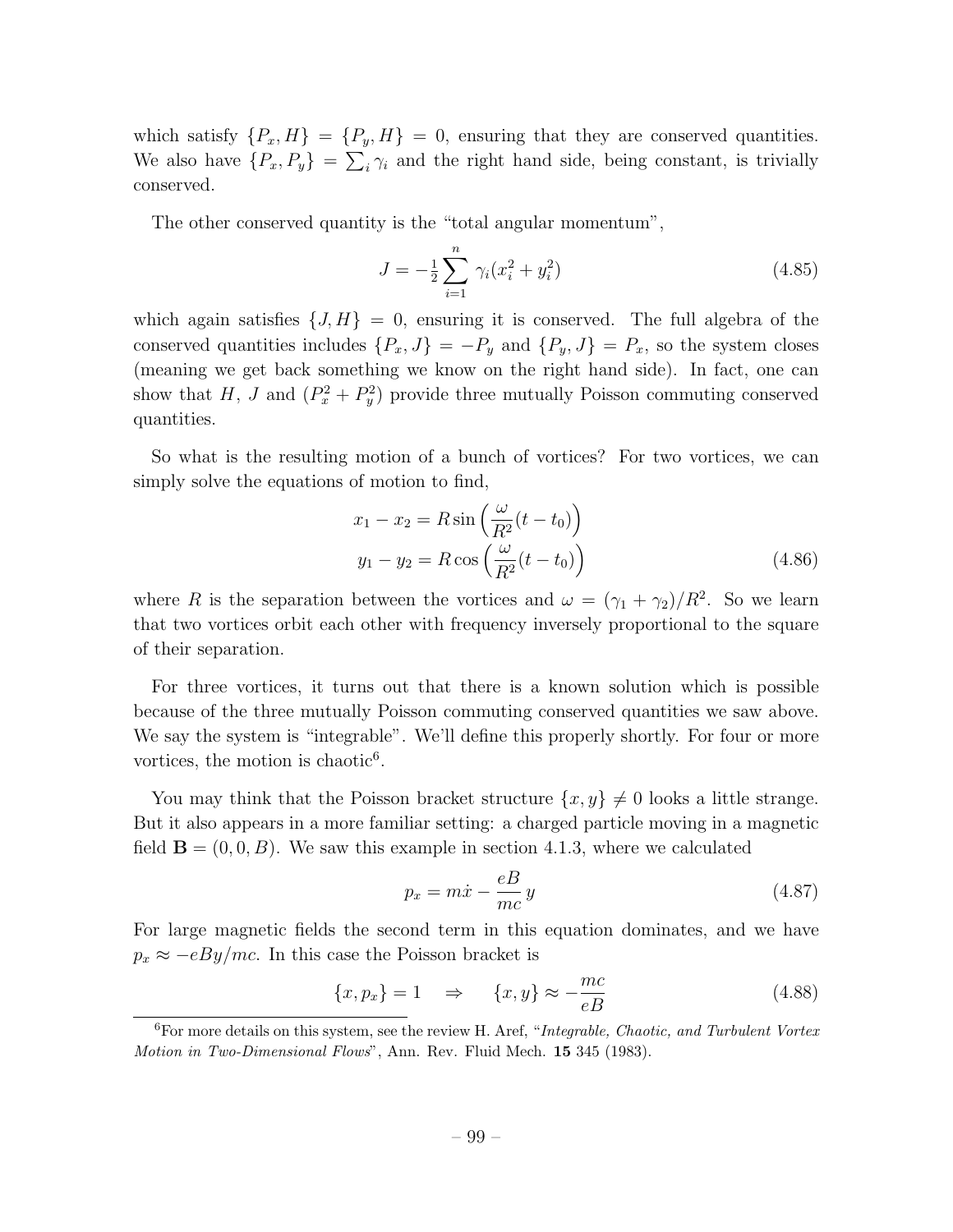which satisfy $\{P_x, H\} = \{P_y, H\} = 0$, ensuring that they are conserved quantities. We also have $\{P_x, P_y\} = \sum_i \gamma_i$ and the right hand side, being constant, is trivially conserved.

The other conserved quantity is the "total angular momentum",

$$J = -\tfrac{1}{2}\sum_{i=1}^{n} \gamma_i(x_i^2 + y_i^2) \tag{4.85}$$

which again satisfies $\{J, H\} = 0$, ensuring it is conserved. The full algebra of the conserved quantities includes $\{P_x, J\} = -P_y$ and $\{P_y, J\} = P_x$, so the system closes (meaning we get back something we know on the right hand side). In fact, one can show that $H$, $J$ and $(P_x^2 + P_y^2)$ provide three mutually Poisson commuting conserved quantities.

So what is the resulting motion of a bunch of vortices? For two vortices, we can simply solve the equations of motion to find,

$$\begin{aligned} x_1 - x_2 &= R\sin\left(\frac{\omega}{R^2}(t - t_0)\right) \\ y_1 - y_2 &= R\cos\left(\frac{\omega}{R^2}(t - t_0)\right) \end{aligned} \tag{4.86}$$

where $R$ is the separation between the vortices and $\omega = (\gamma_1 + \gamma_2)/R^2$. So we learn that two vortices orbit each other with frequency inversely proportional to the square of their separation.

For three vortices, it turns out that there is a known solution which is possible because of the three mutually Poisson commuting conserved quantities we saw above. We say the system is "integrable". We'll define this properly shortly. For four or more vortices, the motion is chaotic[6].

You may think that the Poisson bracket structure $\{x, y\} \neq 0$ looks a little strange. But it also appears in a more familiar setting: a charged particle moving in a magnetic field $\mathbf{B} = (0, 0, B)$. We saw this example in section 4.1.3, where we calculated

$$p_x = m\dot{x} - \frac{eB}{mc}\,y \tag{4.87}$$

For large magnetic fields the second term in this equation dominates, and we have $p_x \approx -eBy/mc$. In this case the Poisson bracket is

$$\{x, p_x\} = 1 \quad \Rightarrow \quad \{x, y\} \approx -\frac{mc}{eB} \tag{4.88}$$

[6] For more details on this system, see the review H. Aref, "*Integrable, Chaotic, and Turbulent Vortex Motion in Two-Dimensional Flows*", Ann. Rev. Fluid Mech. **15** 345 (1983).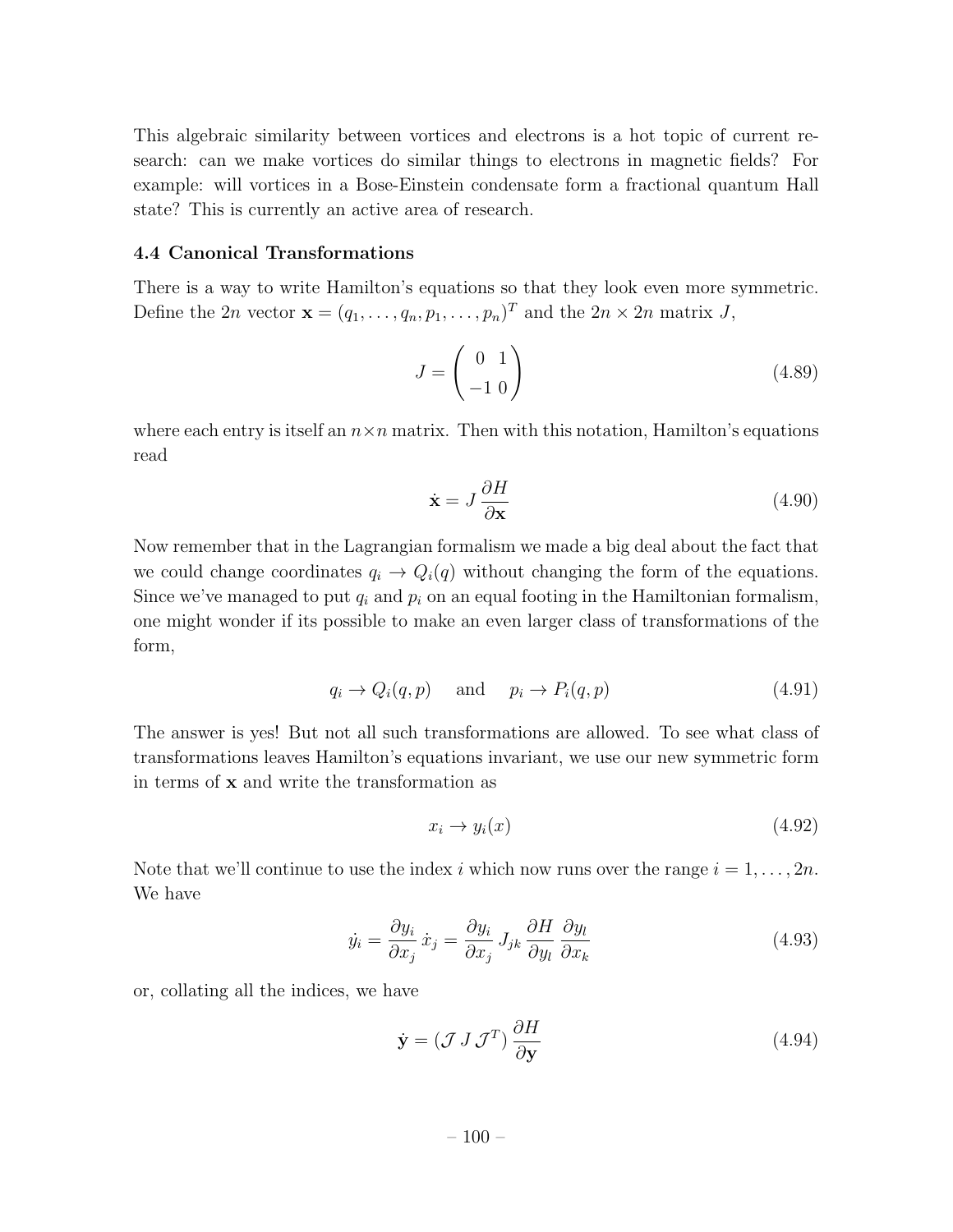This algebraic similarity between vortices and electrons is a hot topic of current research: can we make vortices do similar things to electrons in magnetic fields? For example: will vortices in a Bose-Einstein condensate form a fractional quantum Hall state? This is currently an active area of research.

### 4.4 Canonical Transformations

There is a way to write Hamilton's equations so that they look even more symmetric. Define the $2n$ vector $\mathbf{x} = (q_1, \ldots, q_n, p_1, \ldots, p_n)^T$ and the $2n \times 2n$ matrix $J$,

$$J = \begin{pmatrix} 0 & 1 \\ -1 & 0 \end{pmatrix} \tag{4.89}$$

where each entry is itself an $n \times n$ matrix. Then with this notation, Hamilton's equations read

$$\dot{\mathbf{x}} = J \, \frac{\partial H}{\partial \mathbf{x}} \tag{4.90}$$

Now remember that in the Lagrangian formalism we made a big deal about the fact that we could change coordinates $q_i \to Q_i(q)$ without changing the form of the equations. Since we've managed to put $q_i$ and $p_i$ on an equal footing in the Hamiltonian formalism, one might wonder if its possible to make an even larger class of transformations of the form,

$$q_i \to Q_i(q,p) \quad \text{ and } \quad p_i \to P_i(q,p) \tag{4.91}$$

The answer is yes! But not all such transformations are allowed. To see what class of transformations leaves Hamilton's equations invariant, we use our new symmetric form in terms of $\mathbf{x}$ and write the transformation as

$$x_i \to y_i(x) \tag{4.92}$$

Note that we'll continue to use the index $i$ which now runs over the range $i = 1, \ldots, 2n$. We have

$$\dot{y}_i = \frac{\partial y_i}{\partial x_j} \, \dot{x}_j = \frac{\partial y_i}{\partial x_j} \, J_{jk} \, \frac{\partial H}{\partial y_l} \, \frac{\partial y_l}{\partial x_k} \tag{4.93}$$

or, collating all the indices, we have

$$\dot{\mathbf{y}} = (\mathcal{J} \, J \, \mathcal{J}^T) \, \frac{\partial H}{\partial \mathbf{y}} \tag{4.94}$$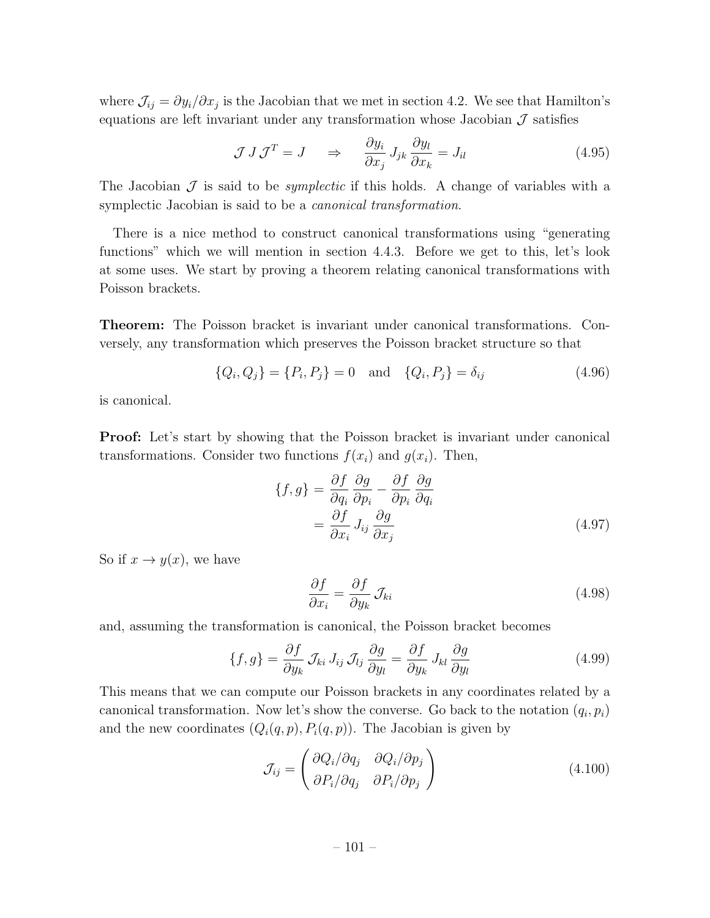where $\mathcal{J}_{ij} = \partial y_i / \partial x_j$ is the Jacobian that we met in section 4.2. We see that Hamilton's equations are left invariant under any transformation whose Jacobian $\mathcal{J}$ satisfies

$$\mathcal{J}\, J\, \mathcal{J}^T = J \quad \Rightarrow \quad \frac{\partial y_i}{\partial x_j}\, J_{jk}\, \frac{\partial y_l}{\partial x_k} = J_{il} \tag{4.95}$$

The Jacobian $\mathcal{J}$ is said to be *symplectic* if this holds. A change of variables with a symplectic Jacobian is said to be a *canonical transformation*.

There is a nice method to construct canonical transformations using "generating functions" which we will mention in section 4.4.3. Before we get to this, let's look at some uses. We start by proving a theorem relating canonical transformations with Poisson brackets.

**Theorem:** The Poisson bracket is invariant under canonical transformations. Conversely, any transformation which preserves the Poisson bracket structure so that

$$\{Q_i, Q_j\} = \{P_i, P_j\} = 0 \quad \text{and} \quad \{Q_i, P_j\} = \delta_{ij} \tag{4.96}$$

is canonical.

**Proof:** Let's start by showing that the Poisson bracket is invariant under canonical transformations. Consider two functions $f(x_i)$ and $g(x_i)$. Then,

$$\begin{aligned} \{f, g\} &= \frac{\partial f}{\partial q_i}\, \frac{\partial g}{\partial p_i} - \frac{\partial f}{\partial p_i}\, \frac{\partial g}{\partial q_i} \\ &= \frac{\partial f}{\partial x_i}\, J_{ij}\, \frac{\partial g}{\partial x_j} \end{aligned} \tag{4.97}$$

So if $x \to y(x)$, we have

$$\frac{\partial f}{\partial x_i} = \frac{\partial f}{\partial y_k}\, \mathcal{J}_{ki} \tag{4.98}$$

and, assuming the transformation is canonical, the Poisson bracket becomes

$$\{f, g\} = \frac{\partial f}{\partial y_k}\, \mathcal{J}_{ki}\, J_{ij}\, \mathcal{J}_{lj}\, \frac{\partial g}{\partial y_l} = \frac{\partial f}{\partial y_k}\, J_{kl}\, \frac{\partial g}{\partial y_l} \tag{4.99}$$

This means that we can compute our Poisson brackets in any coordinates related by a canonical transformation. Now let's show the converse. Go back to the notation $(q_i, p_i)$ and the new coordinates $(Q_i(q,p), P_i(q,p))$. The Jacobian is given by

$$\mathcal{J}_{ij} = \begin{pmatrix} \partial Q_i / \partial q_j & \partial Q_i / \partial p_j \\ \partial P_i / \partial q_j & \partial P_i / \partial p_j \end{pmatrix} \tag{4.100}$$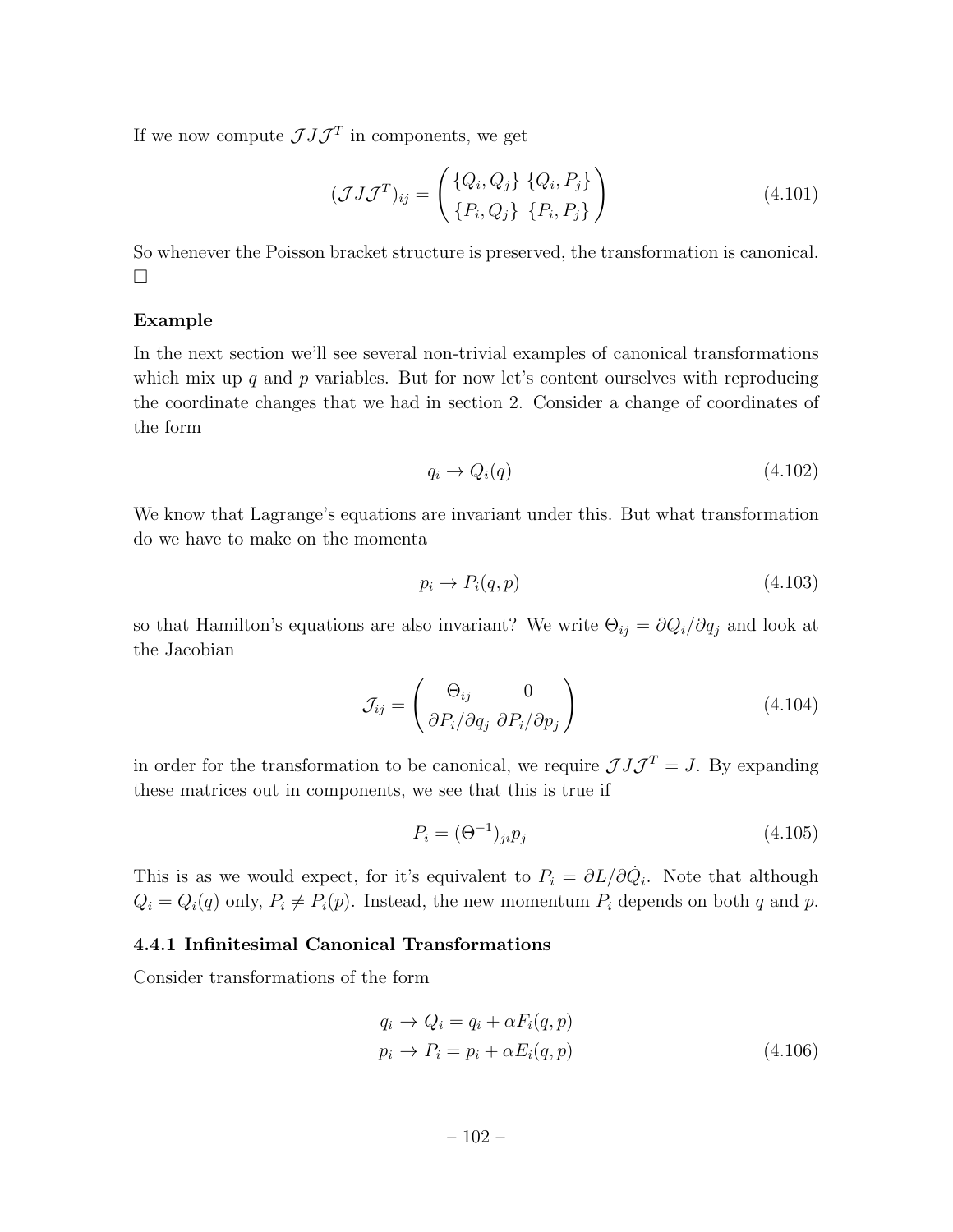If we now compute $\mathcal{J}J\mathcal{J}^T$ in components, we get

$$(\mathcal{J}J\mathcal{J}^T)_{ij} = \begin{pmatrix} \{Q_i, Q_j\} & \{Q_i, P_j\} \\ \{P_i, Q_j\} & \{P_i, P_j\} \end{pmatrix} \tag{4.101}$$

So whenever the Poisson bracket structure is preserved, the transformation is canonical. □

**Example**

In the next section we'll see several non-trivial examples of canonical transformations which mix up $q$ and $p$ variables. But for now let's content ourselves with reproducing the coordinate changes that we had in section 2. Consider a change of coordinates of the form

$$q_i \rightarrow Q_i(q) \tag{4.102}$$

We know that Lagrange's equations are invariant under this. But what transformation do we have to make on the momenta

$$p_i \rightarrow P_i(q, p) \tag{4.103}$$

so that Hamilton's equations are also invariant? We write $\Theta_{ij} = \partial Q_i / \partial q_j$ and look at the Jacobian

$$\mathcal{J}_{ij} = \begin{pmatrix} \Theta_{ij} & 0 \\ \partial P_i / \partial q_j & \partial P_i / \partial p_j \end{pmatrix} \tag{4.104}$$

in order for the transformation to be canonical, we require $\mathcal{J}J\mathcal{J}^T = J$. By expanding these matrices out in components, we see that this is true if

$$P_i = (\Theta^{-1})_{ji} p_j \tag{4.105}$$

This is as we would expect, for it's equivalent to $P_i = \partial L / \partial \dot{Q}_i$. Note that although $Q_i = Q_i(q)$ only, $P_i \neq P_i(p)$. Instead, the new momentum $P_i$ depends on both $q$ and $p$.

### 4.4.1 Infinitesimal Canonical Transformations

Consider transformations of the form

$$\begin{aligned} q_i \rightarrow Q_i &= q_i + \alpha F_i(q, p) \\ p_i \rightarrow P_i &= p_i + \alpha E_i(q, p) \end{aligned} \tag{4.106}$$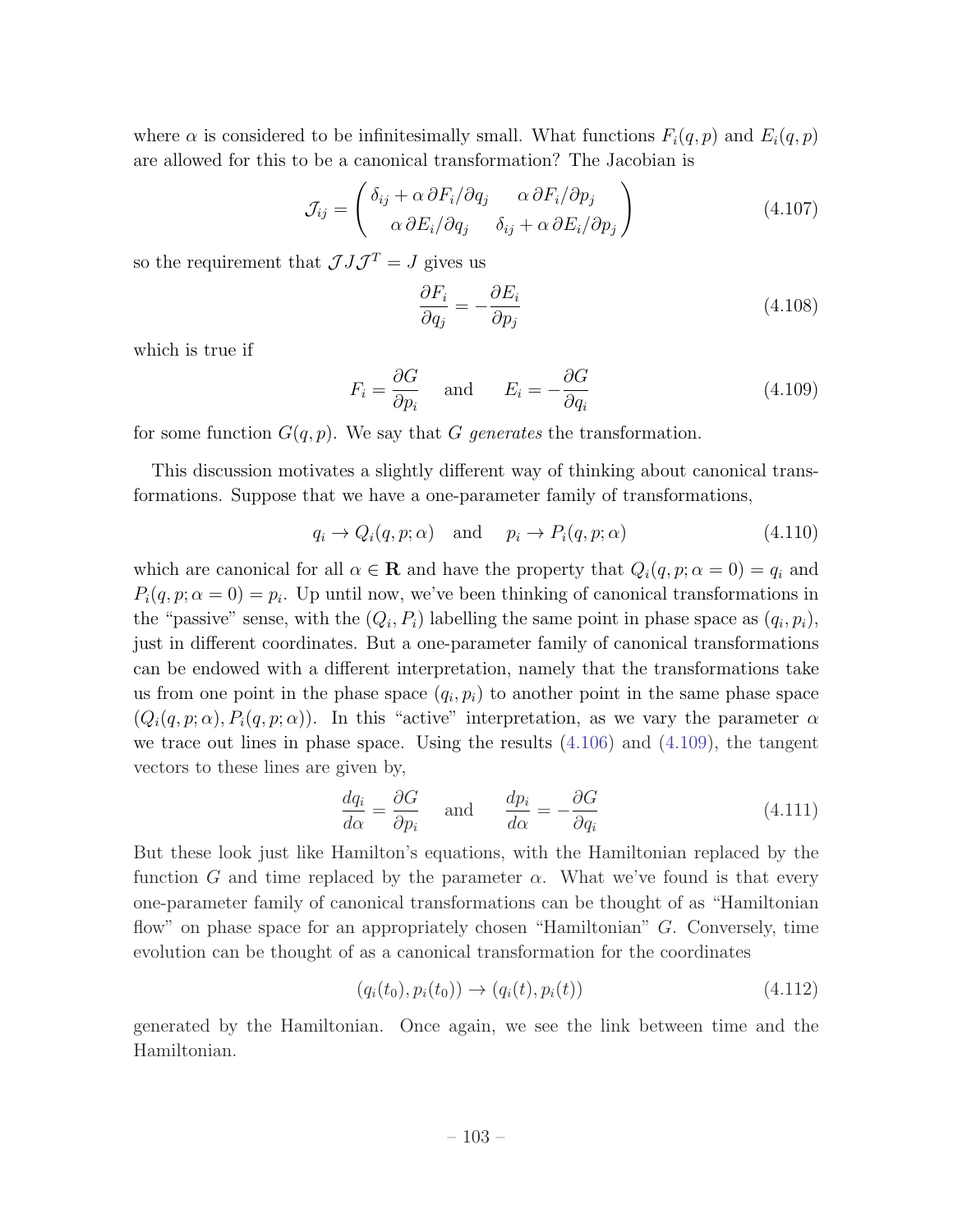where $\alpha$ is considered to be infinitesimally small. What functions $F_i(q,p)$ and $E_i(q,p)$ are allowed for this to be a canonical transformation? The Jacobian is

$$\mathcal{J}_{ij} = \begin{pmatrix} \delta_{ij} + \alpha\, \partial F_i/\partial q_j & \alpha\, \partial F_i/\partial p_j \\ \alpha\, \partial E_i/\partial q_j & \delta_{ij} + \alpha\, \partial E_i/\partial p_j \end{pmatrix} \tag{4.107}$$

so the requirement that $\mathcal{J} J \mathcal{J}^T = J$ gives us

$$\frac{\partial F_i}{\partial q_j} = -\frac{\partial E_i}{\partial p_j} \tag{4.108}$$

which is true if

$$F_i = \frac{\partial G}{\partial p_i} \quad \text{and} \quad E_i = -\frac{\partial G}{\partial q_i} \tag{4.109}$$

for some function $G(q,p)$. We say that $G$ *generates* the transformation.

This discussion motivates a slightly different way of thinking about canonical transformations. Suppose that we have a one-parameter family of transformations,

$$q_i \to Q_i(q,p;\alpha) \quad \text{and} \quad p_i \to P_i(q,p;\alpha) \tag{4.110}$$

which are canonical for all $\alpha \in \mathbf{R}$ and have the property that $Q_i(q,p;\alpha=0) = q_i$ and $P_i(q,p;\alpha=0) = p_i$. Up until now, we've been thinking of canonical transformations in the "passive" sense, with the $(Q_i, P_i)$ labelling the same point in phase space as $(q_i, p_i)$, just in different coordinates. But a one-parameter family of canonical transformations can be endowed with a different interpretation, namely that the transformations take us from one point in the phase space $(q_i, p_i)$ to another point in the same phase space $(Q_i(q,p;\alpha), P_i(q,p;\alpha))$. In this "active" interpretation, as we vary the parameter $\alpha$ we trace out lines in phase space. Using the results (4.106) and (4.109), the tangent vectors to these lines are given by,

$$\frac{dq_i}{d\alpha} = \frac{\partial G}{\partial p_i} \quad \text{and} \quad \frac{dp_i}{d\alpha} = -\frac{\partial G}{\partial q_i} \tag{4.111}$$

But these look just like Hamilton's equations, with the Hamiltonian replaced by the function $G$ and time replaced by the parameter $\alpha$. What we've found is that every one-parameter family of canonical transformations can be thought of as "Hamiltonian flow" on phase space for an appropriately chosen "Hamiltonian" $G$. Conversely, time evolution can be thought of as a canonical transformation for the coordinates

$$(q_i(t_0), p_i(t_0)) \to (q_i(t), p_i(t)) \tag{4.112}$$

generated by the Hamiltonian. Once again, we see the link between time and the Hamiltonian.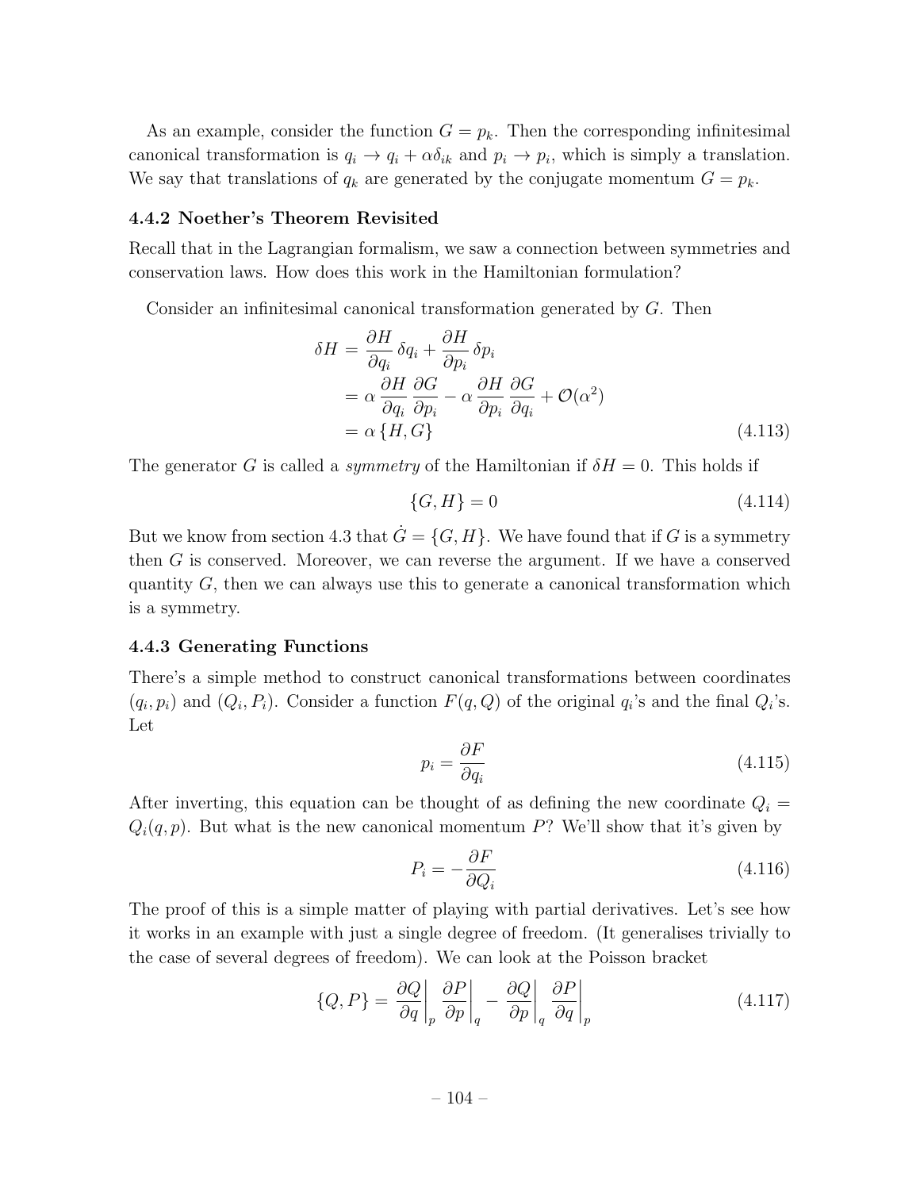As an example, consider the function $G = p_k$. Then the corresponding infinitesimal canonical transformation is $q_i \to q_i + \alpha \delta_{ik}$ and $p_i \to p_i$, which is simply a translation. We say that translations of $q_k$ are generated by the conjugate momentum $G = p_k$.

### 4.4.2 Noether's Theorem Revisited

Recall that in the Lagrangian formalism, we saw a connection between symmetries and conservation laws. How does this work in the Hamiltonian formulation?

Consider an infinitesimal canonical transformation generated by $G$. Then

$$
\begin{aligned}
\delta H &= \frac{\partial H}{\partial q_i}\,\delta q_i + \frac{\partial H}{\partial p_i}\,\delta p_i \\
&= \alpha\,\frac{\partial H}{\partial q_i}\,\frac{\partial G}{\partial p_i} - \alpha\,\frac{\partial H}{\partial p_i}\,\frac{\partial G}{\partial q_i} + \mathcal{O}(\alpha^2) \\
&= \alpha\,\{H, G\}
\end{aligned}
\tag{4.113}
$$

The generator $G$ is called a *symmetry* of the Hamiltonian if $\delta H = 0$. This holds if

$$
\{G, H\} = 0 \tag{4.114}
$$

But we know from section 4.3 that $\dot{G} = \{G, H\}$. We have found that if $G$ is a symmetry then $G$ is conserved. Moreover, we can reverse the argument. If we have a conserved quantity $G$, then we can always use this to generate a canonical transformation which is a symmetry.

### 4.4.3 Generating Functions

There's a simple method to construct canonical transformations between coordinates $(q_i, p_i)$ and $(Q_i, P_i)$. Consider a function $F(q, Q)$ of the original $q_i$'s and the final $Q_i$'s. Let

$$
p_i = \frac{\partial F}{\partial q_i} \tag{4.115}
$$

After inverting, this equation can be thought of as defining the new coordinate $Q_i = Q_i(q, p)$. But what is the new canonical momentum $P$? We'll show that it's given by

$$
P_i = -\frac{\partial F}{\partial Q_i} \tag{4.116}
$$

The proof of this is a simple matter of playing with partial derivatives. Let's see how it works in an example with just a single degree of freedom. (It generalises trivially to the case of several degrees of freedom). We can look at the Poisson bracket

$$
\{Q, P\} = \left.\frac{\partial Q}{\partial q}\right|_p \left.\frac{\partial P}{\partial p}\right|_q - \left.\frac{\partial Q}{\partial p}\right|_q \left.\frac{\partial P}{\partial q}\right|_p \tag{4.117}
$$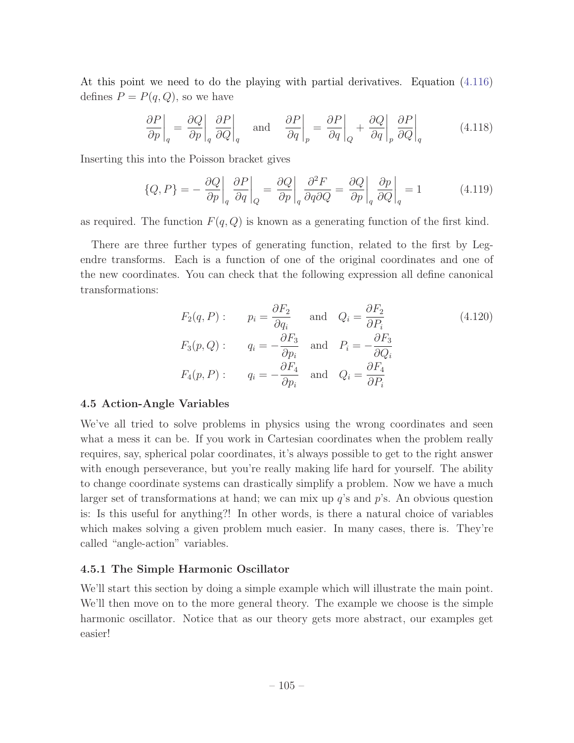At this point we need to do the playing with partial derivatives. Equation (4.116) defines $P = P(q, Q)$, so we have

$$\left.\frac{\partial P}{\partial p}\right|_q = \left.\frac{\partial Q}{\partial p}\right|_q \left.\frac{\partial P}{\partial Q}\right|_q \quad \text{and} \quad \left.\frac{\partial P}{\partial q}\right|_p = \left.\frac{\partial P}{\partial q}\right|_Q + \left.\frac{\partial Q}{\partial q}\right|_p \left.\frac{\partial P}{\partial Q}\right|_q \tag{4.118}$$

Inserting this into the Poisson bracket gives

$$\{Q, P\} = -\left.\frac{\partial Q}{\partial p}\right|_q \left.\frac{\partial P}{\partial q}\right|_Q = \left.\frac{\partial Q}{\partial p}\right|_q \frac{\partial^2 F}{\partial q \partial Q} = \left.\frac{\partial Q}{\partial p}\right|_q \left.\frac{\partial p}{\partial Q}\right|_q = 1 \tag{4.119}$$

as required. The function $F(q, Q)$ is known as a generating function of the first kind.

There are three further types of generating function, related to the first by Legendre transforms. Each is a function of one of the original coordinates and one of the new coordinates. You can check that the following expression all define canonical transformations:

$$\begin{aligned}
F_2(q, P): &\qquad p_i = \frac{\partial F_2}{\partial q_i} \quad \text{and} \quad Q_i = \frac{\partial F_2}{\partial P_i} \\
F_3(p, Q): &\qquad q_i = -\frac{\partial F_3}{\partial p_i} \quad \text{and} \quad P_i = -\frac{\partial F_3}{\partial Q_i} \\
F_4(p, P): &\qquad q_i = -\frac{\partial F_4}{\partial p_i} \quad \text{and} \quad Q_i = \frac{\partial F_4}{\partial P_i}
\end{aligned} \tag{4.120}$$

### 4.5 Action-Angle Variables

We've all tried to solve problems in physics using the wrong coordinates and seen what a mess it can be. If you work in Cartesian coordinates when the problem really requires, say, spherical polar coordinates, it's always possible to get to the right answer with enough perseverance, but you're really making life hard for yourself. The ability to change coordinate systems can drastically simplify a problem. Now we have a much larger set of transformations at hand; we can mix up $q$'s and $p$'s. An obvious question is: Is this useful for anything?! In other words, is there a natural choice of variables which makes solving a given problem much easier. In many cases, there is. They're called "angle-action" variables.

#### 4.5.1 The Simple Harmonic Oscillator

We'll start this section by doing a simple example which will illustrate the main point. We'll then move on to the more general theory. The example we choose is the simple harmonic oscillator. Notice that as our theory gets more abstract, our examples get easier!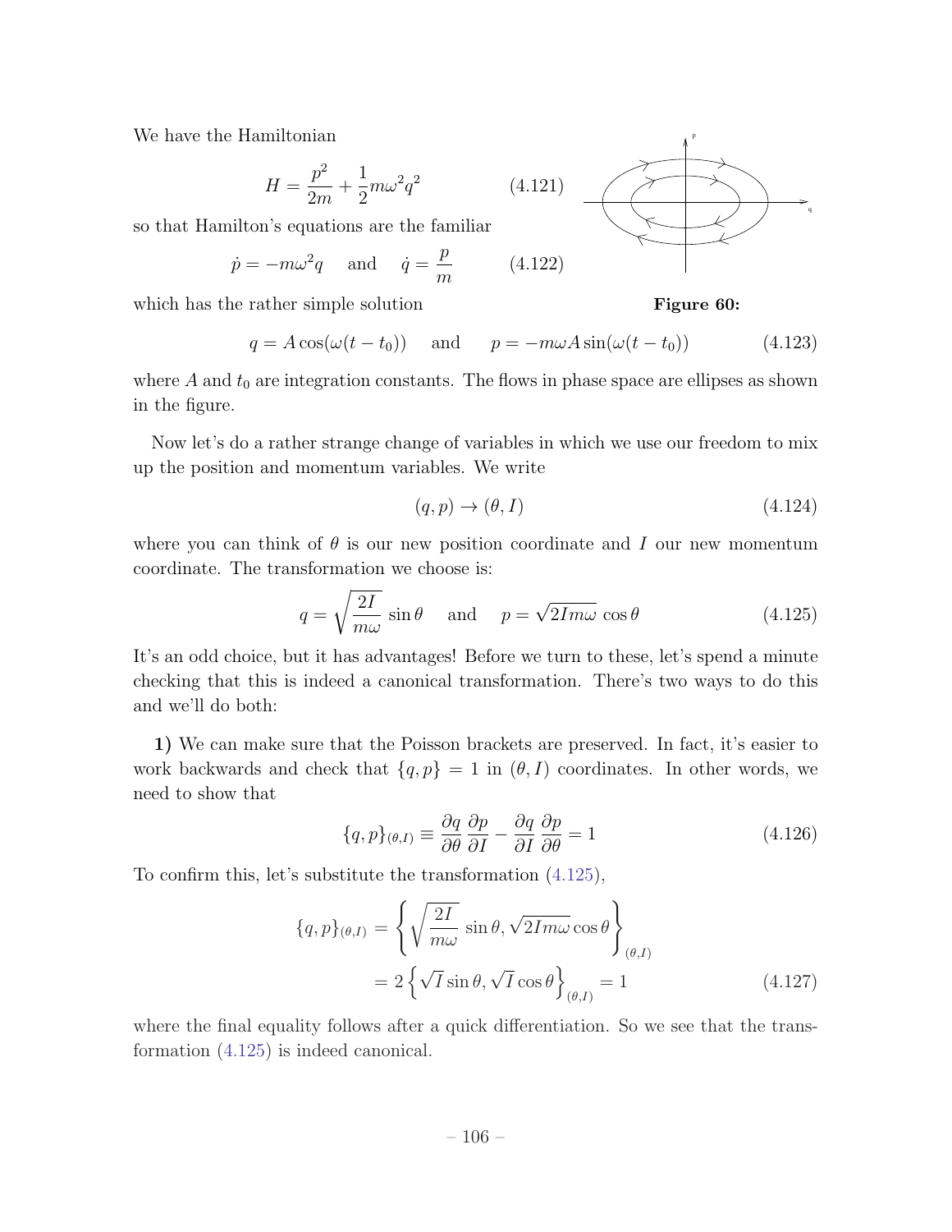We have the Hamiltonian

$$H = \frac{p^2}{2m} + \frac{1}{2}m\omega^2 q^2 \tag{4.121}$$

so that Hamilton's equations are the familiar

$$\dot{p} = -m\omega^2 q \quad \text{and} \quad \dot{q} = \frac{p}{m} \tag{4.122}$$

which has the rather simple solution

**Figure 60:**

$$q = A\cos(\omega(t-t_0)) \quad \text{and} \quad p = -m\omega A \sin(\omega(t-t_0)) \tag{4.123}$$

where $A$ and $t_0$ are integration constants. The flows in phase space are ellipses as shown in the figure.

Now let's do a rather strange change of variables in which we use our freedom to mix up the position and momentum variables. We write

$$(q,p) \to (\theta, I) \tag{4.124}$$

where you can think of $\theta$ is our new position coordinate and $I$ our new momentum coordinate. The transformation we choose is:

$$q = \sqrt{\frac{2I}{m\omega}}\sin\theta \quad \text{and} \quad p = \sqrt{2Im\omega}\cos\theta \tag{4.125}$$

It's an odd choice, but it has advantages! Before we turn to these, let's spend a minute checking that this is indeed a canonical transformation. There's two ways to do this and we'll do both:

**1)** We can make sure that the Poisson brackets are preserved. In fact, it's easier to work backwards and check that $\{q,p\} = 1$ in $(\theta, I)$ coordinates. In other words, we need to show that

$$\{q,p\}_{(\theta,I)} \equiv \frac{\partial q}{\partial \theta}\frac{\partial p}{\partial I} - \frac{\partial q}{\partial I}\frac{\partial p}{\partial \theta} = 1 \tag{4.126}$$

To confirm this, let's substitute the transformation (4.125),

$$\begin{aligned}
\{q,p\}_{(\theta,I)} &= \left\{ \sqrt{\frac{2I}{m\omega}}\sin\theta, \sqrt{2Im\omega}\cos\theta \right\}_{(\theta,I)} \\
&= 2\left\{ \sqrt{I}\sin\theta, \sqrt{I}\cos\theta \right\}_{(\theta,I)} = 1
\end{aligned} \tag{4.127}$$

where the final equality follows after a quick differentiation. So we see that the transformation (4.125) is indeed canonical.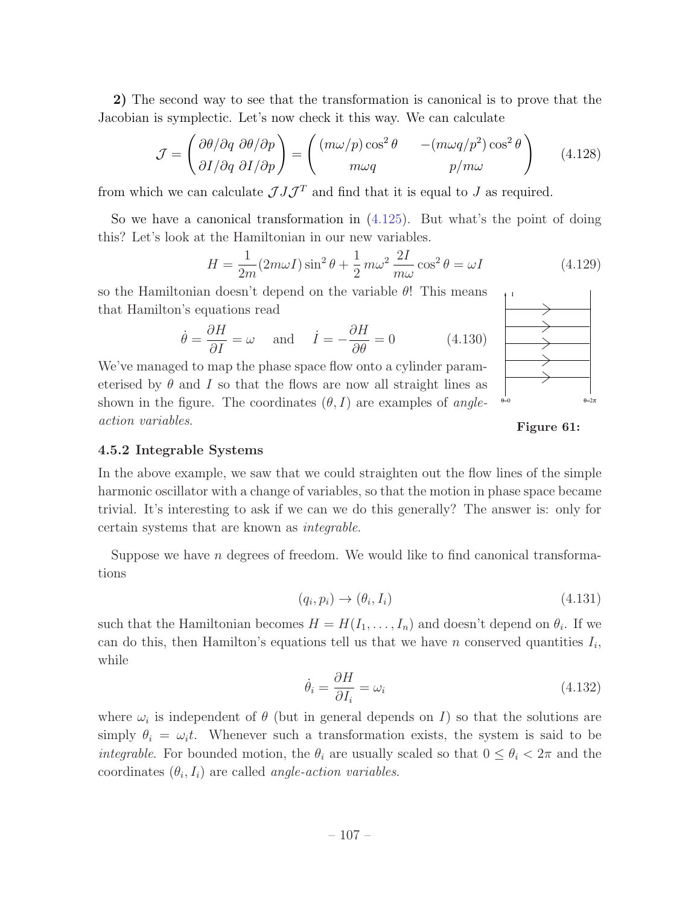**2)** The second way to see that the transformation is canonical is to prove that the Jacobian is symplectic. Let's now check it this way. We can calculate

$$\mathcal{J} = \begin{pmatrix} \partial\theta/\partial q & \partial\theta/\partial p \\ \partial I/\partial q & \partial I/\partial p \end{pmatrix} = \begin{pmatrix} (m\omega/p)\cos^2\theta & -(m\omega q/p^2)\cos^2\theta \\ m\omega q & p/m\omega \end{pmatrix} \tag{4.128}$$

from which we can calculate $\mathcal{J}J\mathcal{J}^T$ and find that it is equal to $J$ as required.

So we have a canonical transformation in (4.125). But what's the point of doing this? Let's look at the Hamiltonian in our new variables.

$$H = \frac{1}{2m}(2m\omega I)\sin^2\theta + \frac{1}{2}m\omega^2\frac{2I}{m\omega}\cos^2\theta = \omega I \tag{4.129}$$

so the Hamiltonian doesn't depend on the variable $\theta$! This means that Hamilton's equations read

$$\dot{\theta} = \frac{\partial H}{\partial I} = \omega \quad \text{and} \quad \dot{I} = -\frac{\partial H}{\partial \theta} = 0 \tag{4.130}$$

We've managed to map the phase space flow onto a cylinder parameterised by $\theta$ and $I$ so that the flows are now all straight lines as shown in the figure. The coordinates $(\theta, I)$ are examples of *angle-action variables*.

**Figure 61:**

### 4.5.2 Integrable Systems

In the above example, we saw that we could straighten out the flow lines of the simple harmonic oscillator with a change of variables, so that the motion in phase space became trivial. It's interesting to ask if we can we do this generally? The answer is: only for certain systems that are known as *integrable*.

Suppose we have $n$ degrees of freedom. We would like to find canonical transformations

$$(q_i, p_i) \rightarrow (\theta_i, I_i) \tag{4.131}$$

such that the Hamiltonian becomes $H = H(I_1, \ldots, I_n)$ and doesn't depend on $\theta_i$. If we can do this, then Hamilton's equations tell us that we have $n$ conserved quantities $I_i$, while

$$\dot{\theta}_i = \frac{\partial H}{\partial I_i} = \omega_i \tag{4.132}$$

where $\omega_i$ is independent of $\theta$ (but in general depends on $I$) so that the solutions are simply $\theta_i = \omega_i t$. Whenever such a transformation exists, the system is said to be *integrable*. For bounded motion, the $\theta_i$ are usually scaled so that $0 \leq \theta_i < 2\pi$ and the coordinates $(\theta_i, I_i)$ are called *angle-action variables*.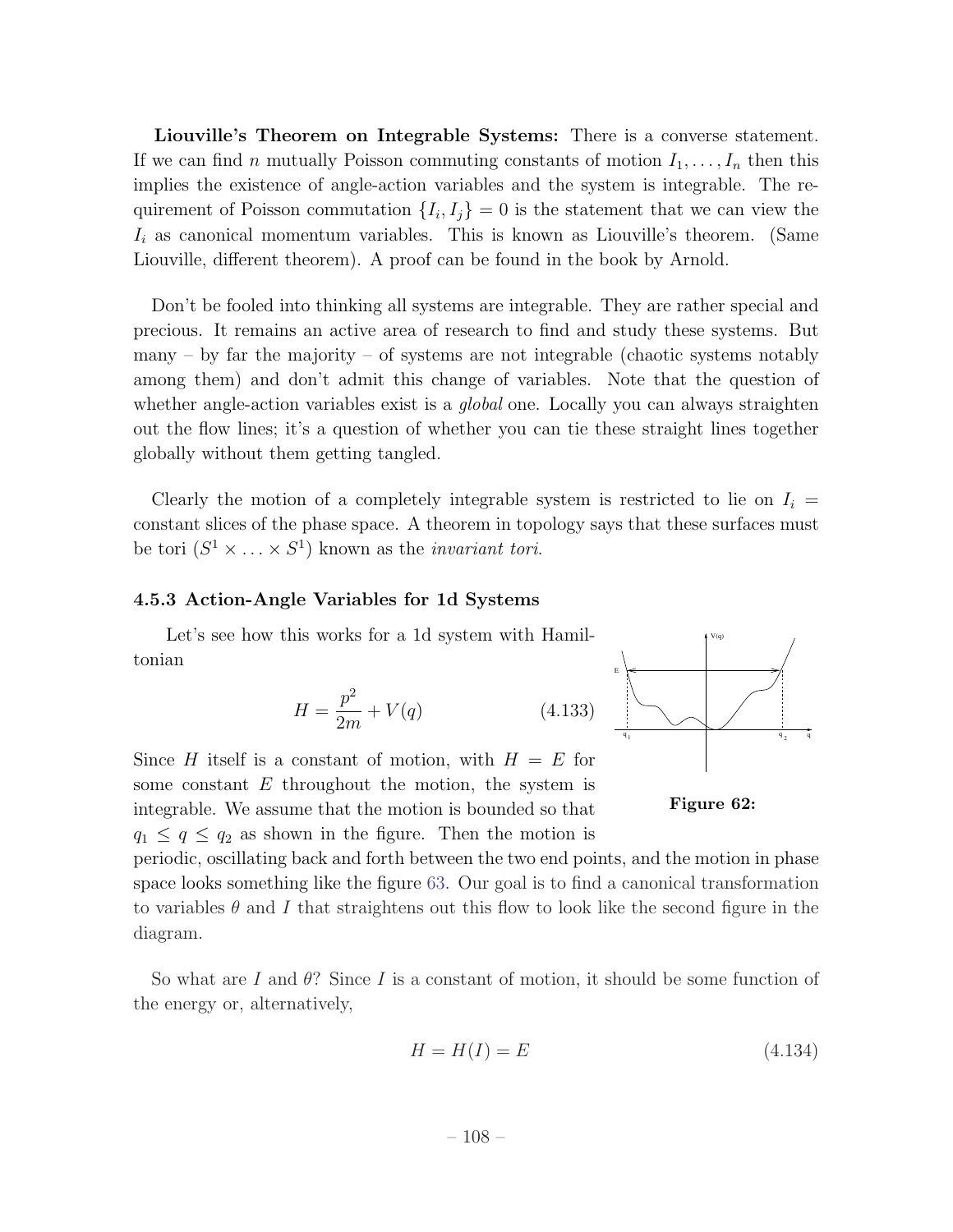**Liouville's Theorem on Integrable Systems:** There is a converse statement. If we can find $n$ mutually Poisson commuting constants of motion $I_1, \ldots, I_n$ then this implies the existence of angle-action variables and the system is integrable. The requirement of Poisson commutation $\{I_i, I_j\} = 0$ is the statement that we can view the $I_i$ as canonical momentum variables. This is known as Liouville's theorem. (Same Liouville, different theorem). A proof can be found in the book by Arnold.

Don't be fooled into thinking all systems are integrable. They are rather special and precious. It remains an active area of research to find and study these systems. But many – by far the majority – of systems are not integrable (chaotic systems notably among them) and don't admit this change of variables. Note that the question of whether angle-action variables exist is a *global* one. Locally you can always straighten out the flow lines; it's a question of whether you can tie these straight lines together globally without them getting tangled.

Clearly the motion of a completely integrable system is restricted to lie on $I_i =$ constant slices of the phase space. A theorem in topology says that these surfaces must be tori ($S^1 \times \ldots \times S^1$) known as the *invariant tori*.

### 4.5.3 Action-Angle Variables for 1d Systems

Let's see how this works for a 1d system with Hamiltonian

$$H = \frac{p^2}{2m} + V(q) \tag{4.133}$$

**Figure 62:**

Since $H$ itself is a constant of motion, with $H = E$ for some constant $E$ throughout the motion, the system is integrable. We assume that the motion is bounded so that $q_1 \leq q \leq q_2$ as shown in the figure. Then the motion is periodic, oscillating back and forth between the two end points, and the motion in phase space looks something like the figure 63. Our goal is to find a canonical transformation to variables $\theta$ and $I$ that straightens out this flow to look like the second figure in the diagram.

So what are $I$ and $\theta$? Since $I$ is a constant of motion, it should be some function of the energy or, alternatively,

$$H = H(I) = E \tag{4.134}$$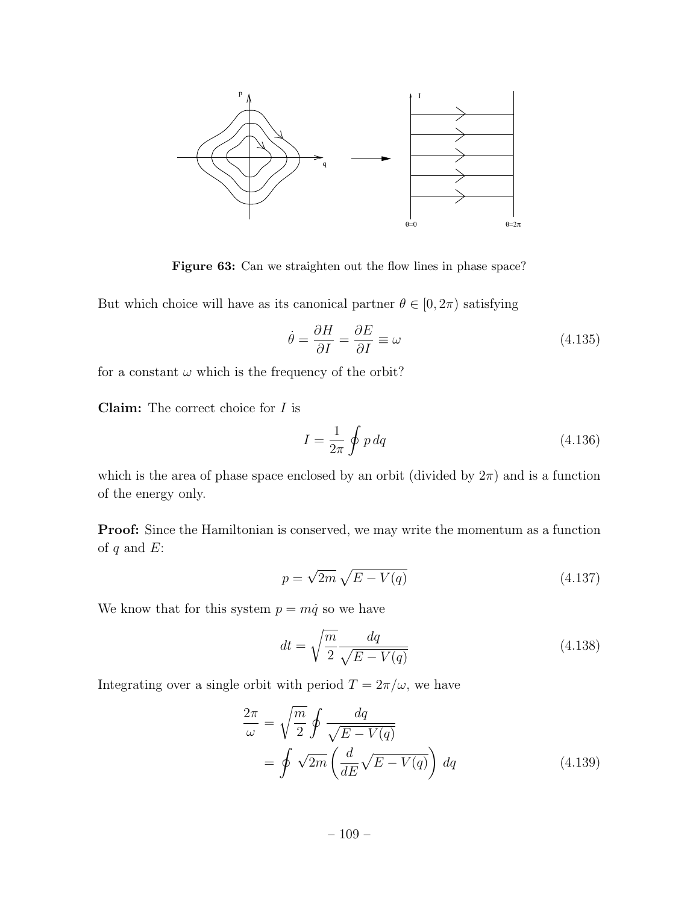**Figure 63:** Can we straighten out the flow lines in phase space?

But which choice will have as its canonical partner $\theta \in [0, 2\pi)$ satisfying

$$\dot{\theta} = \frac{\partial H}{\partial I} = \frac{\partial E}{\partial I} \equiv \omega \tag{4.135}$$

for a constant $\omega$ which is the frequency of the orbit?

**Claim:** The correct choice for $I$ is

$$I = \frac{1}{2\pi} \oint p \, dq \tag{4.136}$$

which is the area of phase space enclosed by an orbit (divided by $2\pi$) and is a function of the energy only.

**Proof:** Since the Hamiltonian is conserved, we may write the momentum as a function of $q$ and $E$:

$$p = \sqrt{2m} \sqrt{E - V(q)} \tag{4.137}$$

We know that for this system $p = m\dot{q}$ so we have

$$dt = \sqrt{\frac{m}{2}} \frac{dq}{\sqrt{E - V(q)}} \tag{4.138}$$

Integrating over a single orbit with period $T = 2\pi/\omega$, we have

$$\begin{aligned} \frac{2\pi}{\omega} &= \sqrt{\frac{m}{2}} \oint \frac{dq}{\sqrt{E - V(q)}} \\ &= \oint \sqrt{2m} \left( \frac{d}{dE} \sqrt{E - V(q)} \right) \, dq \end{aligned} \tag{4.139}$$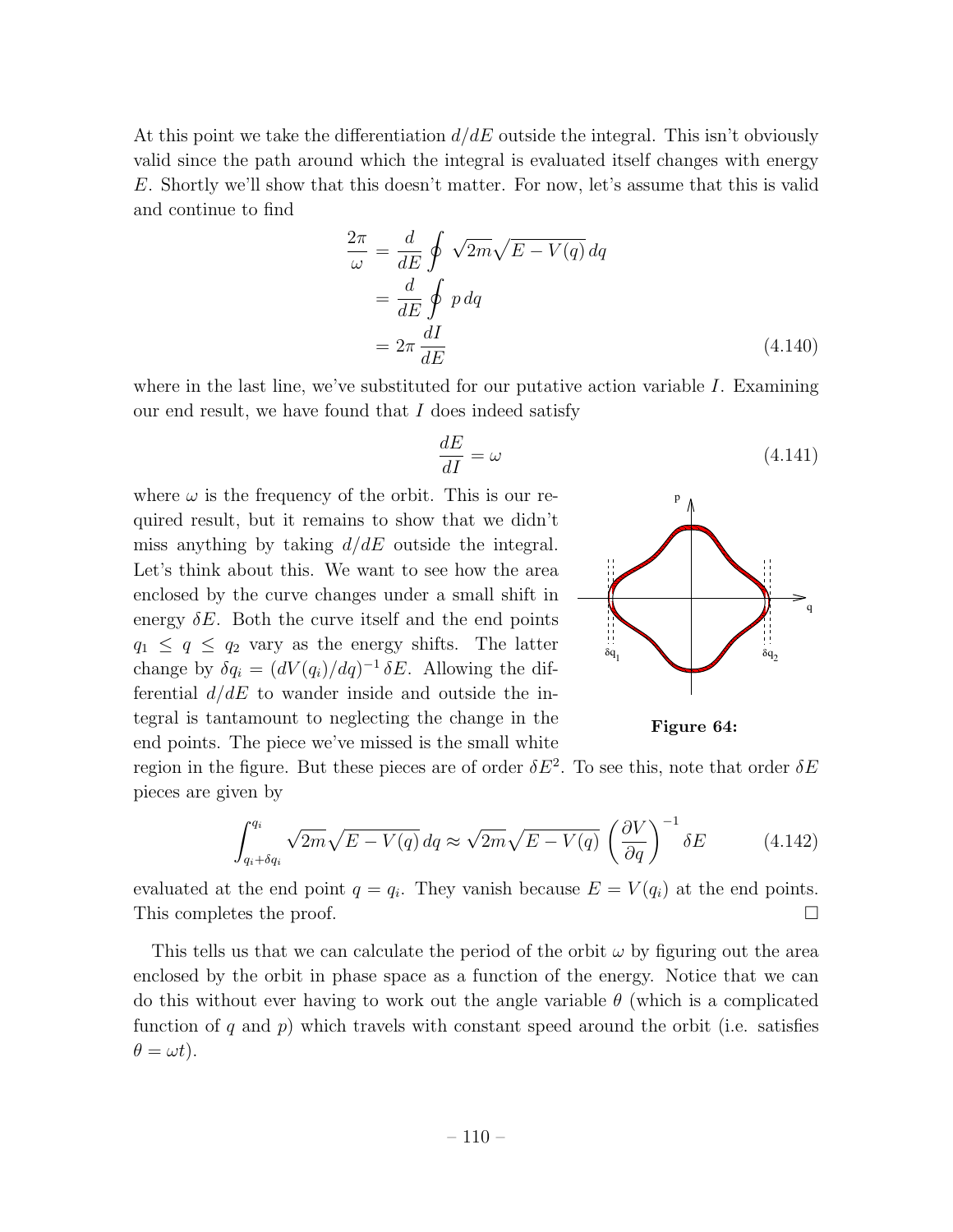At this point we take the differentiation $d/dE$ outside the integral. This isn't obviously valid since the path around which the integral is evaluated itself changes with energy $E$. Shortly we'll show that this doesn't matter. For now, let's assume that this is valid and continue to find

$$\begin{aligned}\frac{2\pi}{\omega} &= \frac{d}{dE}\oint \sqrt{2m}\sqrt{E-V(q)}\,dq \\ &= \frac{d}{dE}\oint p\,dq \\ &= 2\pi\,\frac{dI}{dE}\end{aligned} \tag{4.140}$$

where in the last line, we've substituted for our putative action variable $I$. Examining our end result, we have found that $I$ does indeed satisfy

$$\frac{dE}{dI} = \omega \tag{4.141}$$

where $\omega$ is the frequency of the orbit. This is our required result, but it remains to show that we didn't miss anything by taking $d/dE$ outside the integral. Let's think about this. We want to see how the area enclosed by the curve changes under a small shift in energy $\delta E$. Both the curve itself and the end points $q_1 \leq q \leq q_2$ vary as the energy shifts. The latter change by $\delta q_i = (dV(q_i)/dq)^{-1}\,\delta E$. Allowing the differential $d/dE$ to wander inside and outside the integral is tantamount to neglecting the change in the end points. The piece we've missed is the small white region in the figure. But these pieces are of order $\delta E^2$. To see this, note that order $\delta E$ pieces are given by

**Figure 64:**

$$\int_{q_i+\delta q_i}^{q_i} \sqrt{2m}\sqrt{E-V(q)}\,dq \approx \sqrt{2m}\sqrt{E-V(q)}\,\left(\frac{\partial V}{\partial q}\right)^{-1}\delta E \tag{4.142}$$

evaluated at the end point $q = q_i$. They vanish because $E = V(q_i)$ at the end points. This completes the proof. □

This tells us that we can calculate the period of the orbit $\omega$ by figuring out the area enclosed by the orbit in phase space as a function of the energy. Notice that we can do this without ever having to work out the angle variable $\theta$ (which is a complicated function of $q$ and $p$) which travels with constant speed around the orbit (i.e. satisfies $\theta = \omega t$).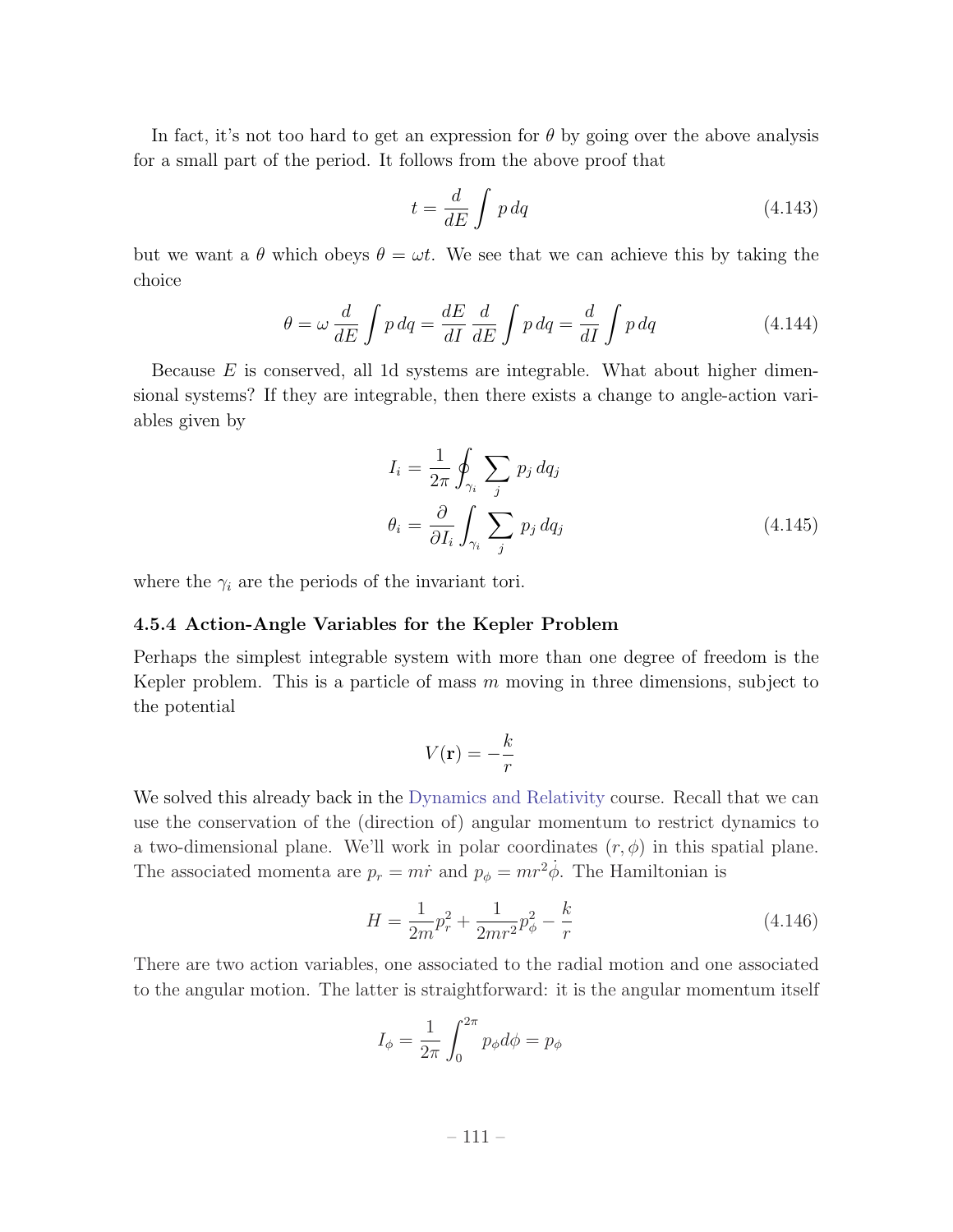In fact, it's not too hard to get an expression for $\theta$ by going over the above analysis for a small part of the period. It follows from the above proof that

$$t = \frac{d}{dE}\int p\,dq \tag{4.143}$$

but we want a $\theta$ which obeys $\theta = \omega t$. We see that we can achieve this by taking the choice

$$\theta = \omega\,\frac{d}{dE}\int p\,dq = \frac{dE}{dI}\,\frac{d}{dE}\int p\,dq = \frac{d}{dI}\int p\,dq \tag{4.144}$$

Because $E$ is conserved, all 1d systems are integrable. What about higher dimensional systems? If they are integrable, then there exists a change to angle-action variables given by

$$\begin{aligned} I_i &= \frac{1}{2\pi}\oint_{\gamma_i} \sum_j p_j\,dq_j \\ \theta_i &= \frac{\partial}{\partial I_i}\int_{\gamma_i} \sum_j p_j\,dq_j \end{aligned} \tag{4.145}$$

where the $\gamma_i$ are the periods of the invariant tori.

### 4.5.4 Action-Angle Variables for the Kepler Problem

Perhaps the simplest integrable system with more than one degree of freedom is the Kepler problem. This is a particle of mass $m$ moving in three dimensions, subject to the potential

$$V(\mathbf{r}) = -\frac{k}{r}$$

We solved this already back in the Dynamics and Relativity course. Recall that we can use the conservation of the (direction of) angular momentum to restrict dynamics to a two-dimensional plane. We'll work in polar coordinates $(r, \phi)$ in this spatial plane. The associated momenta are $p_r = m\dot{r}$ and $p_\phi = mr^2\dot{\phi}$. The Hamiltonian is

$$H = \frac{1}{2m}p_r^2 + \frac{1}{2mr^2}p_\phi^2 - \frac{k}{r} \tag{4.146}$$

There are two action variables, one associated to the radial motion and one associated to the angular motion. The latter is straightforward: it is the angular momentum itself

$$I_\phi = \frac{1}{2\pi}\int_0^{2\pi} p_\phi d\phi = p_\phi$$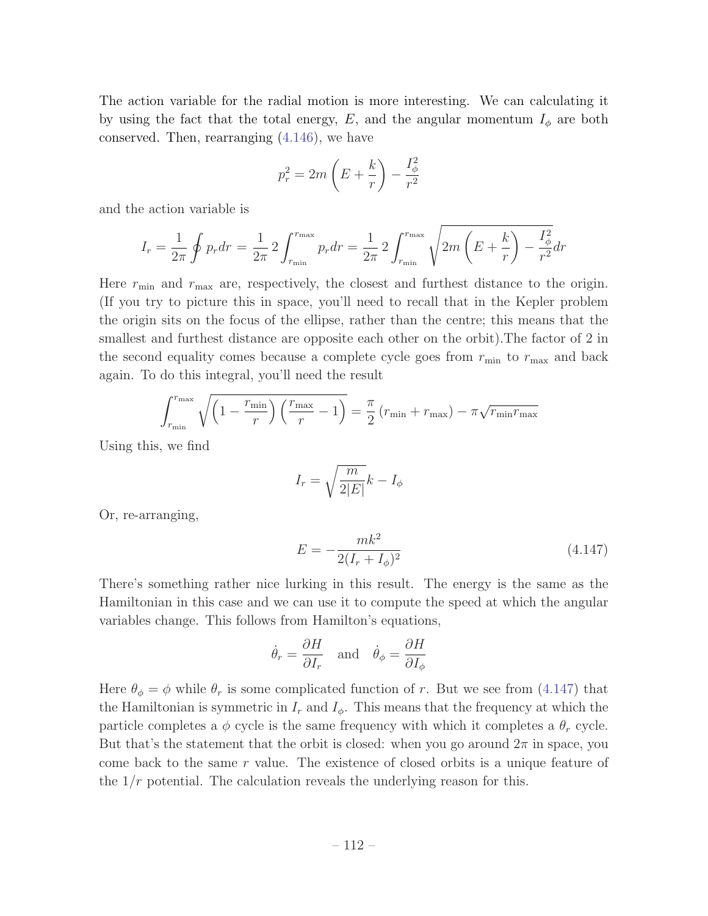The action variable for the radial motion is more interesting. We can calculating it by using the fact that the total energy, $E$, and the angular momentum $I_\phi$ are both conserved. Then, rearranging (4.146), we have

$$p_r^2 = 2m\left(E + \frac{k}{r}\right) - \frac{I_\phi^2}{r^2}$$

and the action variable is

$$I_r = \frac{1}{2\pi}\oint p_r dr = \frac{1}{2\pi}\, 2\int_{r_{\rm min}}^{r_{\rm max}} p_r dr = \frac{1}{2\pi}\, 2\int_{r_{\rm min}}^{r_{\rm max}} \sqrt{2m\left(E+\frac{k}{r}\right) - \frac{I_\phi^2}{r^2}}\,dr$$

Here $r_{\rm min}$ and $r_{\rm max}$ are, respectively, the closest and furthest distance to the origin. (If you try to picture this in space, you'll need to recall that in the Kepler problem the origin sits on the focus of the ellipse, rather than the centre; this means that the smallest and furthest distance are opposite each other on the orbit).The factor of 2 in the second equality comes because a complete cycle goes from $r_{\rm min}$ to $r_{\rm max}$ and back again. To do this integral, you'll need the result

$$\int_{r_{\rm min}}^{r_{\rm max}} \sqrt{\left(1 - \frac{r_{\rm min}}{r}\right)\left(\frac{r_{\rm max}}{r} - 1\right)} = \frac{\pi}{2}\left(r_{\rm min} + r_{\rm max}\right) - \pi\sqrt{r_{\rm min} r_{\rm max}}$$

Using this, we find

$$I_r = \sqrt{\frac{m}{2|E|}}\,k - I_\phi$$

Or, re-arranging,

$$E = -\frac{mk^2}{2(I_r + I_\phi)^2} \tag{4.147}$$

There's something rather nice lurking in this result. The energy is the same as the Hamiltonian in this case and we can use it to compute the speed at which the angular variables change. This follows from Hamilton's equations,

$$\dot{\theta}_r = \frac{\partial H}{\partial I_r} \quad \text{and} \quad \dot{\theta}_\phi = \frac{\partial H}{\partial I_\phi}$$

Here $\theta_\phi = \phi$ while $\theta_r$ is some complicated function of $r$. But we see from (4.147) that the Hamiltonian is symmetric in $I_r$ and $I_\phi$. This means that the frequency at which the particle completes a $\phi$ cycle is the same frequency with which it completes a $\theta_r$ cycle. But that's the statement that the orbit is closed: when you go around $2\pi$ in space, you come back to the same $r$ value. The existence of closed orbits is a unique feature of the $1/r$ potential. The calculation reveals the underlying reason for this.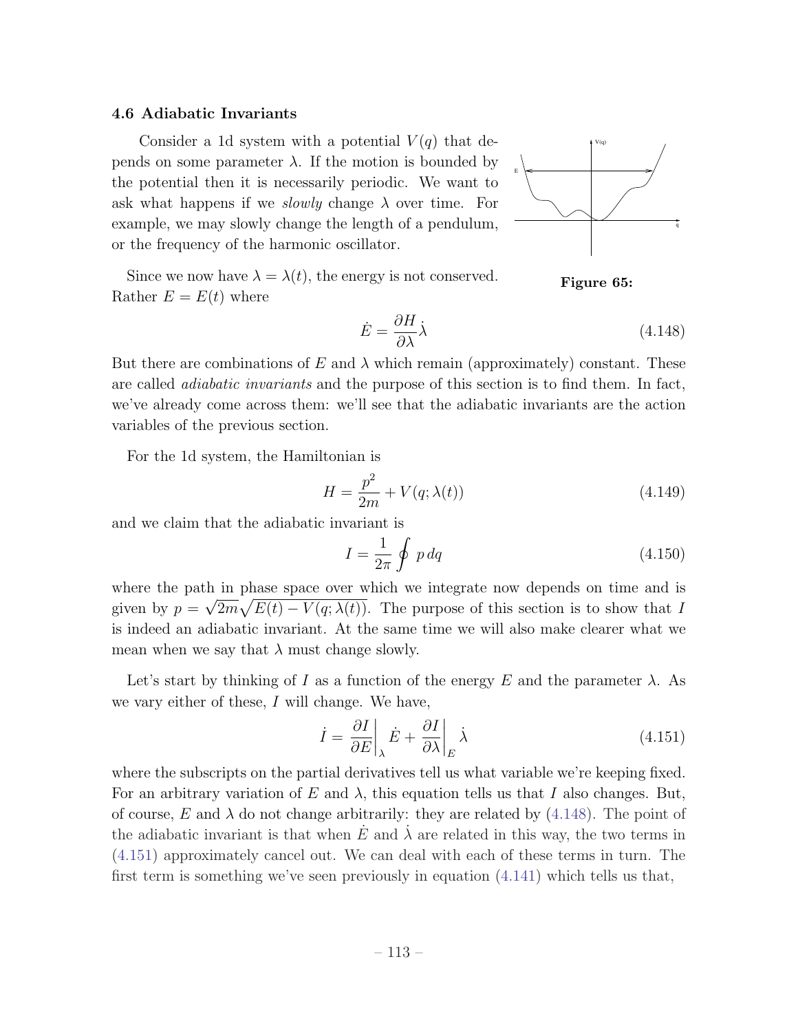### 4.6 Adiabatic Invariants

Consider a 1d system with a potential $V(q)$ that depends on some parameter $\lambda$. If the motion is bounded by the potential then it is necessarily periodic. We want to ask what happens if we *slowly* change $\lambda$ over time. For example, we may slowly change the length of a pendulum, or the frequency of the harmonic oscillator.

**Figure 65:**

Since we now have $\lambda = \lambda(t)$, the energy is not conserved. Rather $E = E(t)$ where

$$\dot{E} = \frac{\partial H}{\partial \lambda} \dot{\lambda} \tag{4.148}$$

But there are combinations of $E$ and $\lambda$ which remain (approximately) constant. These are called *adiabatic invariants* and the purpose of this section is to find them. In fact, we've already come across them: we'll see that the adiabatic invariants are the action variables of the previous section.

For the 1d system, the Hamiltonian is

$$H = \frac{p^2}{2m} + V(q; \lambda(t)) \tag{4.149}$$

and we claim that the adiabatic invariant is

$$I = \frac{1}{2\pi} \oint p \, dq \tag{4.150}$$

where the path in phase space over which we integrate now depends on time and is given by $p = \sqrt{2m}\sqrt{E(t) - V(q; \lambda(t))}$. The purpose of this section is to show that $I$ is indeed an adiabatic invariant. At the same time we will also make clearer what we mean when we say that $\lambda$ must change slowly.

Let's start by thinking of $I$ as a function of the energy $E$ and the parameter $\lambda$. As we vary either of these, $I$ will change. We have,

$$\dot{I} = \left.\frac{\partial I}{\partial E}\right|_{\lambda} \dot{E} + \left.\frac{\partial I}{\partial \lambda}\right|_{E} \dot{\lambda} \tag{4.151}$$

where the subscripts on the partial derivatives tell us what variable we're keeping fixed. For an arbitrary variation of $E$ and $\lambda$, this equation tells us that $I$ also changes. But, of course, $E$ and $\lambda$ do not change arbitrarily: they are related by (4.148). The point of the adiabatic invariant is that when $\dot{E}$ and $\dot{\lambda}$ are related in this way, the two terms in (4.151) approximately cancel out. We can deal with each of these terms in turn. The first term is something we've seen previously in equation (4.141) which tells us that,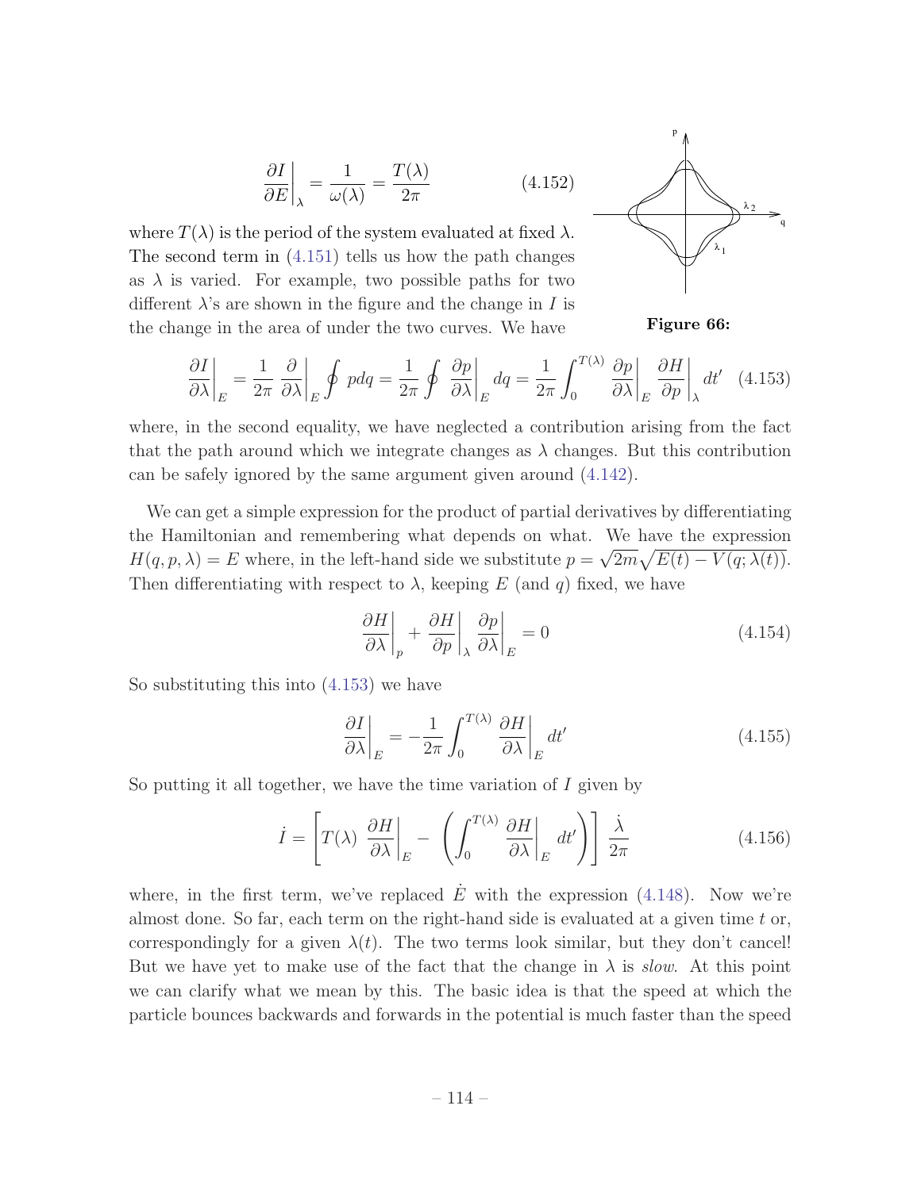$$\left.\frac{\partial I}{\partial E}\right|_{\lambda} = \frac{1}{\omega(\lambda)} = \frac{T(\lambda)}{2\pi} \tag{4.152}$$

where $T(\lambda)$ is the period of the system evaluated at fixed $\lambda$. The second term in (4.151) tells us how the path changes as $\lambda$ is varied. For example, two possible paths for two different $\lambda$'s are shown in the figure and the change in $I$ is the change in the area of under the two curves. We have

**Figure 66:**

$$\left.\frac{\partial I}{\partial \lambda}\right|_{E} = \frac{1}{2\pi}\left.\frac{\partial}{\partial \lambda}\right|_{E}\oint p\,dq = \frac{1}{2\pi}\oint \left.\frac{\partial p}{\partial \lambda}\right|_{E} dq = \frac{1}{2\pi}\int_0^{T(\lambda)} \left.\frac{\partial p}{\partial \lambda}\right|_{E}\left.\frac{\partial H}{\partial p}\right|_{\lambda} dt' \tag{4.153}$$

where, in the second equality, we have neglected a contribution arising from the fact that the path around which we integrate changes as $\lambda$ changes. But this contribution can be safely ignored by the same argument given around (4.142).

We can get a simple expression for the product of partial derivatives by differentiating the Hamiltonian and remembering what depends on what. We have the expression $H(q, p, \lambda) = E$ where, in the left-hand side we substitute $p = \sqrt{2m}\sqrt{E(t) - V(q; \lambda(t))}$. Then differentiating with respect to $\lambda$, keeping $E$ (and $q$) fixed, we have

$$\left.\frac{\partial H}{\partial \lambda}\right|_{p} + \left.\frac{\partial H}{\partial p}\right|_{\lambda}\left.\frac{\partial p}{\partial \lambda}\right|_{E} = 0 \tag{4.154}$$

So substituting this into (4.153) we have

$$\left.\frac{\partial I}{\partial \lambda}\right|_{E} = -\frac{1}{2\pi}\int_0^{T(\lambda)} \left.\frac{\partial H}{\partial \lambda}\right|_{E} dt' \tag{4.155}$$

So putting it all together, we have the time variation of $I$ given by

$$\dot{I} = \left[T(\lambda)\left.\frac{\partial H}{\partial \lambda}\right|_{E} - \left(\int_0^{T(\lambda)} \left.\frac{\partial H}{\partial \lambda}\right|_{E} dt'\right)\right]\frac{\dot{\lambda}}{2\pi} \tag{4.156}$$

where, in the first term, we've replaced $\dot{E}$ with the expression (4.148). Now we're almost done. So far, each term on the right-hand side is evaluated at a given time $t$ or, correspondingly for a given $\lambda(t)$. The two terms look similar, but they don't cancel! But we have yet to make use of the fact that the change in $\lambda$ is *slow*. At this point we can clarify what we mean by this. The basic idea is that the speed at which the particle bounces backwards and forwards in the potential is much faster than the speed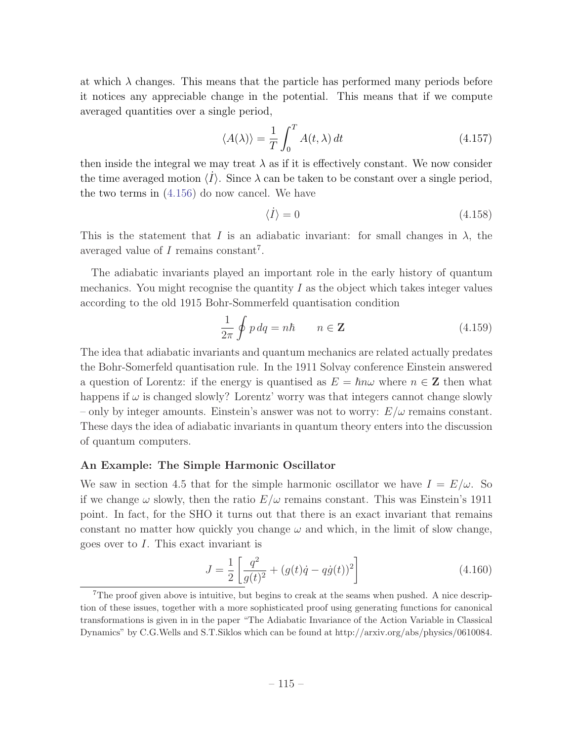at which $\lambda$ changes. This means that the particle has performed many periods before it notices any appreciable change in the potential. This means that if we compute averaged quantities over a single period,

$$\langle A(\lambda) \rangle = \frac{1}{T} \int_0^T A(t, \lambda)\, dt \tag{4.157}$$

then inside the integral we may treat $\lambda$ as if it is effectively constant. We now consider the time averaged motion $\langle \dot{I} \rangle$. Since $\lambda$ can be taken to be constant over a single period, the two terms in (4.156) do now cancel. We have

$$\langle \dot{I} \rangle = 0 \tag{4.158}$$

This is the statement that $I$ is an adiabatic invariant: for small changes in $\lambda$, the averaged value of $I$ remains constant[7].

The adiabatic invariants played an important role in the early history of quantum mechanics. You might recognise the quantity $I$ as the object which takes integer values according to the old 1915 Bohr-Sommerfeld quantisation condition

$$\frac{1}{2\pi} \oint p\, dq = n\hbar \qquad n \in \mathbf{Z} \tag{4.159}$$

The idea that adiabatic invariants and quantum mechanics are related actually predates the Bohr-Somerfeld quantisation rule. In the 1911 Solvay conference Einstein answered a question of Lorentz: if the energy is quantised as $E = \hbar n \omega$ where $n \in \mathbf{Z}$ then what happens if $\omega$ is changed slowly? Lorentz' worry was that integers cannot change slowly – only by integer amounts. Einstein's answer was not to worry: $E/\omega$ remains constant. These days the idea of adiabatic invariants in quantum theory enters into the discussion of quantum computers.

**An Example: The Simple Harmonic Oscillator**

We saw in section 4.5 that for the simple harmonic oscillator we have $I = E/\omega$. So if we change $\omega$ slowly, then the ratio $E/\omega$ remains constant. This was Einstein's 1911 point. In fact, for the SHO it turns out that there is an exact invariant that remains constant no matter how quickly you change $\omega$ and which, in the limit of slow change, goes over to $I$. This exact invariant is

$$J = \frac{1}{2} \left[ \frac{q^2}{g(t)^2} + (g(t)\dot{q} - q\dot{g}(t))^2 \right] \tag{4.160}$$

[7] The proof given above is intuitive, but begins to creak at the seams when pushed. A nice description of these issues, together with a more sophisticated proof using generating functions for canonical transformations is given in in the paper "The Adiabatic Invariance of the Action Variable in Classical Dynamics" by C.G.Wells and S.T.Siklos which can be found at http://arxiv.org/abs/physics/0610084.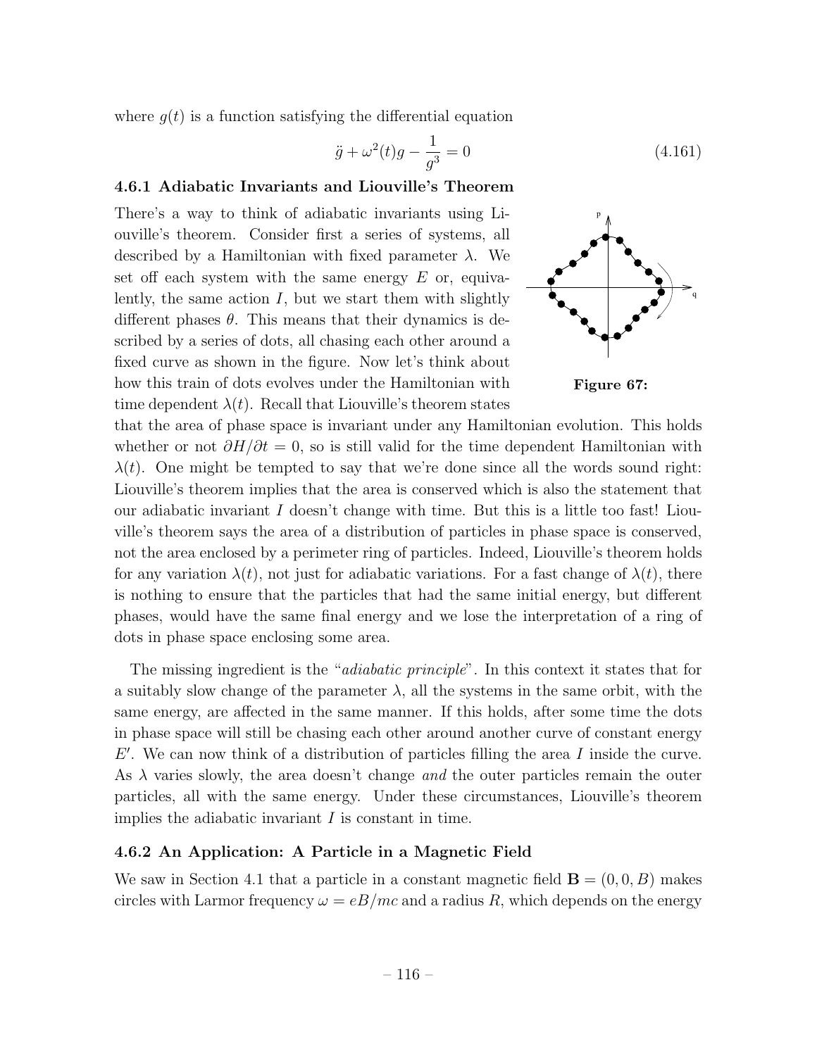where $g(t)$ is a function satisfying the differential equation

$$\ddot{g} + \omega^2(t) g - \frac{1}{g^3} = 0 \tag{4.161}$$

### 4.6.1 Adiabatic Invariants and Liouville's Theorem

There's a way to think of adiabatic invariants using Liouville's theorem. Consider first a series of systems, all described by a Hamiltonian with fixed parameter $\lambda$. We set off each system with the same energy $E$ or, equivalently, the same action $I$, but we start them with slightly different phases $\theta$. This means that their dynamics is described by a series of dots, all chasing each other around a fixed curve as shown in the figure. Now let's think about how this train of dots evolves under the Hamiltonian with time dependent $\lambda(t)$. Recall that Liouville's theorem states that the area of phase space is invariant under any Hamiltonian evolution. This holds whether or not $\partial H/\partial t = 0$, so is still valid for the time dependent Hamiltonian with $\lambda(t)$. One might be tempted to say that we're done since all the words sound right: Liouville's theorem implies that the area is conserved which is also the statement that our adiabatic invariant $I$ doesn't change with time. But this is a little too fast! Liouville's theorem says the area of a distribution of particles in phase space is conserved, not the area enclosed by a perimeter ring of particles. Indeed, Liouville's theorem holds for any variation $\lambda(t)$, not just for adiabatic variations. For a fast change of $\lambda(t)$, there is nothing to ensure that the particles that had the same initial energy, but different phases, would have the same final energy and we lose the interpretation of a ring of dots in phase space enclosing some area.

**Figure 67:**

The missing ingredient is the "*adiabatic principle*". In this context it states that for a suitably slow change of the parameter $\lambda$, all the systems in the same orbit, with the same energy, are affected in the same manner. If this holds, after some time the dots in phase space will still be chasing each other around another curve of constant energy $E'$. We can now think of a distribution of particles filling the area $I$ inside the curve. As $\lambda$ varies slowly, the area doesn't change *and* the outer particles remain the outer particles, all with the same energy. Under these circumstances, Liouville's theorem implies the adiabatic invariant $I$ is constant in time.

### 4.6.2 An Application: A Particle in a Magnetic Field

We saw in Section 4.1 that a particle in a constant magnetic field $\mathbf{B} = (0, 0, B)$ makes circles with Larmor frequency $\omega = eB/mc$ and a radius $R$, which depends on the energy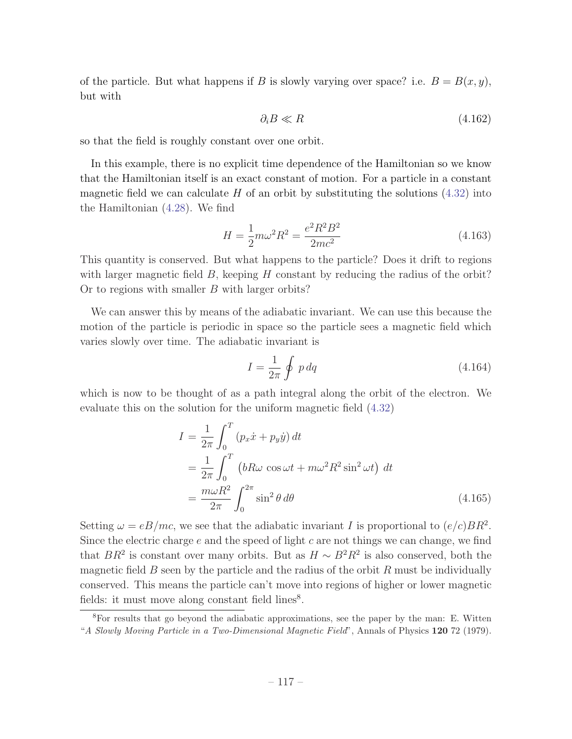of the particle. But what happens if $B$ is slowly varying over space? i.e. $B = B(x, y)$, but with

$$\partial_i B \ll R \tag{4.162}$$

so that the field is roughly constant over one orbit.

In this example, there is no explicit time dependence of the Hamiltonian so we know that the Hamiltonian itself is an exact constant of motion. For a particle in a constant magnetic field we can calculate $H$ of an orbit by substituting the solutions (4.32) into the Hamiltonian (4.28). We find

$$H = \frac{1}{2}m\omega^2 R^2 = \frac{e^2 R^2 B^2}{2mc^2} \tag{4.163}$$

This quantity is conserved. But what happens to the particle? Does it drift to regions with larger magnetic field $B$, keeping $H$ constant by reducing the radius of the orbit? Or to regions with smaller $B$ with larger orbits?

We can answer this by means of the adiabatic invariant. We can use this because the motion of the particle is periodic in space so the particle sees a magnetic field which varies slowly over time. The adiabatic invariant is

$$I = \frac{1}{2\pi}\oint p\,dq \tag{4.164}$$

which is now to be thought of as a path integral along the orbit of the electron. We evaluate this on the solution for the uniform magnetic field (4.32)

$$\begin{aligned}
I &= \frac{1}{2\pi}\int_0^T (p_x\dot{x} + p_y\dot{y})\,dt \\
&= \frac{1}{2\pi}\int_0^T \left(bR\omega\,\cos\omega t + m\omega^2 R^2 \sin^2\omega t\right)\,dt \\
&= \frac{m\omega R^2}{2\pi}\int_0^{2\pi} \sin^2\theta\,d\theta
\end{aligned} \tag{4.165}$$

Setting $\omega = eB/mc$, we see that the adiabatic invariant $I$ is proportional to $(e/c)BR^2$. Since the electric charge $e$ and the speed of light $c$ are not things we can change, we find that $BR^2$ is constant over many orbits. But as $H \sim B^2R^2$ is also conserved, both the magnetic field $B$ seen by the particle and the radius of the orbit $R$ must be individually conserved. This means the particle can't move into regions of higher or lower magnetic fields: it must move along constant field lines[8].

[8]For results that go beyond the adiabatic approximations, see the paper by the man: E. Witten "*A Slowly Moving Particle in a Two-Dimensional Magnetic Field*", Annals of Physics **120** 72 (1979).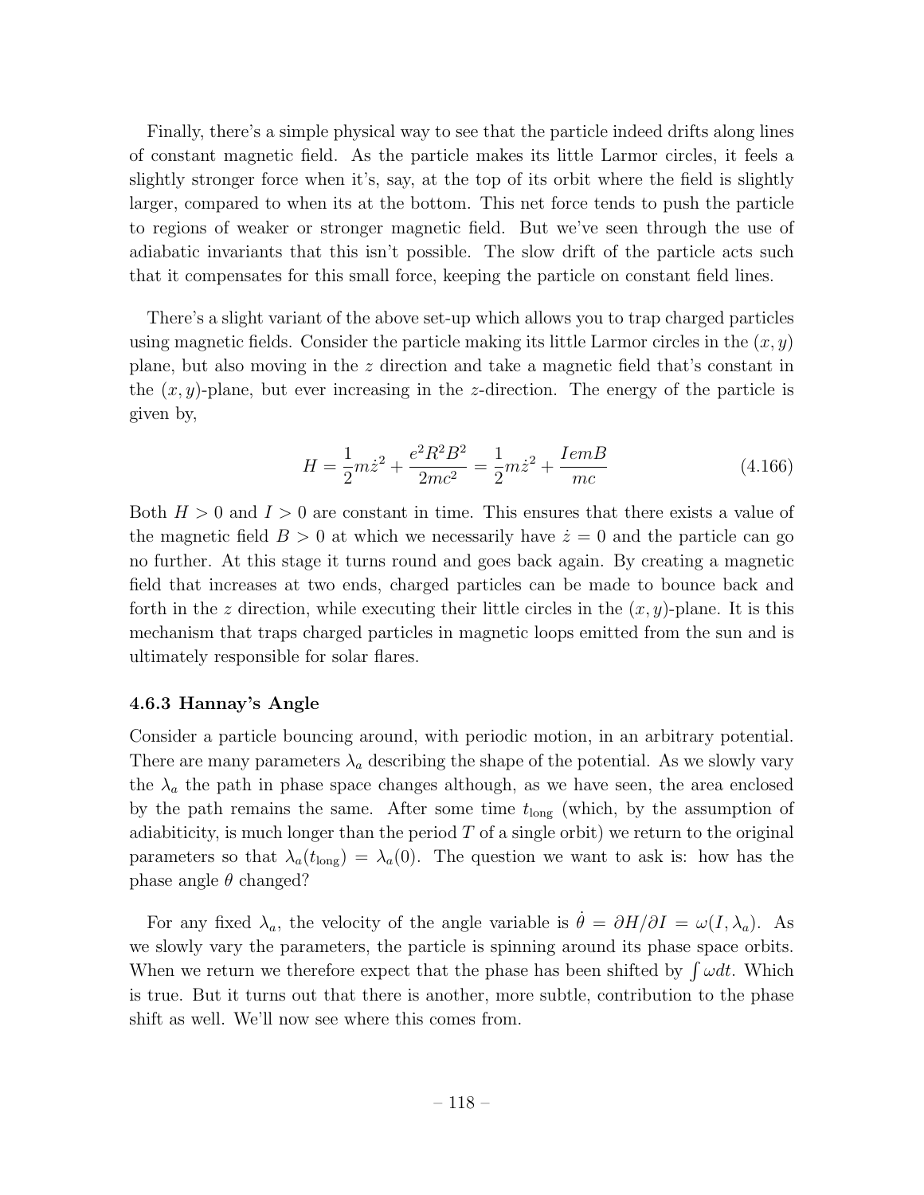Finally, there's a simple physical way to see that the particle indeed drifts along lines of constant magnetic field. As the particle makes its little Larmor circles, it feels a slightly stronger force when it's, say, at the top of its orbit where the field is slightly larger, compared to when its at the bottom. This net force tends to push the particle to regions of weaker or stronger magnetic field. But we've seen through the use of adiabatic invariants that this isn't possible. The slow drift of the particle acts such that it compensates for this small force, keeping the particle on constant field lines.

There's a slight variant of the above set-up which allows you to trap charged particles using magnetic fields. Consider the particle making its little Larmor circles in the $(x, y)$ plane, but also moving in the $z$ direction and take a magnetic field that's constant in the $(x, y)$-plane, but ever increasing in the $z$-direction. The energy of the particle is given by,

$$H = \frac{1}{2}m\dot{z}^2 + \frac{e^2R^2B^2}{2mc^2} = \frac{1}{2}m\dot{z}^2 + \frac{IemB}{mc} \tag{4.166}$$

Both $H > 0$ and $I > 0$ are constant in time. This ensures that there exists a value of the magnetic field $B > 0$ at which we necessarily have $\dot{z} = 0$ and the particle can go no further. At this stage it turns round and goes back again. By creating a magnetic field that increases at two ends, charged particles can be made to bounce back and forth in the $z$ direction, while executing their little circles in the $(x, y)$-plane. It is this mechanism that traps charged particles in magnetic loops emitted from the sun and is ultimately responsible for solar flares.

### 4.6.3 Hannay's Angle

Consider a particle bouncing around, with periodic motion, in an arbitrary potential. There are many parameters $\lambda_a$ describing the shape of the potential. As we slowly vary the $\lambda_a$ the path in phase space changes although, as we have seen, the area enclosed by the path remains the same. After some time $t_{\text{long}}$ (which, by the assumption of adiabiticity, is much longer than the period $T$ of a single orbit) we return to the original parameters so that $\lambda_a(t_{\text{long}}) = \lambda_a(0)$. The question we want to ask is: how has the phase angle $\theta$ changed?

For any fixed $\lambda_a$, the velocity of the angle variable is $\dot{\theta} = \partial H/\partial I = \omega(I, \lambda_a)$. As we slowly vary the parameters, the particle is spinning around its phase space orbits. When we return we therefore expect that the phase has been shifted by $\int \omega dt$. Which is true. But it turns out that there is another, more subtle, contribution to the phase shift as well. We'll now see where this comes from.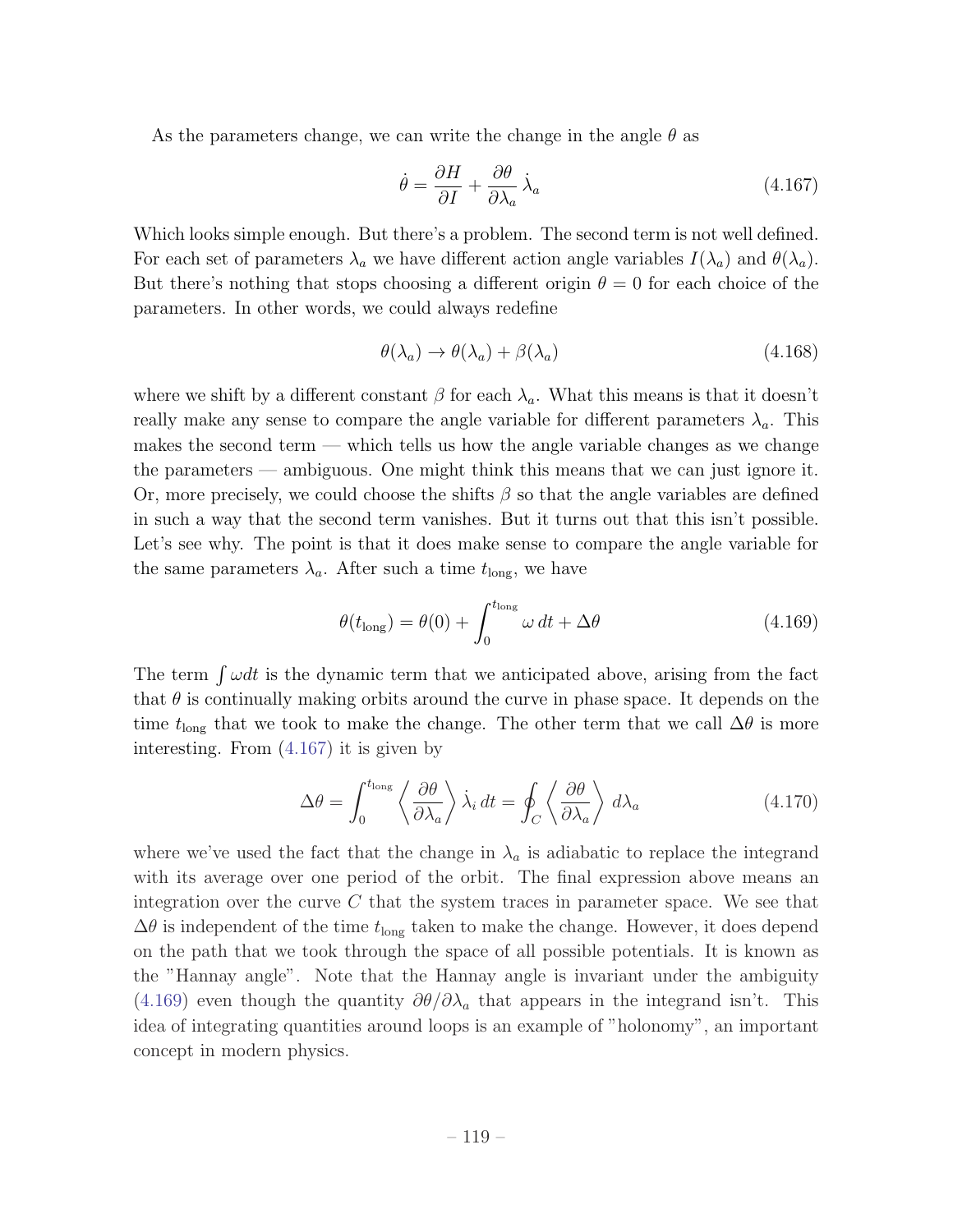As the parameters change, we can write the change in the angle $\theta$ as

$$\dot{\theta} = \frac{\partial H}{\partial I} + \frac{\partial \theta}{\partial \lambda_a}\,\dot{\lambda}_a \tag{4.167}$$

Which looks simple enough. But there's a problem. The second term is not well defined. For each set of parameters $\lambda_a$ we have different action angle variables $I(\lambda_a)$ and $\theta(\lambda_a)$. But there's nothing that stops choosing a different origin $\theta = 0$ for each choice of the parameters. In other words, we could always redefine

$$\theta(\lambda_a) \to \theta(\lambda_a) + \beta(\lambda_a) \tag{4.168}$$

where we shift by a different constant $\beta$ for each $\lambda_a$. What this means is that it doesn't really make any sense to compare the angle variable for different parameters $\lambda_a$. This makes the second term — which tells us how the angle variable changes as we change the parameters — ambiguous. One might think this means that we can just ignore it. Or, more precisely, we could choose the shifts $\beta$ so that the angle variables are defined in such a way that the second term vanishes. But it turns out that this isn't possible. Let's see why. The point is that it does make sense to compare the angle variable for the same parameters $\lambda_a$. After such a time $t_{\text{long}}$, we have

$$\theta(t_{\text{long}}) = \theta(0) + \int_0^{t_{\text{long}}} \omega\, dt + \Delta\theta \tag{4.169}$$

The term $\int \omega dt$ is the dynamic term that we anticipated above, arising from the fact that $\theta$ is continually making orbits around the curve in phase space. It depends on the time $t_{\text{long}}$ that we took to make the change. The other term that we call $\Delta\theta$ is more interesting. From (4.167) it is given by

$$\Delta\theta = \int_0^{t_{\text{long}}} \left\langle \frac{\partial \theta}{\partial \lambda_a} \right\rangle \dot{\lambda}_i\, dt = \oint_C \left\langle \frac{\partial \theta}{\partial \lambda_a} \right\rangle d\lambda_a \tag{4.170}$$

where we've used the fact that the change in $\lambda_a$ is adiabatic to replace the integrand with its average over one period of the orbit. The final expression above means an integration over the curve $C$ that the system traces in parameter space. We see that $\Delta\theta$ is independent of the time $t_{\text{long}}$ taken to make the change. However, it does depend on the path that we took through the space of all possible potentials. It is known as the "Hannay angle". Note that the Hannay angle is invariant under the ambiguity (4.169) even though the quantity $\partial\theta/\partial\lambda_a$ that appears in the integrand isn't. This idea of integrating quantities around loops is an example of "holonomy", an important concept in modern physics.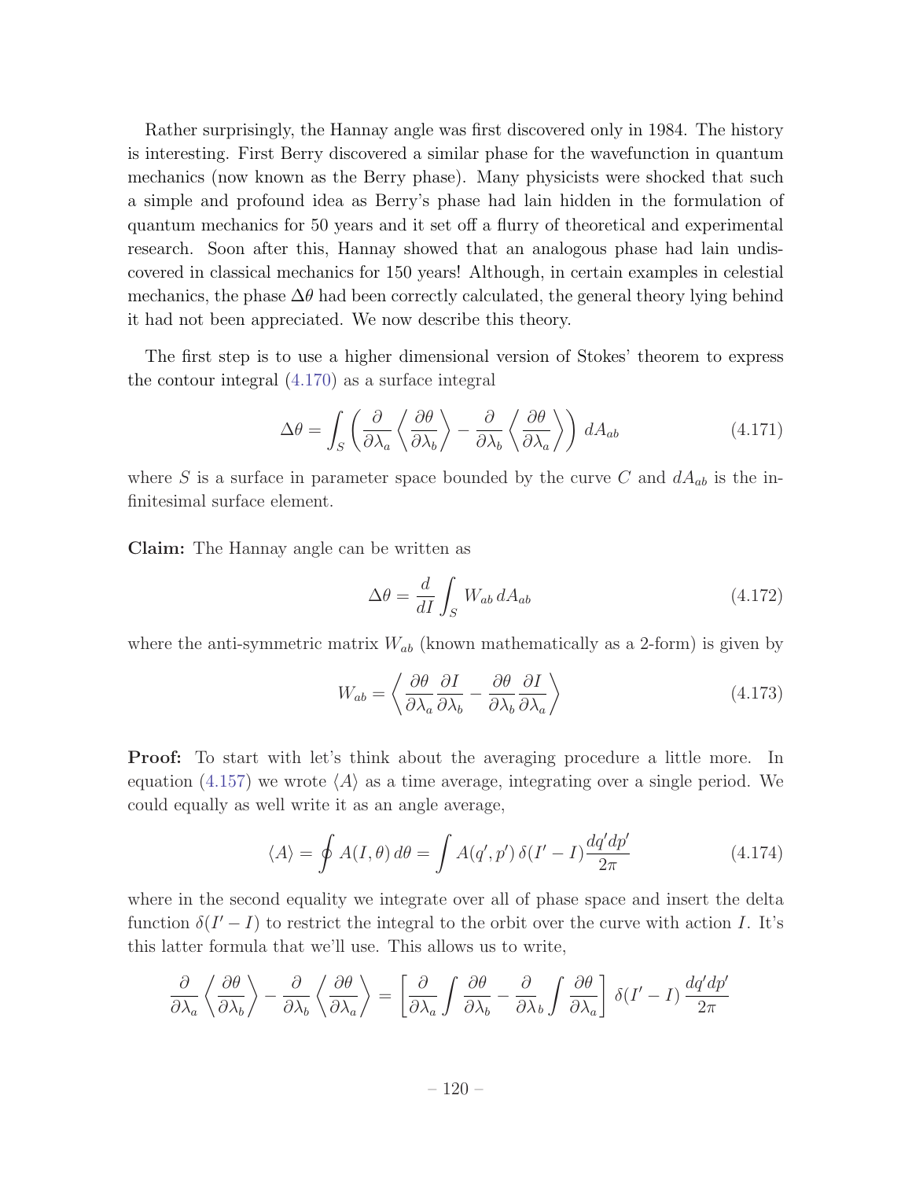Rather surprisingly, the Hannay angle was first discovered only in 1984. The history is interesting. First Berry discovered a similar phase for the wavefunction in quantum mechanics (now known as the Berry phase). Many physicists were shocked that such a simple and profound idea as Berry's phase had lain hidden in the formulation of quantum mechanics for 50 years and it set off a flurry of theoretical and experimental research. Soon after this, Hannay showed that an analogous phase had lain undiscovered in classical mechanics for 150 years! Although, in certain examples in celestial mechanics, the phase $\Delta\theta$ had been correctly calculated, the general theory lying behind it had not been appreciated. We now describe this theory.

The first step is to use a higher dimensional version of Stokes' theorem to express the contour integral (4.170) as a surface integral

$$\Delta\theta = \int_S \left( \frac{\partial}{\partial \lambda_a} \left\langle \frac{\partial \theta}{\partial \lambda_b} \right\rangle - \frac{\partial}{\partial \lambda_b} \left\langle \frac{\partial \theta}{\partial \lambda_a} \right\rangle \right) dA_{ab} \tag{4.171}$$

where $S$ is a surface in parameter space bounded by the curve $C$ and $dA_{ab}$ is the infinitesimal surface element.

**Claim:** The Hannay angle can be written as

$$\Delta\theta = \frac{d}{dI} \int_S W_{ab}\, dA_{ab} \tag{4.172}$$

where the anti-symmetric matrix $W_{ab}$ (known mathematically as a 2-form) is given by

$$W_{ab} = \left\langle \frac{\partial \theta}{\partial \lambda_a} \frac{\partial I}{\partial \lambda_b} - \frac{\partial \theta}{\partial \lambda_b} \frac{\partial I}{\partial \lambda_a} \right\rangle \tag{4.173}$$

**Proof:** To start with let's think about the averaging procedure a little more. In equation (4.157) we wrote $\langle A \rangle$ as a time average, integrating over a single period. We could equally as well write it as an angle average,

$$\langle A \rangle = \oint A(I, \theta)\, d\theta = \int A(q', p')\, \delta(I' - I) \frac{dq' dp'}{2\pi} \tag{4.174}$$

where in the second equality we integrate over all of phase space and insert the delta function $\delta(I' - I)$ to restrict the integral to the orbit over the curve with action $I$. It's this latter formula that we'll use. This allows us to write,

$$\frac{\partial}{\partial \lambda_a} \left\langle \frac{\partial \theta}{\partial \lambda_b} \right\rangle - \frac{\partial}{\partial \lambda_b} \left\langle \frac{\partial \theta}{\partial \lambda_a} \right\rangle = \left[ \frac{\partial}{\partial \lambda_a} \int \frac{\partial \theta}{\partial \lambda_b} - \frac{\partial}{\partial \lambda_b} \int \frac{\partial \theta}{\partial \lambda_a} \right] \delta(I' - I)\, \frac{dq' dp'}{2\pi}$$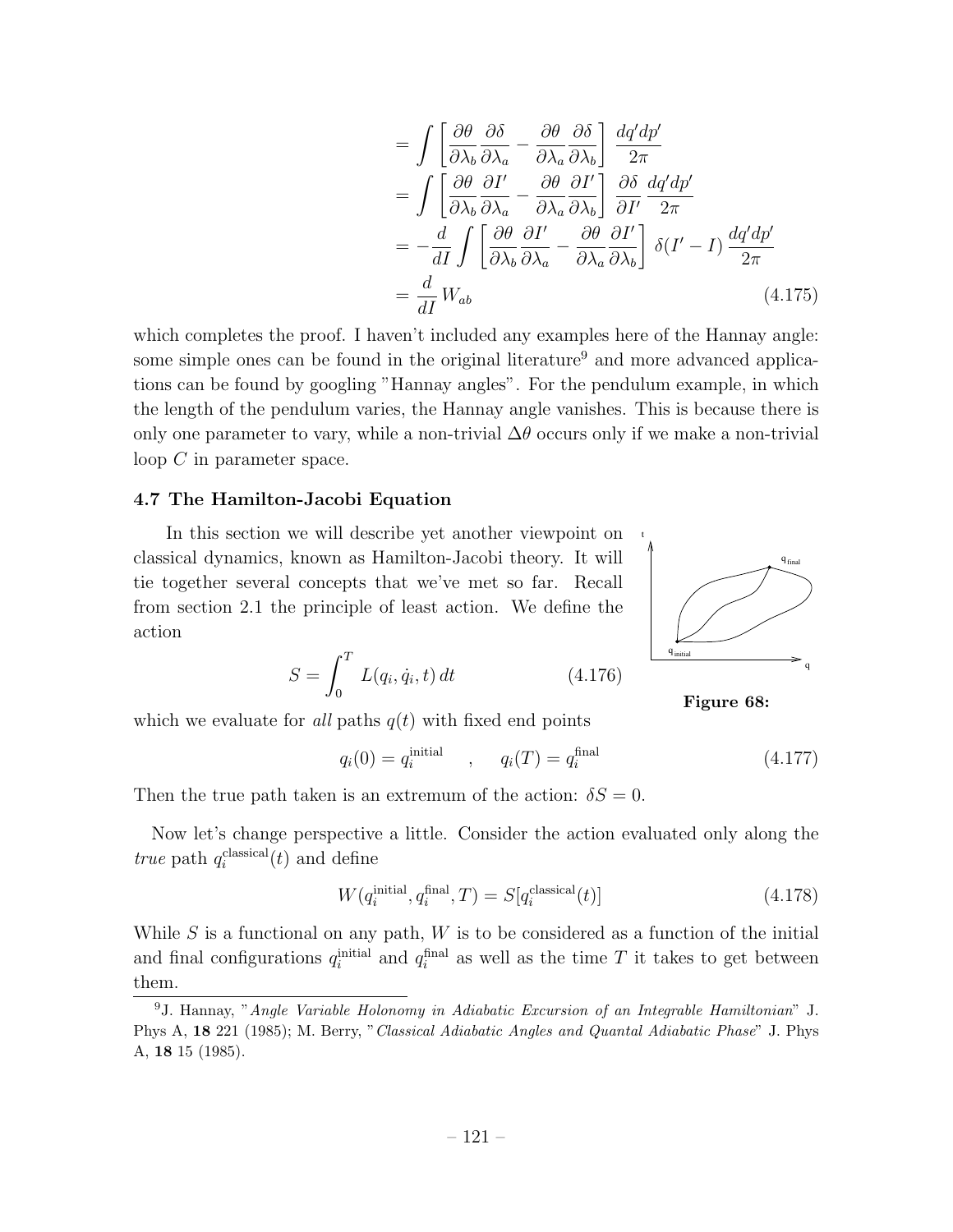$$
\begin{aligned}
&= \int \left[ \frac{\partial \theta}{\partial \lambda_b} \frac{\partial \delta}{\partial \lambda_a} - \frac{\partial \theta}{\partial \lambda_a} \frac{\partial \delta}{\partial \lambda_b} \right] \frac{dq' dp'}{2\pi} \\
&= \int \left[ \frac{\partial \theta}{\partial \lambda_b} \frac{\partial I'}{\partial \lambda_a} - \frac{\partial \theta}{\partial \lambda_a} \frac{\partial I'}{\partial \lambda_b} \right] \frac{\partial \delta}{\partial I'} \frac{dq' dp'}{2\pi} \\
&= -\frac{d}{dI} \int \left[ \frac{\partial \theta}{\partial \lambda_b} \frac{\partial I'}{\partial \lambda_a} - \frac{\partial \theta}{\partial \lambda_a} \frac{\partial I'}{\partial \lambda_b} \right] \delta(I' - I) \frac{dq' dp'}{2\pi} \\
&= \frac{d}{dI} W_{ab} \qquad (4.175)
\end{aligned}
$$

which completes the proof. I haven't included any examples here of the Hannay angle: some simple ones can be found in the original literature[9] and more advanced applications can be found by googling "Hannay angles". For the pendulum example, in which the length of the pendulum varies, the Hannay angle vanishes. This is because there is only one parameter to vary, while a non-trivial $\Delta\theta$ occurs only if we make a non-trivial loop $C$ in parameter space.

### 4.7 The Hamilton-Jacobi Equation

In this section we will describe yet another viewpoint on classical dynamics, known as Hamilton-Jacobi theory. It will tie together several concepts that we've met so far. Recall from section 2.1 the principle of least action. We define the action

$$
S = \int_0^T L(q_i, \dot{q}_i, t)\, dt \qquad (4.176)
$$

**Figure 68:**

which we evaluate for *all* paths $q(t)$ with fixed end points

$$
q_i(0) = q_i^{\text{initial}} \quad , \quad q_i(T) = q_i^{\text{final}} \qquad (4.177)
$$

Then the true path taken is an extremum of the action: $\delta S = 0$.

Now let's change perspective a little. Consider the action evaluated only along the *true* path $q_i^{\text{classical}}(t)$ and define

$$
W(q_i^{\text{initial}}, q_i^{\text{final}}, T) = S[q_i^{\text{classical}}(t)] \qquad (4.178)
$$

While $S$ is a functional on any path, $W$ is to be considered as a function of the initial and final configurations $q_i^{\text{initial}}$ and $q_i^{\text{final}}$ as well as the time $T$ it takes to get between them.

[9] J. Hannay, "*Angle Variable Holonomy in Adiabatic Excursion of an Integrable Hamiltonian*" J. Phys A, **18** 221 (1985); M. Berry, "*Classical Adiabatic Angles and Quantal Adiabatic Phase*" J. Phys A, **18** 15 (1985).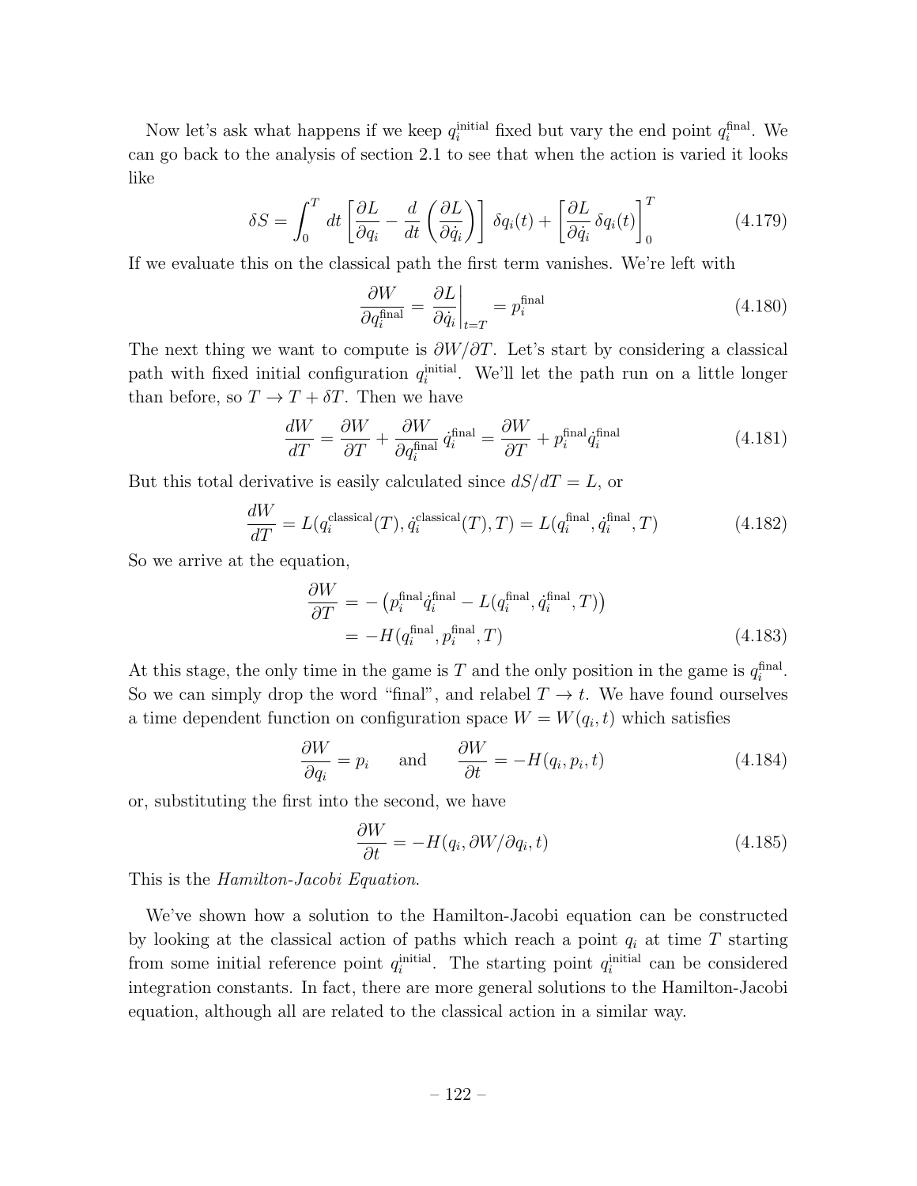Now let's ask what happens if we keep $q_i^{\text{initial}}$ fixed but vary the end point $q_i^{\text{final}}$. We can go back to the analysis of section 2.1 to see that when the action is varied it looks like

$$\delta S = \int_0^T dt \left[\frac{\partial L}{\partial q_i} - \frac{d}{dt}\left(\frac{\partial L}{\partial \dot{q}_i}\right)\right] \delta q_i(t) + \left[\frac{\partial L}{\partial \dot{q}_i}\,\delta q_i(t)\right]_0^T \tag{4.179}$$

If we evaluate this on the classical path the first term vanishes. We're left with

$$\frac{\partial W}{\partial q_i^{\text{final}}} = \left.\frac{\partial L}{\partial \dot{q}_i}\right|_{t=T} = p_i^{\text{final}} \tag{4.180}$$

The next thing we want to compute is $\partial W/\partial T$. Let's start by considering a classical path with fixed initial configuration $q_i^{\text{initial}}$. We'll let the path run on a little longer than before, so $T \to T + \delta T$. Then we have

$$\frac{dW}{dT} = \frac{\partial W}{\partial T} + \frac{\partial W}{\partial q_i^{\text{final}}}\,\dot{q}_i^{\text{final}} = \frac{\partial W}{\partial T} + p_i^{\text{final}}\dot{q}_i^{\text{final}} \tag{4.181}$$

But this total derivative is easily calculated since $dS/dT = L$, or

$$\frac{dW}{dT} = L(q_i^{\text{classical}}(T), \dot{q}_i^{\text{classical}}(T), T) = L(q_i^{\text{final}}, \dot{q}_i^{\text{final}}, T) \tag{4.182}$$

So we arrive at the equation,

$$\begin{aligned}\frac{\partial W}{\partial T} &= -\left(p_i^{\text{final}}\dot{q}_i^{\text{final}} - L(q_i^{\text{final}}, \dot{q}_i^{\text{final}}, T)\right) \\ &= -H(q_i^{\text{final}}, p_i^{\text{final}}, T)\end{aligned} \tag{4.183}$$

At this stage, the only time in the game is $T$ and the only position in the game is $q_i^{\text{final}}$. So we can simply drop the word "final", and relabel $T \to t$. We have found ourselves a time dependent function on configuration space $W = W(q_i, t)$ which satisfies

$$\frac{\partial W}{\partial q_i} = p_i \qquad \text{and} \qquad \frac{\partial W}{\partial t} = -H(q_i, p_i, t) \tag{4.184}$$

or, substituting the first into the second, we have

$$\frac{\partial W}{\partial t} = -H(q_i, \partial W/\partial q_i, t) \tag{4.185}$$

This is the *Hamilton-Jacobi Equation*.

We've shown how a solution to the Hamilton-Jacobi equation can be constructed by looking at the classical action of paths which reach a point $q_i$ at time $T$ starting from some initial reference point $q_i^{\text{initial}}$. The starting point $q_i^{\text{initial}}$ can be considered integration constants. In fact, there are more general solutions to the Hamilton-Jacobi equation, although all are related to the classical action in a similar way.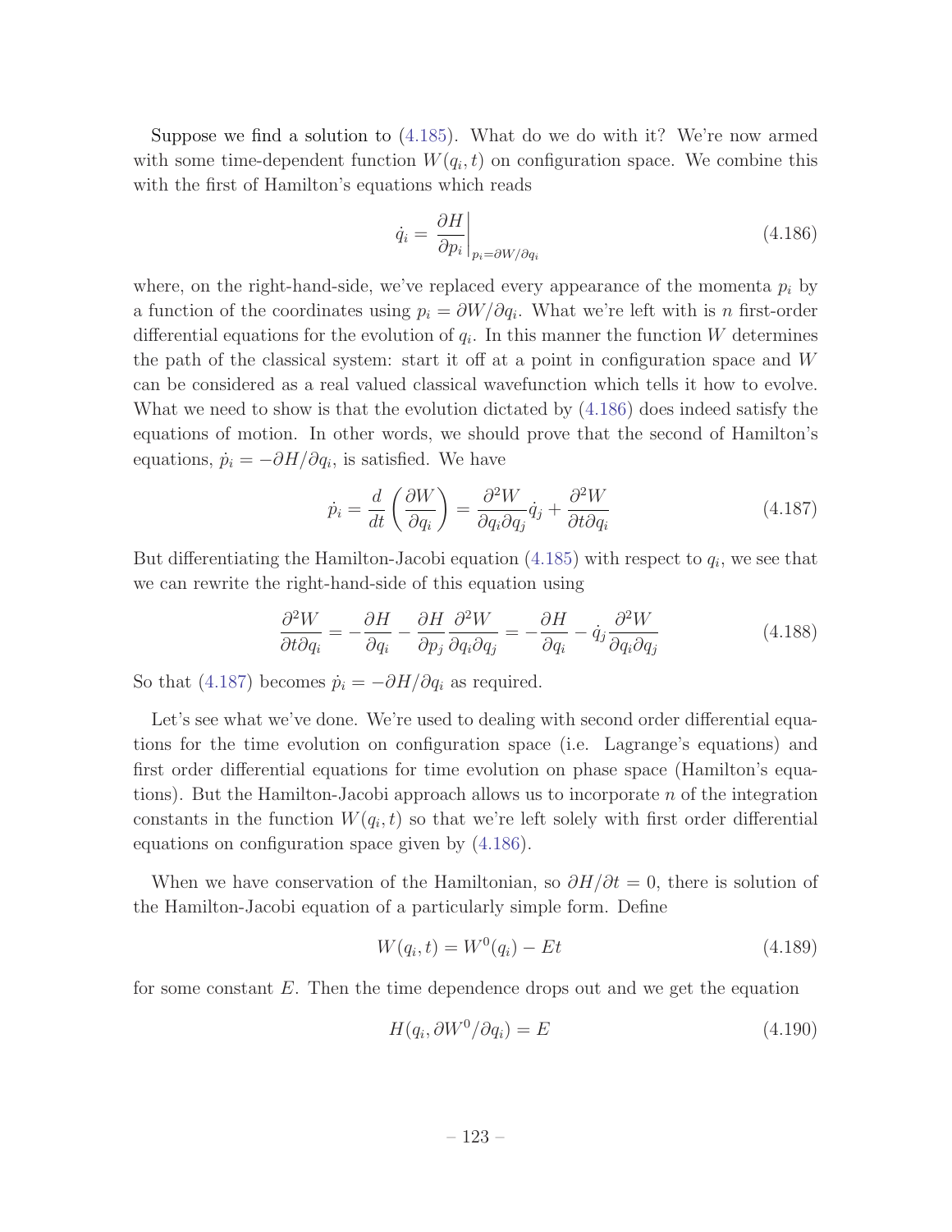Suppose we find a solution to (4.185). What do we do with it? We're now armed with some time-dependent function $W(q_i, t)$ on configuration space. We combine this with the first of Hamilton's equations which reads

$$\dot{q}_i = \left.\frac{\partial H}{\partial p_i}\right|_{p_i = \partial W/\partial q_i} \tag{4.186}$$

where, on the right-hand-side, we've replaced every appearance of the momenta $p_i$ by a function of the coordinates using $p_i = \partial W/\partial q_i$. What we're left with is $n$ first-order differential equations for the evolution of $q_i$. In this manner the function $W$ determines the path of the classical system: start it off at a point in configuration space and $W$ can be considered as a real valued classical wavefunction which tells it how to evolve. What we need to show is that the evolution dictated by (4.186) does indeed satisfy the equations of motion. In other words, we should prove that the second of Hamilton's equations, $\dot{p}_i = -\partial H/\partial q_i$, is satisfied. We have

$$\dot{p}_i = \frac{d}{dt}\left(\frac{\partial W}{\partial q_i}\right) = \frac{\partial^2 W}{\partial q_i \partial q_j}\dot{q}_j + \frac{\partial^2 W}{\partial t \partial q_i} \tag{4.187}$$

But differentiating the Hamilton-Jacobi equation (4.185) with respect to $q_i$, we see that we can rewrite the right-hand-side of this equation using

$$\frac{\partial^2 W}{\partial t \partial q_i} = -\frac{\partial H}{\partial q_i} - \frac{\partial H}{\partial p_j}\frac{\partial^2 W}{\partial q_i \partial q_j} = -\frac{\partial H}{\partial q_i} - \dot{q}_j \frac{\partial^2 W}{\partial q_i \partial q_j} \tag{4.188}$$

So that (4.187) becomes $\dot{p}_i = -\partial H/\partial q_i$ as required.

Let's see what we've done. We're used to dealing with second order differential equations for the time evolution on configuration space (i.e. Lagrange's equations) and first order differential equations for time evolution on phase space (Hamilton's equations). But the Hamilton-Jacobi approach allows us to incorporate $n$ of the integration constants in the function $W(q_i, t)$ so that we're left solely with first order differential equations on configuration space given by (4.186).

When we have conservation of the Hamiltonian, so $\partial H/\partial t = 0$, there is solution of the Hamilton-Jacobi equation of a particularly simple form. Define

$$W(q_i, t) = W^0(q_i) - Et \tag{4.189}$$

for some constant $E$. Then the time dependence drops out and we get the equation

$$H(q_i, \partial W^0/\partial q_i) = E \tag{4.190}$$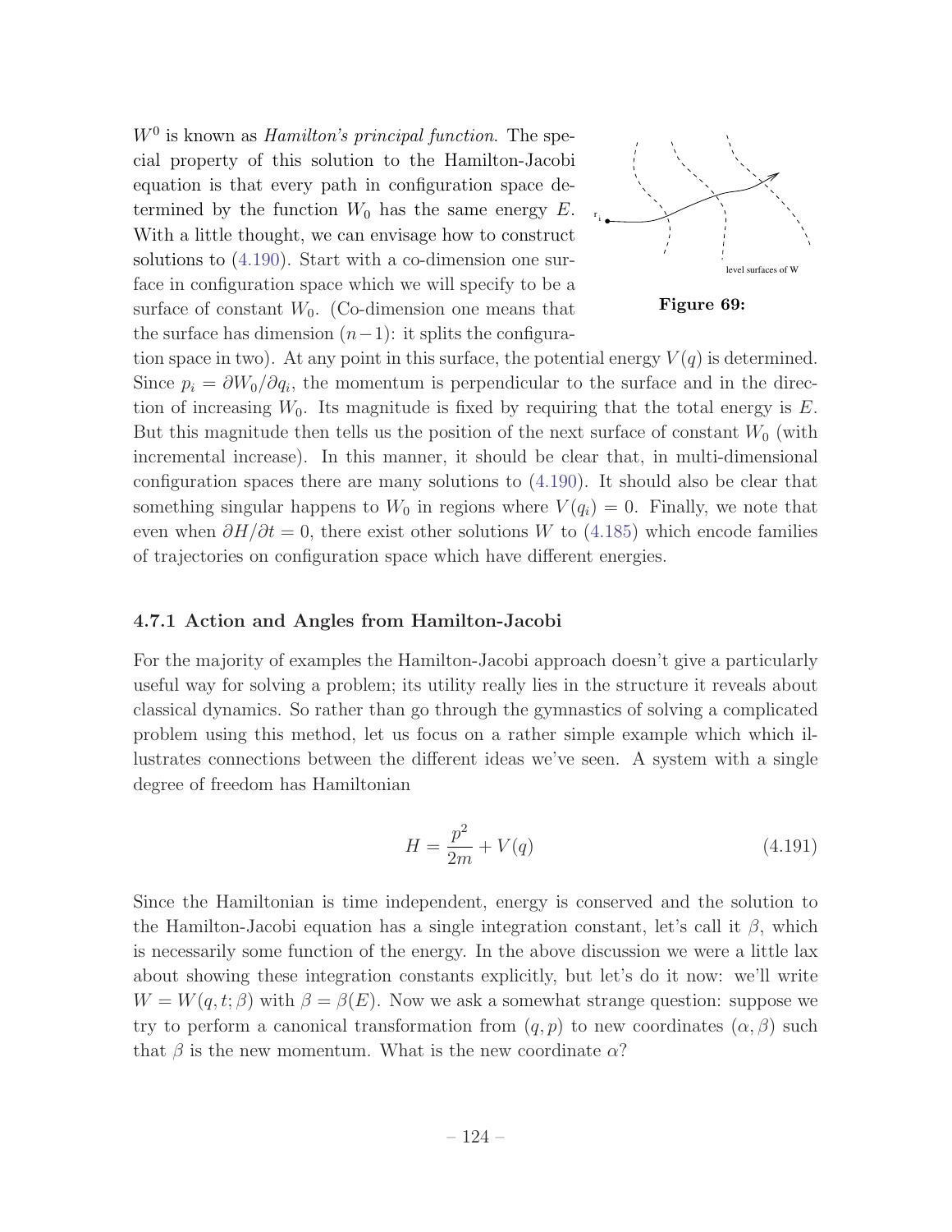$W^0$ is known as *Hamilton's principal function*. The special property of this solution to the Hamilton-Jacobi equation is that every path in configuration space determined by the function $W_0$ has the same energy $E$. With a little thought, we can envisage how to construct solutions to (4.190). Start with a co-dimension one surface in configuration space which we will specify to be a surface of constant $W_0$. (Co-dimension one means that the surface has dimension $(n-1)$: it splits the configuration space in two). At any point in this surface, the potential energy $V(q)$ is determined. Since $p_i = \partial W_0/\partial q_i$, the momentum is perpendicular to the surface and in the direction of increasing $W_0$. Its magnitude is fixed by requiring that the total energy is $E$. But this magnitude then tells us the position of the next surface of constant $W_0$ (with incremental increase). In this manner, it should be clear that, in multi-dimensional configuration spaces there are many solutions to (4.190). It should also be clear that something singular happens to $W_0$ in regions where $V(q_i) = 0$. Finally, we note that even when $\partial H/\partial t = 0$, there exist other solutions $W$ to (4.185) which encode families of trajectories on configuration space which have different energies.

level surfaces of W

**Figure 69:**

### 4.7.1 Action and Angles from Hamilton-Jacobi

For the majority of examples the Hamilton-Jacobi approach doesn't give a particularly useful way for solving a problem; its utility really lies in the structure it reveals about classical dynamics. So rather than go through the gymnastics of solving a complicated problem using this method, let us focus on a rather simple example which which illustrates connections between the different ideas we've seen. A system with a single degree of freedom has Hamiltonian

$$H = \frac{p^2}{2m} + V(q) \tag{4.191}$$

Since the Hamiltonian is time independent, energy is conserved and the solution to the Hamilton-Jacobi equation has a single integration constant, let's call it $\beta$, which is necessarily some function of the energy. In the above discussion we were a little lax about showing these integration constants explicitly, but let's do it now: we'll write $W = W(q, t; \beta)$ with $\beta = \beta(E)$. Now we ask a somewhat strange question: suppose we try to perform a canonical transformation from $(q, p)$ to new coordinates $(\alpha, \beta)$ such that $\beta$ is the new momentum. What is the new coordinate $\alpha$?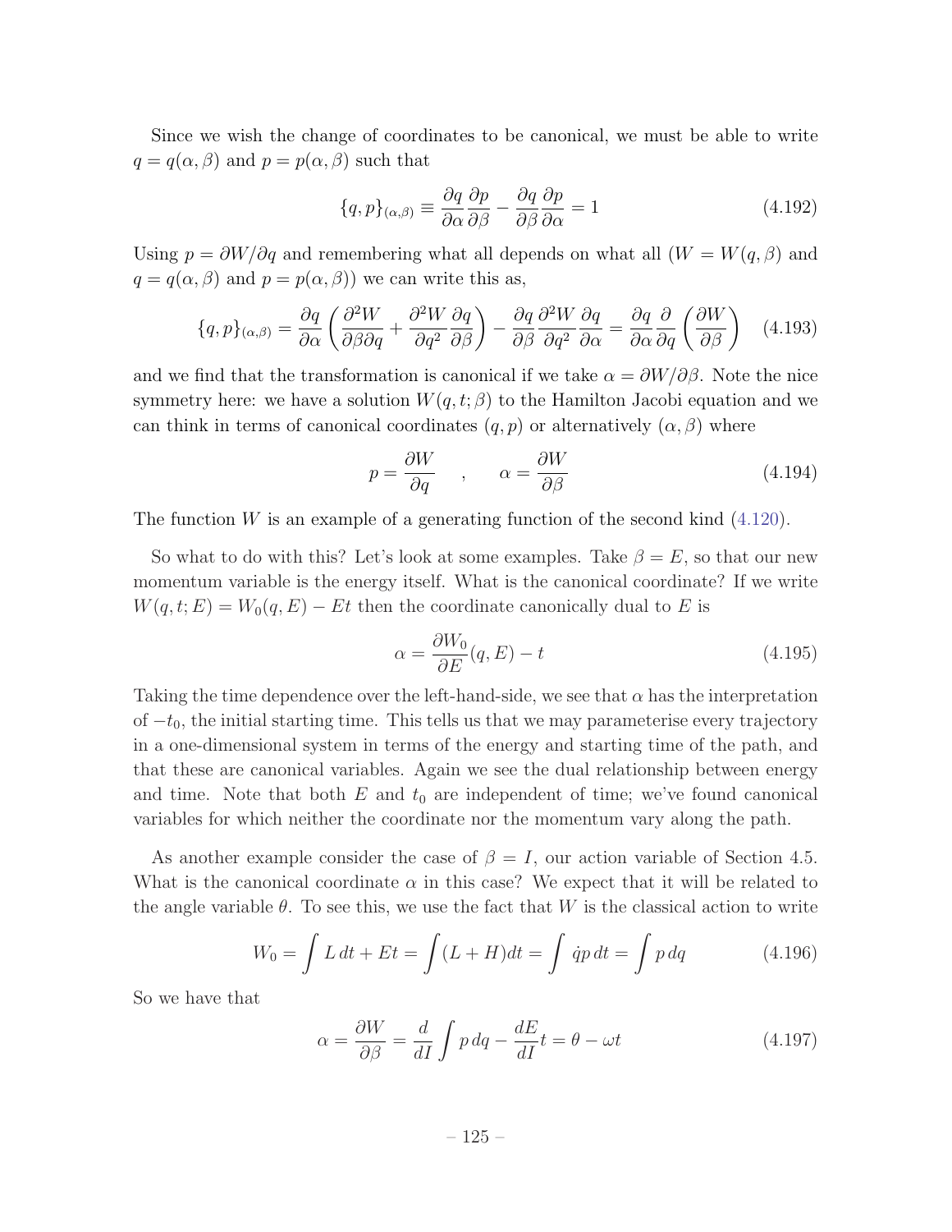Since we wish the change of coordinates to be canonical, we must be able to write $q = q(\alpha, \beta)$ and $p = p(\alpha, \beta)$ such that

$$\{q, p\}_{(\alpha,\beta)} \equiv \frac{\partial q}{\partial \alpha}\frac{\partial p}{\partial \beta} - \frac{\partial q}{\partial \beta}\frac{\partial p}{\partial \alpha} = 1 \tag{4.192}$$

Using $p = \partial W/\partial q$ and remembering what all depends on what all ($W = W(q, \beta)$ and $q = q(\alpha, \beta)$ and $p = p(\alpha, \beta)$) we can write this as,

$$\{q, p\}_{(\alpha,\beta)} = \frac{\partial q}{\partial \alpha}\left(\frac{\partial^2 W}{\partial \beta \partial q} + \frac{\partial^2 W}{\partial q^2}\frac{\partial q}{\partial \beta}\right) - \frac{\partial q}{\partial \beta}\frac{\partial^2 W}{\partial q^2}\frac{\partial q}{\partial \alpha} = \frac{\partial q}{\partial \alpha}\frac{\partial}{\partial q}\left(\frac{\partial W}{\partial \beta}\right) \tag{4.193}$$

and we find that the transformation is canonical if we take $\alpha = \partial W/\partial \beta$. Note the nice symmetry here: we have a solution $W(q, t; \beta)$ to the Hamilton Jacobi equation and we can think in terms of canonical coordinates $(q, p)$ or alternatively $(\alpha, \beta)$ where

$$p = \frac{\partial W}{\partial q} \quad , \quad \alpha = \frac{\partial W}{\partial \beta} \tag{4.194}$$

The function $W$ is an example of a generating function of the second kind (4.120).

So what to do with this? Let's look at some examples. Take $\beta = E$, so that our new momentum variable is the energy itself. What is the canonical coordinate? If we write $W(q, t; E) = W_0(q, E) - Et$ then the coordinate canonically dual to $E$ is

$$\alpha = \frac{\partial W_0}{\partial E}(q, E) - t \tag{4.195}$$

Taking the time dependence over the left-hand-side, we see that $\alpha$ has the interpretation of $-t_0$, the initial starting time. This tells us that we may parameterise every trajectory in a one-dimensional system in terms of the energy and starting time of the path, and that these are canonical variables. Again we see the dual relationship between energy and time. Note that both $E$ and $t_0$ are independent of time; we've found canonical variables for which neither the coordinate nor the momentum vary along the path.

As another example consider the case of $\beta = I$, our action variable of Section 4.5. What is the canonical coordinate $\alpha$ in this case? We expect that it will be related to the angle variable $\theta$. To see this, we use the fact that $W$ is the classical action to write

$$W_0 = \int L\, dt + Et = \int (L + H) dt = \int \dot{q} p\, dt = \int p\, dq \tag{4.196}$$

So we have that

$$\alpha = \frac{\partial W}{\partial \beta} = \frac{d}{dI}\int p\, dq - \frac{dE}{dI}t = \theta - \omega t \tag{4.197}$$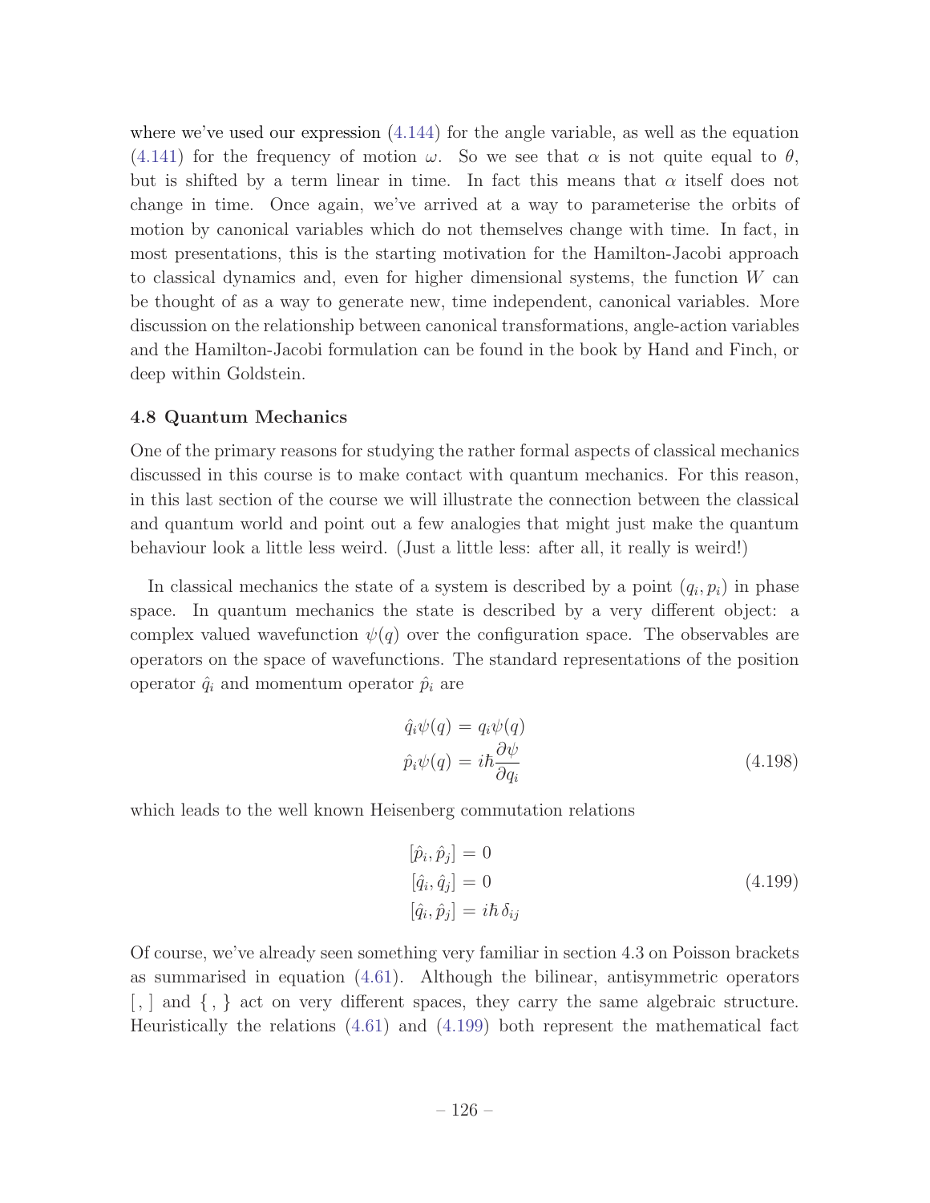where we've used our expression (4.144) for the angle variable, as well as the equation (4.141) for the frequency of motion $\omega$. So we see that $\alpha$ is not quite equal to $\theta$, but is shifted by a term linear in time. In fact this means that $\alpha$ itself does not change in time. Once again, we've arrived at a way to parameterise the orbits of motion by canonical variables which do not themselves change with time. In fact, in most presentations, this is the starting motivation for the Hamilton-Jacobi approach to classical dynamics and, even for higher dimensional systems, the function $W$ can be thought of as a way to generate new, time independent, canonical variables. More discussion on the relationship between canonical transformations, angle-action variables and the Hamilton-Jacobi formulation can be found in the book by Hand and Finch, or deep within Goldstein.

### 4.8 Quantum Mechanics

One of the primary reasons for studying the rather formal aspects of classical mechanics discussed in this course is to make contact with quantum mechanics. For this reason, in this last section of the course we will illustrate the connection between the classical and quantum world and point out a few analogies that might just make the quantum behaviour look a little less weird. (Just a little less: after all, it really is weird!)

In classical mechanics the state of a system is described by a point $(q_i, p_i)$ in phase space. In quantum mechanics the state is described by a very different object: a complex valued wavefunction $\psi(q)$ over the configuration space. The observables are operators on the space of wavefunctions. The standard representations of the position operator $\hat{q}_i$ and momentum operator $\hat{p}_i$ are

$$
\begin{aligned}
\hat{q}_i \psi(q) &= q_i \psi(q) \\
\hat{p}_i \psi(q) &= i\hbar \frac{\partial \psi}{\partial q_i}
\end{aligned}
\tag{4.198}
$$

which leads to the well known Heisenberg commutation relations

$$
\begin{aligned}
[\hat{p}_i, \hat{p}_j] &= 0 \\
[\hat{q}_i, \hat{q}_j] &= 0 \\
[\hat{q}_i, \hat{p}_j] &= i\hbar\, \delta_{ij}
\end{aligned}
\tag{4.199}
$$

Of course, we've already seen something very familiar in section 4.3 on Poisson brackets as summarised in equation (4.61). Although the bilinear, antisymmetric operators $[\, , ]$ and $\{\, , \}$ act on very different spaces, they carry the same algebraic structure. Heuristically the relations (4.61) and (4.199) both represent the mathematical fact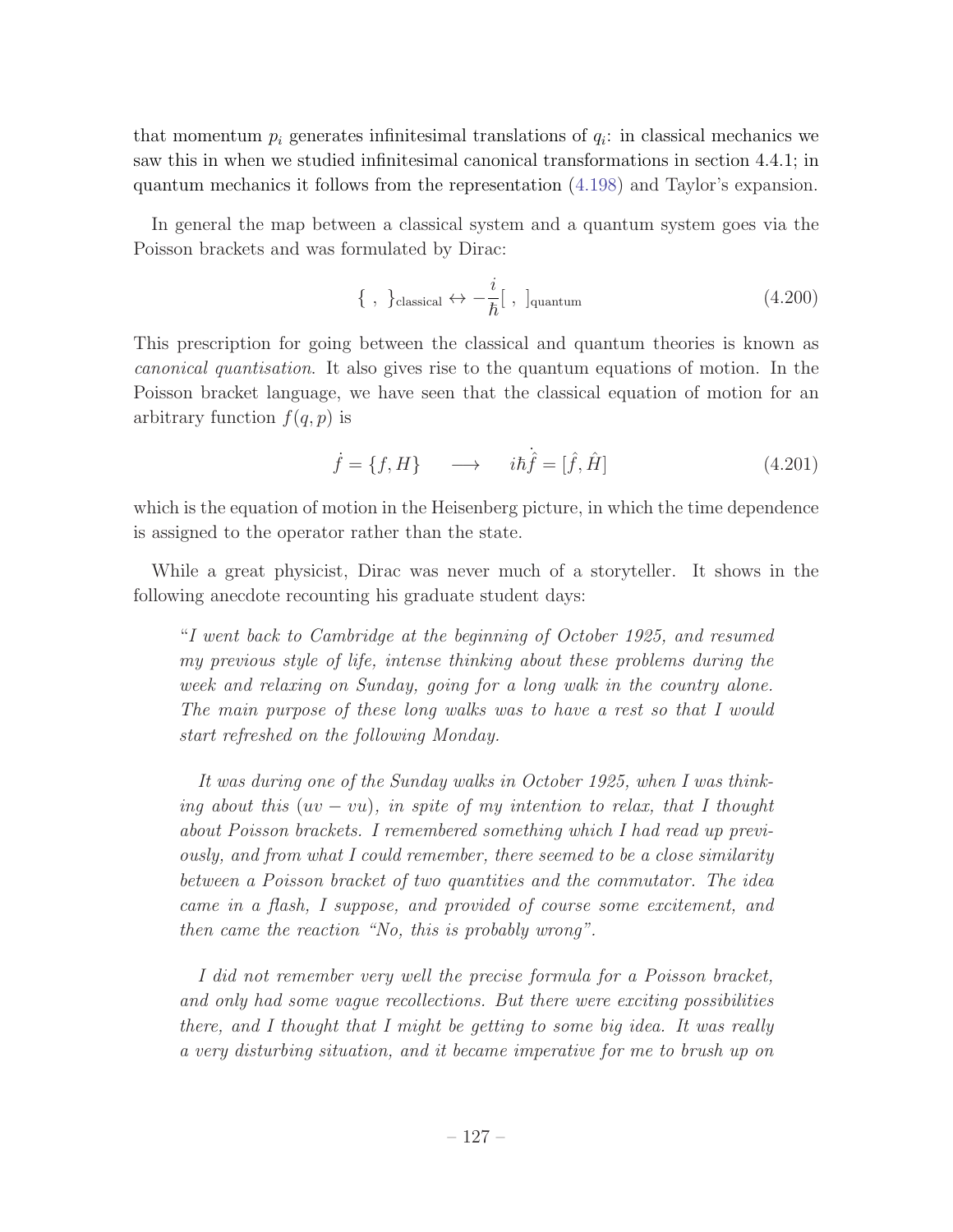that momentum $p_i$ generates infinitesimal translations of $q_i$: in classical mechanics we saw this in when we studied infinitesimal canonical transformations in section 4.4.1; in quantum mechanics it follows from the representation (4.198) and Taylor's expansion.

In general the map between a classical system and a quantum system goes via the Poisson brackets and was formulated by Dirac:

$$\{\ ,\ \}_{\text{classical}} \leftrightarrow -\frac{i}{\hbar}[\ ,\ ]_{\text{quantum}} \tag{4.200}$$

This prescription for going between the classical and quantum theories is known as *canonical quantisation*. It also gives rise to the quantum equations of motion. In the Poisson bracket language, we have seen that the classical equation of motion for an arbitrary function $f(q,p)$ is

$$\dot{f} = \{f, H\} \quad \longrightarrow \quad i\hbar\dot{\hat{f}} = [\hat{f}, \hat{H}] \tag{4.201}$$

which is the equation of motion in the Heisenberg picture, in which the time dependence is assigned to the operator rather than the state.

While a great physicist, Dirac was never much of a storyteller. It shows in the following anecdote recounting his graduate student days:

> "*I went back to Cambridge at the beginning of October 1925, and resumed my previous style of life, intense thinking about these problems during the week and relaxing on Sunday, going for a long walk in the country alone. The main purpose of these long walks was to have a rest so that I would start refreshed on the following Monday.*
>
> *It was during one of the Sunday walks in October 1925, when I was thinking about this* $(uv - vu)$, *in spite of my intention to relax, that I thought about Poisson brackets. I remembered something which I had read up previously, and from what I could remember, there seemed to be a close similarity between a Poisson bracket of two quantities and the commutator. The idea came in a flash, I suppose, and provided of course some excitement, and then came the reaction "No, this is probably wrong".*
>
> *I did not remember very well the precise formula for a Poisson bracket, and only had some vague recollections. But there were exciting possibilities there, and I thought that I might be getting to some big idea. It was really a very disturbing situation, and it became imperative for me to brush up on*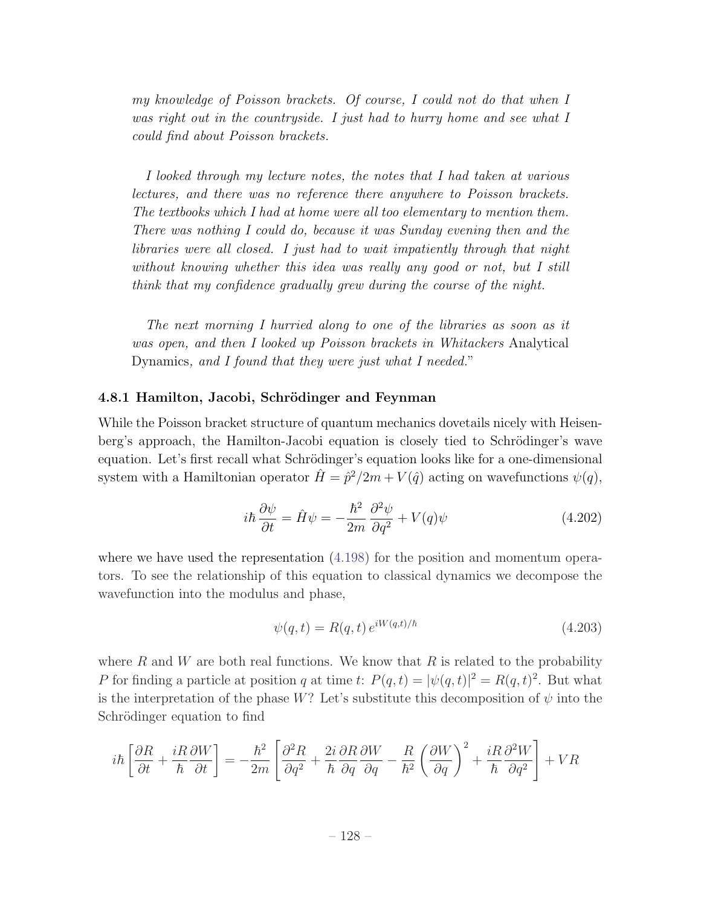*my knowledge of Poisson brackets. Of course, I could not do that when I was right out in the countryside. I just had to hurry home and see what I could find about Poisson brackets.*

*I looked through my lecture notes, the notes that I had taken at various lectures, and there was no reference there anywhere to Poisson brackets. The textbooks which I had at home were all too elementary to mention them. There was nothing I could do, because it was Sunday evening then and the libraries were all closed. I just had to wait impatiently through that night without knowing whether this idea was really any good or not, but I still think that my confidence gradually grew during the course of the night.*

*The next morning I hurried along to one of the libraries as soon as it was open, and then I looked up Poisson brackets in Whitackers* Analytical Dynamics*, and I found that they were just what I needed.*"

### 4.8.1 Hamilton, Jacobi, Schrödinger and Feynman

While the Poisson bracket structure of quantum mechanics dovetails nicely with Heisenberg's approach, the Hamilton-Jacobi equation is closely tied to Schrödinger's wave equation. Let's first recall what Schrödinger's equation looks like for a one-dimensional system with a Hamiltonian operator $\hat{H} = \hat{p}^2/2m + V(\hat{q})$ acting on wavefunctions $\psi(q)$,

$$i\hbar\,\frac{\partial \psi}{\partial t} = \hat{H}\psi = -\frac{\hbar^2}{2m}\,\frac{\partial^2 \psi}{\partial q^2} + V(q)\psi \tag{4.202}$$

where we have used the representation (4.198) for the position and momentum operators. To see the relationship of this equation to classical dynamics we decompose the wavefunction into the modulus and phase,

$$\psi(q,t) = R(q,t)\,e^{iW(q,t)/\hbar} \tag{4.203}$$

where $R$ and $W$ are both real functions. We know that $R$ is related to the probability $P$ for finding a particle at position $q$ at time $t$: $P(q,t) = |\psi(q,t)|^2 = R(q,t)^2$. But what is the interpretation of the phase $W$? Let's substitute this decomposition of $\psi$ into the Schrödinger equation to find

$$i\hbar\left[\frac{\partial R}{\partial t} + \frac{iR}{\hbar}\frac{\partial W}{\partial t}\right] = -\frac{\hbar^2}{2m}\left[\frac{\partial^2 R}{\partial q^2} + \frac{2i}{\hbar}\frac{\partial R}{\partial q}\frac{\partial W}{\partial q} - \frac{R}{\hbar^2}\left(\frac{\partial W}{\partial q}\right)^2 + \frac{iR}{\hbar}\frac{\partial^2 W}{\partial q^2}\right] + VR$$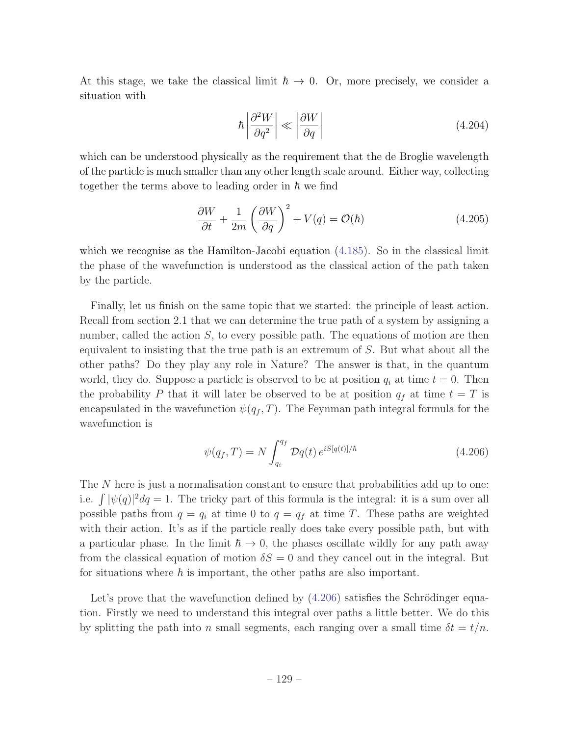At this stage, we take the classical limit $\hbar \to 0$. Or, more precisely, we consider a situation with

$$\hbar \left| \frac{\partial^2 W}{\partial q^2} \right| \ll \left| \frac{\partial W}{\partial q} \right| \tag{4.204}$$

which can be understood physically as the requirement that the de Broglie wavelength of the particle is much smaller than any other length scale around. Either way, collecting together the terms above to leading order in $\hbar$ we find

$$\frac{\partial W}{\partial t} + \frac{1}{2m}\left(\frac{\partial W}{\partial q}\right)^2 + V(q) = \mathcal{O}(\hbar) \tag{4.205}$$

which we recognise as the Hamilton-Jacobi equation (4.185). So in the classical limit the phase of the wavefunction is understood as the classical action of the path taken by the particle.

Finally, let us finish on the same topic that we started: the principle of least action. Recall from section 2.1 that we can determine the true path of a system by assigning a number, called the action $S$, to every possible path. The equations of motion are then equivalent to insisting that the true path is an extremum of $S$. But what about all the other paths? Do they play any role in Nature? The answer is that, in the quantum world, they do. Suppose a particle is observed to be at position $q_i$ at time $t = 0$. Then the probability $P$ that it will later be observed to be at position $q_f$ at time $t = T$ is encapsulated in the wavefunction $\psi(q_f, T)$. The Feynman path integral formula for the wavefunction is

$$\psi(q_f, T) = N \int_{q_i}^{q_f} \mathcal{D}q(t)\, e^{iS[q(t)]/\hbar} \tag{4.206}$$

The $N$ here is just a normalisation constant to ensure that probabilities add up to one: i.e. $\int |\psi(q)|^2 dq = 1$. The tricky part of this formula is the integral: it is a sum over all possible paths from $q = q_i$ at time 0 to $q = q_f$ at time $T$. These paths are weighted with their action. It's as if the particle really does take every possible path, but with a particular phase. In the limit $\hbar \to 0$, the phases oscillate wildly for any path away from the classical equation of motion $\delta S = 0$ and they cancel out in the integral. But for situations where $\hbar$ is important, the other paths are also important.

Let's prove that the wavefunction defined by (4.206) satisfies the Schrödinger equation. Firstly we need to understand this integral over paths a little better. We do this by splitting the path into $n$ small segments, each ranging over a small time $\delta t = t/n$.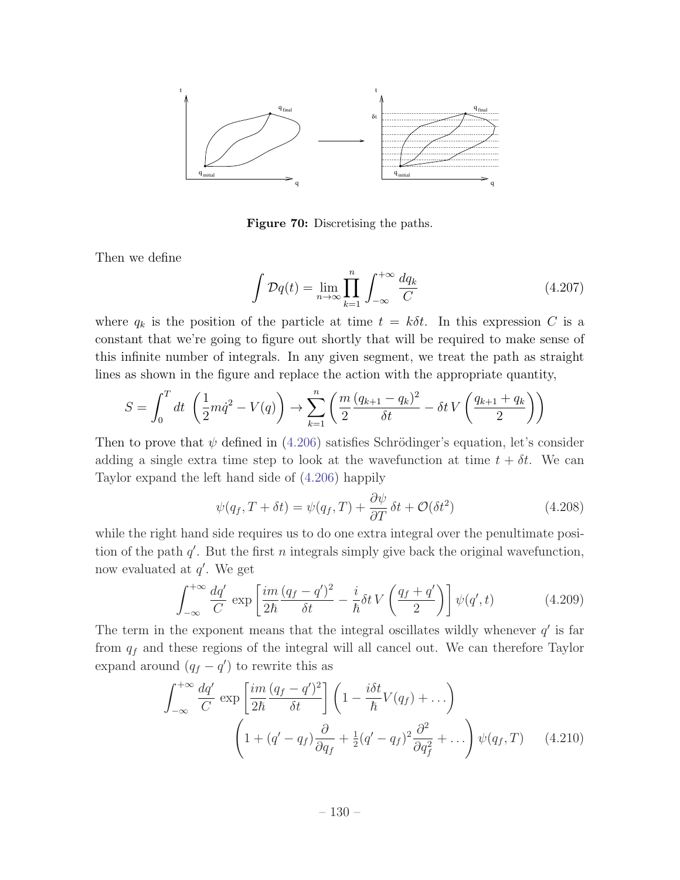**Figure 70:** Discretising the paths.

Then we define

$$\int \mathcal{D}q(t) = \lim_{n\to\infty} \prod_{k=1}^{n} \int_{-\infty}^{+\infty} \frac{dq_k}{C} \tag{4.207}$$

where $q_k$ is the position of the particle at time $t = k\delta t$. In this expression $C$ is a constant that we're going to figure out shortly that will be required to make sense of this infinite number of integrals. In any given segment, we treat the path as straight lines as shown in the figure and replace the action with the appropriate quantity,

$$S = \int_0^T dt\ \left(\frac{1}{2}m\dot{q}^2 - V(q)\right) \to \sum_{k=1}^{n}\left(\frac{m}{2}\frac{(q_{k+1}-q_k)^2}{\delta t} - \delta t\, V\left(\frac{q_{k+1}+q_k}{2}\right)\right)$$

Then to prove that $\psi$ defined in (4.206) satisfies Schrödinger's equation, let's consider adding a single extra time step to look at the wavefunction at time $t + \delta t$. We can Taylor expand the left hand side of (4.206) happily

$$\psi(q_f, T+\delta t) = \psi(q_f, T) + \frac{\partial \psi}{\partial T}\,\delta t + \mathcal{O}(\delta t^2) \tag{4.208}$$

while the right hand side requires us to do one extra integral over the penultimate position of the path $q'$. But the first $n$ integrals simply give back the original wavefunction, now evaluated at $q'$. We get

$$\int_{-\infty}^{+\infty} \frac{dq'}{C}\ \exp\left[\frac{im}{2\hbar}\frac{(q_f-q')^2}{\delta t} - \frac{i}{\hbar}\delta t\, V\left(\frac{q_f+q'}{2}\right)\right]\psi(q', t) \tag{4.209}$$

The term in the exponent means that the integral oscillates wildly whenever $q'$ is far from $q_f$ and these regions of the integral will all cancel out. We can therefore Taylor expand around $(q_f - q')$ to rewrite this as

$$\int_{-\infty}^{+\infty} \frac{dq'}{C}\ \exp\left[\frac{im}{2\hbar}\frac{(q_f-q')^2}{\delta t}\right]\left(1 - \frac{i\delta t}{\hbar}V(q_f) + \ldots\right)$$
$$\left(1 + (q'-q_f)\frac{\partial}{\partial q_f} + \tfrac{1}{2}(q'-q_f)^2\frac{\partial^2}{\partial q_f^2} + \ldots\right)\psi(q_f, T) \tag{4.210}$$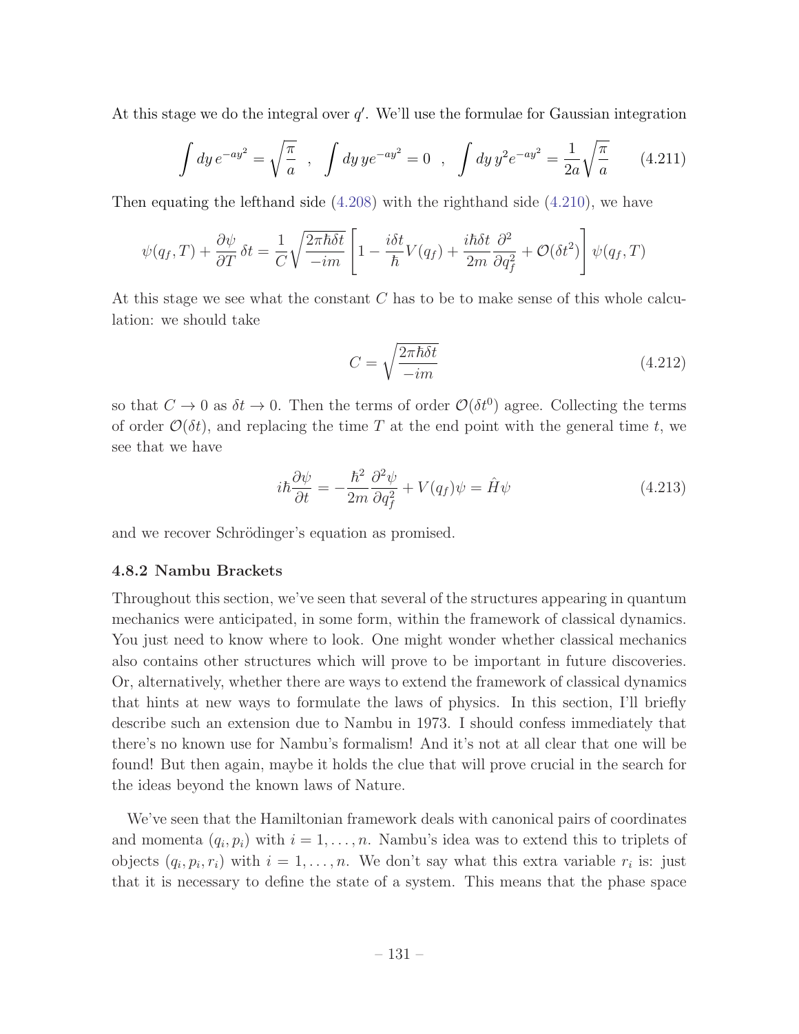At this stage we do the integral over $q'$. We'll use the formulae for Gaussian integration

$$\int dy\, e^{-ay^2} = \sqrt{\frac{\pi}{a}} \quad , \quad \int dy\, y e^{-ay^2} = 0 \quad , \quad \int dy\, y^2 e^{-ay^2} = \frac{1}{2a}\sqrt{\frac{\pi}{a}} \tag{4.211}$$

Then equating the lefthand side (4.208) with the righthand side (4.210), we have

$$\psi(q_f, T) + \frac{\partial \psi}{\partial T}\,\delta t = \frac{1}{C}\sqrt{\frac{2\pi\hbar\delta t}{-im}}\left[1 - \frac{i\delta t}{\hbar}V(q_f) + \frac{i\hbar\delta t}{2m}\frac{\partial^2}{\partial q_f^2} + \mathcal{O}(\delta t^2)\right]\psi(q_f, T)$$

At this stage we see what the constant $C$ has to be to make sense of this whole calculation: we should take

$$C = \sqrt{\frac{2\pi\hbar\delta t}{-im}} \tag{4.212}$$

so that $C \to 0$ as $\delta t \to 0$. Then the terms of order $\mathcal{O}(\delta t^0)$ agree. Collecting the terms of order $\mathcal{O}(\delta t)$, and replacing the time $T$ at the end point with the general time $t$, we see that we have

$$i\hbar\frac{\partial \psi}{\partial t} = -\frac{\hbar^2}{2m}\frac{\partial^2 \psi}{\partial q_f^2} + V(q_f)\psi = \hat{H}\psi \tag{4.213}$$

and we recover Schrödinger's equation as promised.

### 4.8.2 Nambu Brackets

Throughout this section, we've seen that several of the structures appearing in quantum mechanics were anticipated, in some form, within the framework of classical dynamics. You just need to know where to look. One might wonder whether classical mechanics also contains other structures which will prove to be important in future discoveries. Or, alternatively, whether there are ways to extend the framework of classical dynamics that hints at new ways to formulate the laws of physics. In this section, I'll briefly describe such an extension due to Nambu in 1973. I should confess immediately that there's no known use for Nambu's formalism! And it's not at all clear that one will be found! But then again, maybe it holds the clue that will prove crucial in the search for the ideas beyond the known laws of Nature.

We've seen that the Hamiltonian framework deals with canonical pairs of coordinates and momenta $(q_i, p_i)$ with $i = 1, \ldots, n$. Nambu's idea was to extend this to triplets of objects $(q_i, p_i, r_i)$ with $i = 1, \ldots, n$. We don't say what this extra variable $r_i$ is: just that it is necessary to define the state of a system. This means that the phase space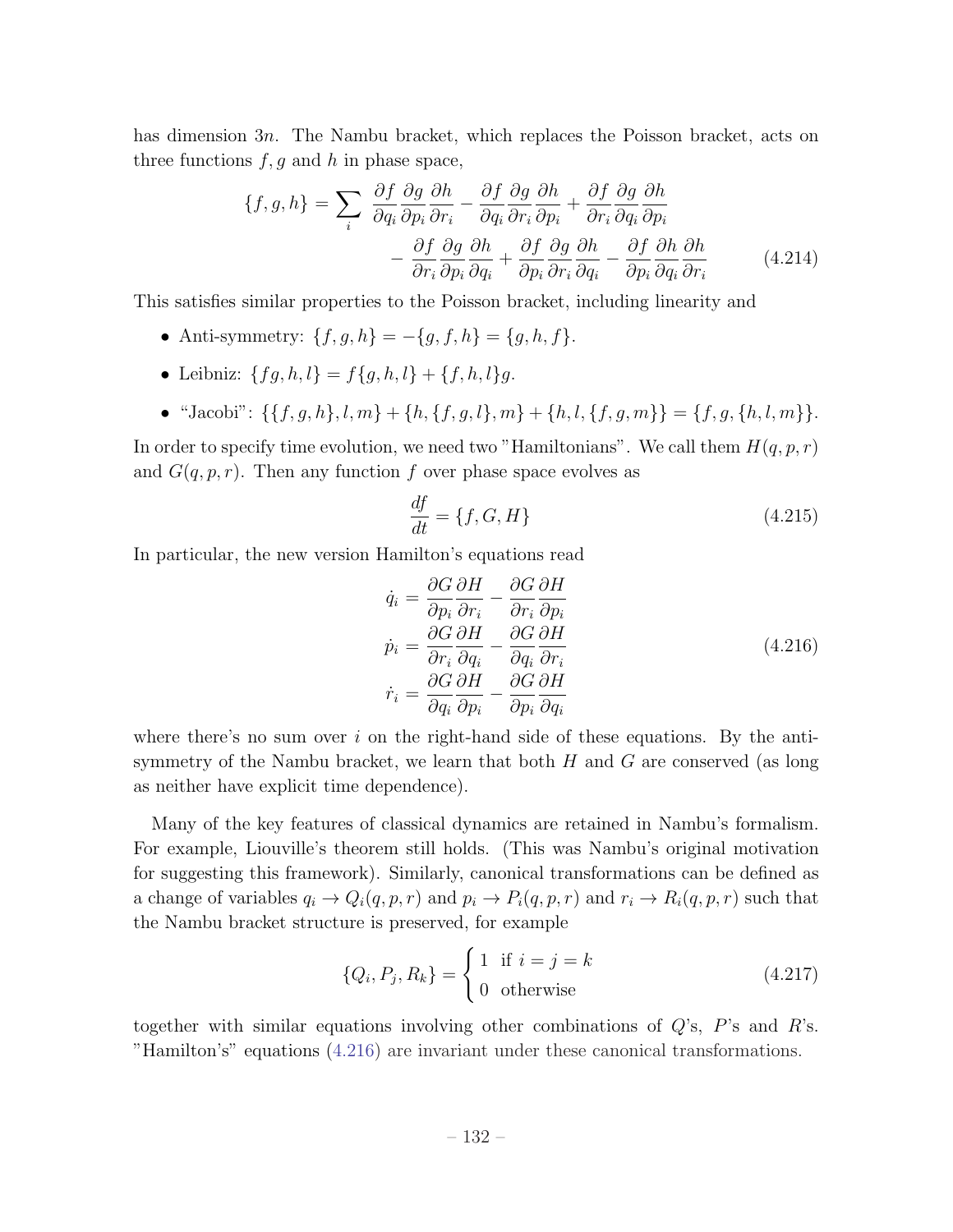has dimension $3n$. The Nambu bracket, which replaces the Poisson bracket, acts on three functions $f, g$ and $h$ in phase space,

$$
\begin{aligned}
\{f, g, h\} = \sum_i \; & \frac{\partial f}{\partial q_i}\frac{\partial g}{\partial p_i}\frac{\partial h}{\partial r_i} - \frac{\partial f}{\partial q_i}\frac{\partial g}{\partial r_i}\frac{\partial h}{\partial p_i} + \frac{\partial f}{\partial r_i}\frac{\partial g}{\partial q_i}\frac{\partial h}{\partial p_i} \\
& - \frac{\partial f}{\partial r_i}\frac{\partial g}{\partial p_i}\frac{\partial h}{\partial q_i} + \frac{\partial f}{\partial p_i}\frac{\partial g}{\partial r_i}\frac{\partial h}{\partial q_i} - \frac{\partial f}{\partial p_i}\frac{\partial h}{\partial q_i}\frac{\partial h}{\partial r_i}
\end{aligned} \tag{4.214}
$$

This satisfies similar properties to the Poisson bracket, including linearity and

- Anti-symmetry: $\{f, g, h\} = -\{g, f, h\} = \{g, h, f\}$.
- Leibniz: $\{fg, h, l\} = f\{g, h, l\} + \{f, h, l\}g$.
- "Jacobi": $\{\{f, g, h\}, l, m\} + \{h, \{f, g, l\}, m\} + \{h, l, \{f, g, m\}\} = \{f, g, \{h, l, m\}\}$.

In order to specify time evolution, we need two "Hamiltonians". We call them $H(q, p, r)$ and $G(q, p, r)$. Then any function $f$ over phase space evolves as

$$
\frac{df}{dt} = \{f, G, H\} \tag{4.215}
$$

In particular, the new version Hamilton's equations read

$$
\begin{aligned}
\dot{q}_i &= \frac{\partial G}{\partial p_i}\frac{\partial H}{\partial r_i} - \frac{\partial G}{\partial r_i}\frac{\partial H}{\partial p_i} \\
\dot{p}_i &= \frac{\partial G}{\partial r_i}\frac{\partial H}{\partial q_i} - \frac{\partial G}{\partial q_i}\frac{\partial H}{\partial r_i} \\
\dot{r}_i &= \frac{\partial G}{\partial q_i}\frac{\partial H}{\partial p_i} - \frac{\partial G}{\partial p_i}\frac{\partial H}{\partial q_i}
\end{aligned} \tag{4.216}
$$

where there's no sum over $i$ on the right-hand side of these equations. By the anti-symmetry of the Nambu bracket, we learn that both $H$ and $G$ are conserved (as long as neither have explicit time dependence).

Many of the key features of classical dynamics are retained in Nambu's formalism. For example, Liouville's theorem still holds. (This was Nambu's original motivation for suggesting this framework). Similarly, canonical transformations can be defined as a change of variables $q_i \to Q_i(q, p, r)$ and $p_i \to P_i(q, p, r)$ and $r_i \to R_i(q, p, r)$ such that the Nambu bracket structure is preserved, for example

$$
\{Q_i, P_j, R_k\} = \begin{cases} 1 & \text{if } i = j = k \\ 0 & \text{otherwise} \end{cases} \tag{4.217}
$$

together with similar equations involving other combinations of $Q$'s, $P$'s and $R$'s. "Hamilton's" equations (4.216) are invariant under these canonical transformations.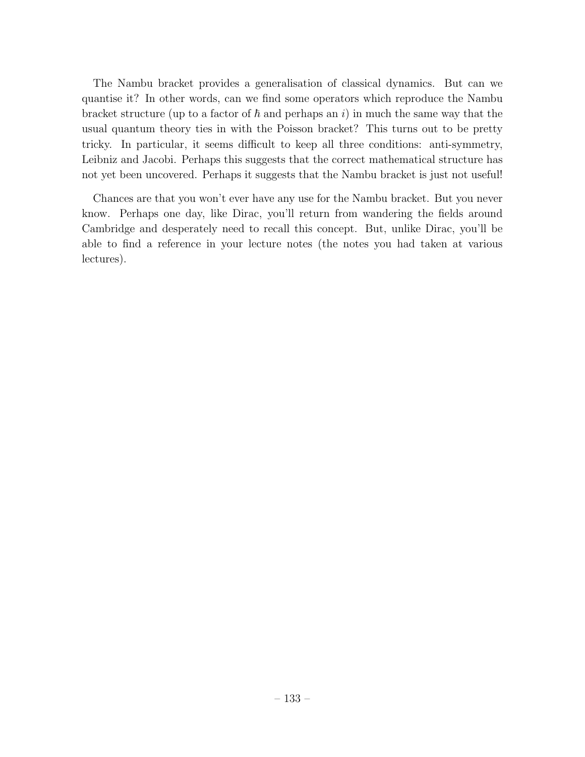The Nambu bracket provides a generalisation of classical dynamics. But can we quantise it? In other words, can we find some operators which reproduce the Nambu bracket structure (up to a factor of $\hbar$ and perhaps an $i$) in much the same way that the usual quantum theory ties in with the Poisson bracket? This turns out to be pretty tricky. In particular, it seems difficult to keep all three conditions: anti-symmetry, Leibniz and Jacobi. Perhaps this suggests that the correct mathematical structure has not yet been uncovered. Perhaps it suggests that the Nambu bracket is just not useful!

Chances are that you won't ever have any use for the Nambu bracket. But you never know. Perhaps one day, like Dirac, you'll return from wandering the fields around Cambridge and desperately need to recall this concept. But, unlike Dirac, you'll be able to find a reference in your lecture notes (the notes you had taken at various lectures).